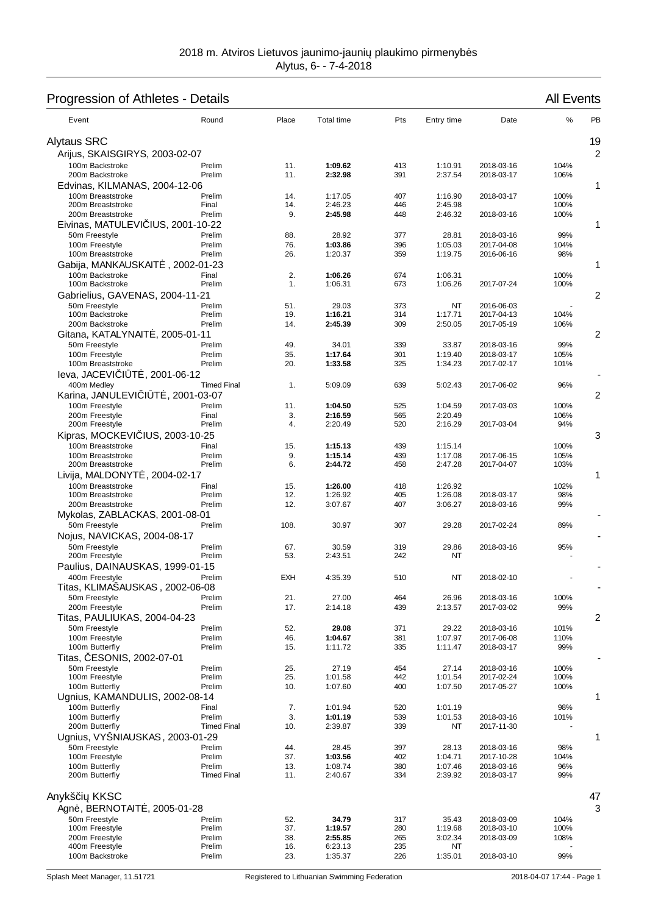2018 m. Atviros Lietuvos jaunimo-jaunių plaukimo pirmenybės
Alytus, 6- - 7-4-2018

## Progression of Athletes - Details

All Events

| Event | Round | Place | Total time | Pts | Entry time | Date | % | PB |
|---|---|---|---|---|---|---|---|---|
| **Alytaus SRC** | | | | | | | | 19 |
| Arijus, SKAISGIRYS, 2003-02-07 | | | | | | | | 2 |
| 100m Backstroke | Prelim | 11. | **1:09.62** | 413 | 1:10.91 | 2018-03-16 | 104% | |
| 200m Backstroke | Prelim | 11. | **2:32.98** | 391 | 2:37.54 | 2018-03-17 | 106% | |
| Edvinas, KILMANAS, 2004-12-06 | | | | | | | | 1 |
| 100m Breaststroke | Prelim | 14. | 1:17.05 | 407 | 1:16.90 | 2018-03-17 | 100% | |
| 200m Breaststroke | Final | 14. | 2:46.23 | 446 | 2:45.98 | | 100% | |
| 200m Breaststroke | Prelim | 9. | **2:45.98** | 448 | 2:46.32 | 2018-03-16 | 100% | |
| Eivinas, MATULEVIČIUS, 2001-10-22 | | | | | | | | 1 |
| 50m Freestyle | Prelim | 88. | 28.92 | 377 | 28.81 | 2018-03-16 | 99% | |
| 100m Freestyle | Prelim | 76. | **1:03.86** | 396 | 1:05.03 | 2017-04-08 | 104% | |
| 100m Breaststroke | Prelim | 26. | 1:20.37 | 359 | 1:19.75 | 2016-06-16 | 98% | |
| Gabija, MANKAUSKAITĖ, 2002-01-23 | | | | | | | | 1 |
| 100m Backstroke | Final | 2. | **1:06.26** | 674 | 1:06.31 | | 100% | |
| 100m Backstroke | Prelim | 1. | 1:06.31 | 673 | 1:06.26 | 2017-07-24 | 100% | |
| Gabrielius, GAVENAS, 2004-11-21 | | | | | | | | 2 |
| 50m Freestyle | Prelim | 51. | 29.03 | 373 | NT | 2016-06-03 | - | |
| 100m Backstroke | Prelim | 19. | **1:16.21** | 314 | 1:17.71 | 2017-04-13 | 104% | |
| 200m Backstroke | Prelim | 14. | **2:45.39** | 309 | 2:50.05 | 2017-05-19 | 106% | |
| Gitana, KATALYNAITĖ, 2005-01-11 | | | | | | | | 2 |
| 50m Freestyle | Prelim | 49. | 34.01 | 339 | 33.87 | 2018-03-16 | 99% | |
| 100m Freestyle | Prelim | 35. | **1:17.64** | 301 | 1:19.40 | 2018-03-17 | 105% | |
| 100m Breaststroke | Prelim | 20. | **1:33.58** | 325 | 1:34.23 | 2017-02-17 | 101% | |
| Ieva, JACEVIČIŪTĖ, 2001-06-12 | | | | | | | | - |
| 400m Medley | Timed Final | 1. | 5:09.09 | 639 | 5:02.43 | 2017-06-02 | 96% | |
| Karina, JANULEVIČIŪTĖ, 2001-03-07 | | | | | | | | 2 |
| 100m Freestyle | Prelim | 11. | **1:04.50** | 525 | 1:04.59 | 2017-03-03 | 100% | |
| 200m Freestyle | Final | 3. | **2:16.59** | 565 | 2:20.49 | | 106% | |
| 200m Freestyle | Prelim | 4. | 2:20.49 | 520 | 2:16.29 | 2017-03-04 | 94% | |
| Kipras, MOCKEVIČIUS, 2003-10-25 | | | | | | | | 3 |
| 100m Breaststroke | Final | 15. | **1:15.13** | 439 | 1:15.14 | | 100% | |
| 100m Breaststroke | Prelim | 9. | **1:15.14** | 439 | 1:17.08 | 2017-06-15 | 105% | |
| 200m Breaststroke | Prelim | 6. | **2:44.72** | 458 | 2:47.28 | 2017-04-07 | 103% | |
| Livija, MALDONYTĖ, 2004-02-17 | | | | | | | | 1 |
| 100m Breaststroke | Final | 15. | **1:26.00** | 418 | 1:26.92 | | 102% | |
| 100m Breaststroke | Prelim | 12. | 1:26.92 | 405 | 1:26.08 | 2018-03-17 | 98% | |
| 200m Breaststroke | Prelim | 12. | 3:07.67 | 407 | 3:06.27 | 2018-03-16 | 99% | |
| Mykolas, ZABLACKAS, 2001-08-01 | | | | | | | | - |
| 50m Freestyle | Prelim | 108. | 30.97 | 307 | 29.28 | 2017-02-24 | 89% | |
| Nojus, NAVICKAS, 2004-08-17 | | | | | | | | - |
| 50m Freestyle | Prelim | 67. | 30.59 | 319 | 29.86 | 2018-03-16 | 95% | |
| 200m Freestyle | Prelim | 53. | 2:43.51 | 242 | NT | | - | |
| Paulius, DAINAUSKAS, 1999-01-15 | | | | | | | | - |
| 400m Freestyle | Prelim | EXH | 4:35.39 | 510 | NT | 2018-02-10 | - | |
| Titas, KLIMAŠAUSKAS, 2002-06-08 | | | | | | | | - |
| 50m Freestyle | Prelim | 21. | 27.00 | 464 | 26.96 | 2018-03-16 | 100% | |
| 200m Freestyle | Prelim | 17. | 2:14.18 | 439 | 2:13.57 | 2017-03-02 | 99% | |
| Titas, PAULIUKAS, 2004-04-23 | | | | | | | | 2 |
| 50m Freestyle | Prelim | 52. | **29.08** | 371 | 29.22 | 2018-03-16 | 101% | |
| 100m Freestyle | Prelim | 46. | **1:04.67** | 381 | 1:07.97 | 2017-06-08 | 110% | |
| 100m Butterfly | Prelim | 15. | 1:11.72 | 335 | 1:11.47 | 2018-03-17 | 99% | |
| Titas, ČESONIS, 2002-07-01 | | | | | | | | - |
| 50m Freestyle | Prelim | 25. | 27.19 | 454 | 27.14 | 2018-03-16 | 100% | |
| 100m Freestyle | Prelim | 25. | 1:01.58 | 442 | 1:01.54 | 2017-02-24 | 100% | |
| 100m Butterfly | Prelim | 10. | 1:07.60 | 400 | 1:07.50 | 2017-05-27 | 100% | |
| Ugnius, KAMANDULIS, 2002-08-14 | | | | | | | | 1 |
| 100m Butterfly | Final | 7. | 1:01.94 | 520 | 1:01.19 | | 98% | |
| 100m Butterfly | Prelim | 3. | **1:01.19** | 539 | 1:01.53 | 2018-03-16 | 101% | |
| 200m Butterfly | Timed Final | 10. | 2:39.87 | 339 | NT | 2017-11-30 | - | |
| Ugnius, VYŠNIAUSKAS, 2003-01-29 | | | | | | | | 1 |
| 50m Freestyle | Prelim | 44. | 28.45 | 397 | 28.13 | 2018-03-16 | 98% | |
| 100m Freestyle | Prelim | 37. | **1:03.56** | 402 | 1:04.71 | 2017-10-28 | 104% | |
| 100m Butterfly | Prelim | 13. | 1:08.74 | 380 | 1:07.46 | 2018-03-16 | 96% | |
| 200m Butterfly | Timed Final | 11. | 2:40.67 | 334 | 2:39.92 | 2018-03-17 | 99% | |
| **Anykščių KKSC** | | | | | | | | 47 |
| Agnė, BERNOTAITĖ, 2005-01-28 | | | | | | | | 3 |
| 50m Freestyle | Prelim | 52. | **34.79** | 317 | 35.43 | 2018-03-09 | 104% | |
| 100m Freestyle | Prelim | 37. | **1:19.57** | 280 | 1:19.68 | 2018-03-10 | 100% | |
| 200m Freestyle | Prelim | 38. | **2:55.85** | 265 | 3:02.34 | 2018-03-09 | 108% | |
| 400m Freestyle | Prelim | 16. | 6:23.13 | 235 | NT | | - | |
| 100m Backstroke | Prelim | 23. | 1:35.37 | 226 | 1:35.01 | 2018-03-10 | 99% | |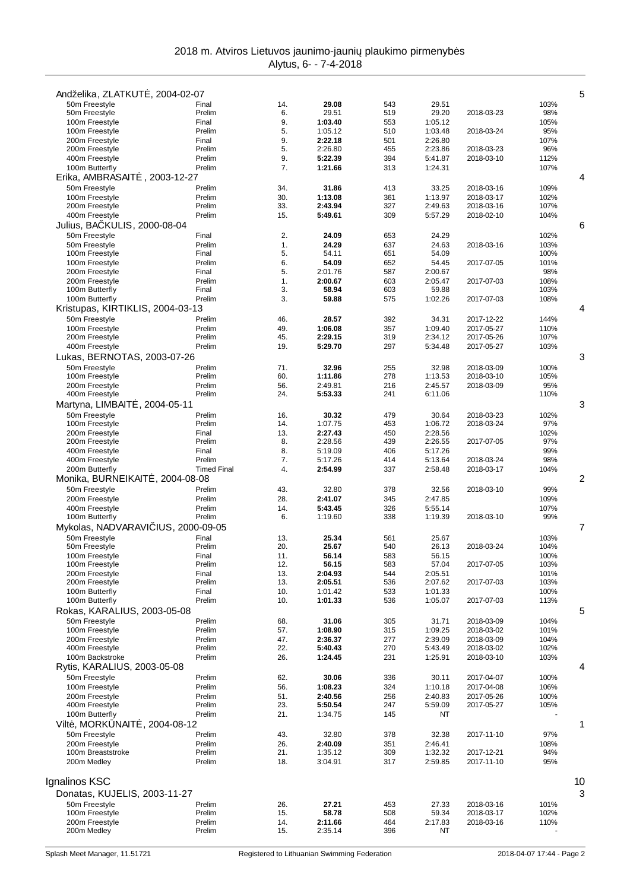# 2018 m. Atviros Lietuvos jaunimo-jaunių plaukimo pirmenybės

Alytus, 6- - 7-4-2018

### Andželika, ZLATKUTĖ, 2004-02-07 — 5

| Event | Round | Place | Time | Points | Entry Time | Date | % |
|---|---|---|---|---|---|---|---|
| 50m Freestyle | Final | 14. | **29.08** | 543 | 29.51 | | 103% |
| 50m Freestyle | Prelim | 6. | 29.51 | 519 | 29.20 | 2018-03-23 | 98% |
| 100m Freestyle | Final | 9. | **1:03.40** | 553 | 1:05.12 | | 105% |
| 100m Freestyle | Prelim | 5. | 1:05.12 | 510 | 1:03.48 | 2018-03-24 | 95% |
| 200m Freestyle | Final | 9. | **2:22.18** | 501 | 2:26.80 | | 107% |
| 200m Freestyle | Prelim | 5. | 2:26.80 | 455 | 2:23.86 | 2018-03-23 | 96% |
| 400m Freestyle | Prelim | 9. | **5:22.39** | 394 | 5:41.87 | 2018-03-10 | 112% |
| 100m Butterfly | Prelim | 7. | **1:21.66** | 313 | 1:24.31 | | 107% |

### Erika, AMBRASAITĖ , 2003-12-27 — 4

| Event | Round | Place | Time | Points | Entry Time | Date | % |
|---|---|---|---|---|---|---|---|
| 50m Freestyle | Prelim | 34. | **31.86** | 413 | 33.25 | 2018-03-16 | 109% |
| 100m Freestyle | Prelim | 30. | **1:13.08** | 361 | 1:13.97 | 2018-03-17 | 102% |
| 200m Freestyle | Prelim | 33. | **2:43.94** | 327 | 2:49.63 | 2018-03-16 | 107% |
| 400m Freestyle | Prelim | 15. | **5:49.61** | 309 | 5:57.29 | 2018-02-10 | 104% |

### Julius, BAČKULIS, 2000-08-04 — 6

| Event | Round | Place | Time | Points | Entry Time | Date | % |
|---|---|---|---|---|---|---|---|
| 50m Freestyle | Final | 2. | **24.09** | 653 | 24.29 | | 102% |
| 50m Freestyle | Prelim | 1. | **24.29** | 637 | 24.63 | 2018-03-16 | 103% |
| 100m Freestyle | Final | 5. | 54.11 | 651 | 54.09 | | 100% |
| 100m Freestyle | Prelim | 6. | **54.09** | 652 | 54.45 | 2017-07-05 | 101% |
| 200m Freestyle | Final | 5. | 2:01.76 | 587 | 2:00.67 | | 98% |
| 200m Freestyle | Prelim | 1. | **2:00.67** | 603 | 2:05.47 | 2017-07-03 | 108% |
| 100m Butterfly | Final | 3. | **58.94** | 603 | 59.88 | | 103% |
| 100m Butterfly | Prelim | 3. | **59.88** | 575 | 1:02.26 | 2017-07-03 | 108% |

### Kristupas, KIRTIKLIS, 2004-03-13 — 4

| Event | Round | Place | Time | Points | Entry Time | Date | % |
|---|---|---|---|---|---|---|---|
| 50m Freestyle | Prelim | 46. | **28.57** | 392 | 34.31 | 2017-12-22 | 144% |
| 100m Freestyle | Prelim | 49. | **1:06.08** | 357 | 1:09.40 | 2017-05-27 | 110% |
| 200m Freestyle | Prelim | 45. | **2:29.15** | 319 | 2:34.12 | 2017-05-26 | 107% |
| 400m Freestyle | Prelim | 19. | **5:29.70** | 297 | 5:34.48 | 2017-05-27 | 103% |

### Lukas, BERNOTAS, 2003-07-26 — 3

| Event | Round | Place | Time | Points | Entry Time | Date | % |
|---|---|---|---|---|---|---|---|
| 50m Freestyle | Prelim | 71. | **32.96** | 255 | 32.98 | 2018-03-09 | 100% |
| 100m Freestyle | Prelim | 60. | **1:11.86** | 278 | 1:13.53 | 2018-03-10 | 105% |
| 200m Freestyle | Prelim | 56. | 2:49.81 | 216 | 2:45.57 | 2018-03-09 | 95% |
| 400m Freestyle | Prelim | 24. | **5:53.33** | 241 | 6:11.06 | | 110% |

### Martyna, LIMBAITĖ, 2004-05-11 — 3

| Event | Round | Place | Time | Points | Entry Time | Date | % |
|---|---|---|---|---|---|---|---|
| 50m Freestyle | Prelim | 16. | **30.32** | 479 | 30.64 | 2018-03-23 | 102% |
| 100m Freestyle | Prelim | 14. | 1:07.75 | 453 | 1:06.72 | 2018-03-24 | 97% |
| 200m Freestyle | Final | 13. | **2:27.43** | 450 | 2:28.56 | | 102% |
| 200m Freestyle | Prelim | 8. | 2:28.56 | 439 | 2:26.55 | 2017-07-05 | 97% |
| 400m Freestyle | Final | 8. | 5:19.09 | 406 | 5:17.26 | | 99% |
| 400m Freestyle | Prelim | 7. | 5:17.26 | 414 | 5:13.64 | 2018-03-24 | 98% |
| 200m Butterfly | Timed Final | 4. | **2:54.99** | 337 | 2:58.48 | 2018-03-17 | 104% |

### Monika, BURNEIKAITĖ, 2004-08-08 — 2

| Event | Round | Place | Time | Points | Entry Time | Date | % |
|---|---|---|---|---|---|---|---|
| 50m Freestyle | Prelim | 43. | 32.80 | 378 | 32.56 | 2018-03-10 | 99% |
| 200m Freestyle | Prelim | 28. | **2:41.07** | 345 | 2:47.85 | | 109% |
| 400m Freestyle | Prelim | 14. | **5:43.45** | 326 | 5:55.14 | | 107% |
| 100m Butterfly | Prelim | 6. | 1:19.60 | 338 | 1:19.39 | 2018-03-10 | 99% |

### Mykolas, NADVARAVIČIUS, 2000-09-05 — 7

| Event | Round | Place | Time | Points | Entry Time | Date | % |
|---|---|---|---|---|---|---|---|
| 50m Freestyle | Final | 13. | **25.34** | 561 | 25.67 | | 103% |
| 50m Freestyle | Prelim | 20. | **25.67** | 540 | 26.13 | 2018-03-24 | 104% |
| 100m Freestyle | Final | 11. | **56.14** | 583 | 56.15 | | 100% |
| 100m Freestyle | Prelim | 12. | **56.15** | 583 | 57.04 | 2017-07-05 | 103% |
| 200m Freestyle | Final | 13. | **2:04.93** | 544 | 2:05.51 | | 101% |
| 200m Freestyle | Prelim | 13. | **2:05.51** | 536 | 2:07.62 | 2017-07-03 | 103% |
| 100m Butterfly | Final | 10. | 1:01.42 | 533 | 1:01.33 | | 100% |
| 100m Butterfly | Prelim | 10. | **1:01.33** | 536 | 1:05.07 | 2017-07-03 | 113% |

### Rokas, KARALIUS, 2003-05-08 — 5

| Event | Round | Place | Time | Points | Entry Time | Date | % |
|---|---|---|---|---|---|---|---|
| 50m Freestyle | Prelim | 68. | **31.06** | 305 | 31.71 | 2018-03-09 | 104% |
| 100m Freestyle | Prelim | 57. | **1:08.90** | 315 | 1:09.25 | 2018-03-02 | 101% |
| 200m Freestyle | Prelim | 47. | **2:36.37** | 277 | 2:39.09 | 2018-03-09 | 104% |
| 400m Freestyle | Prelim | 22. | **5:40.43** | 270 | 5:43.49 | 2018-03-02 | 102% |
| 100m Backstroke | Prelim | 26. | **1:24.45** | 231 | 1:25.91 | 2018-03-10 | 103% |

### Rytis, KARALIUS, 2003-05-08 — 4

| Event | Round | Place | Time | Points | Entry Time | Date | % |
|---|---|---|---|---|---|---|---|
| 50m Freestyle | Prelim | 62. | **30.06** | 336 | 30.11 | 2017-04-07 | 100% |
| 100m Freestyle | Prelim | 56. | **1:08.23** | 324 | 1:10.18 | 2017-04-08 | 106% |
| 200m Freestyle | Prelim | 51. | **2:40.56** | 256 | 2:40.83 | 2017-05-26 | 100% |
| 400m Freestyle | Prelim | 23. | **5:50.54** | 247 | 5:59.09 | 2017-05-27 | 105% |
| 100m Butterfly | Prelim | 21. | 1:34.75 | 145 | NT | | - |

### Viltė, MORKŪNAITĖ, 2004-08-12 — 1

| Event | Round | Place | Time | Points | Entry Time | Date | % |
|---|---|---|---|---|---|---|---|
| 50m Freestyle | Prelim | 43. | 32.80 | 378 | 32.38 | 2017-11-10 | 97% |
| 200m Freestyle | Prelim | 26. | **2:40.09** | 351 | 2:46.41 | | 108% |
| 100m Breaststroke | Prelim | 21. | 1:35.12 | 309 | 1:32.32 | 2017-12-21 | 94% |
| 200m Medley | Prelim | 18. | 3:04.91 | 317 | 2:59.85 | 2017-11-10 | 95% |

## Ignalinos KSC — 10

### Donatas, KUJELIS, 2003-11-27 — 3

| Event | Round | Place | Time | Points | Entry Time | Date | % |
|---|---|---|---|---|---|---|---|
| 50m Freestyle | Prelim | 26. | **27.21** | 453 | 27.33 | 2018-03-16 | 101% |
| 100m Freestyle | Prelim | 15. | **58.78** | 508 | 59.34 | 2018-03-17 | 102% |
| 200m Freestyle | Prelim | 14. | **2:11.66** | 464 | 2:17.83 | 2018-03-16 | 110% |
| 200m Medley | Prelim | 15. | 2:35.14 | 396 | NT | | - |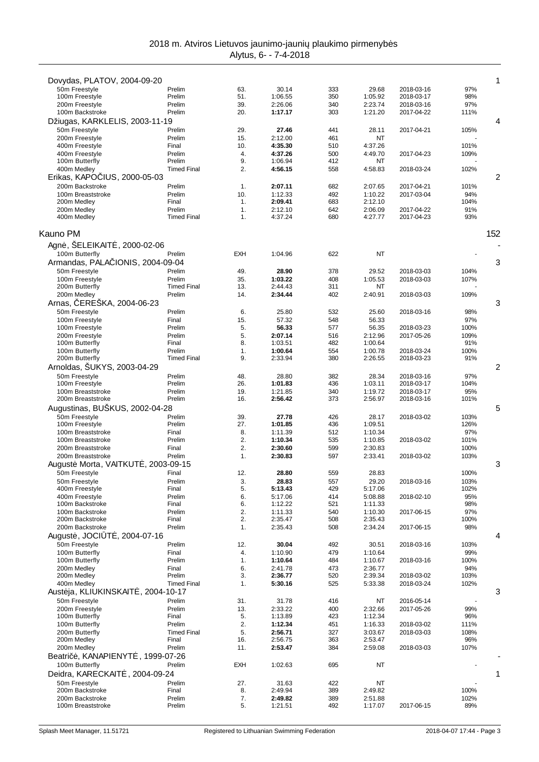Dovydas, PLATOV, 2004-09-20 — 1

| Event | Round | Place | Time | Points | Entry time | Entry date | % |
|---|---|---|---|---|---|---|---|
| 50m Freestyle | Prelim | 63. | 30.14 | 333 | 29.68 | 2018-03-16 | 97% |
| 100m Freestyle | Prelim | 51. | 1:06.55 | 350 | 1:05.92 | 2018-03-17 | 98% |
| 200m Freestyle | Prelim | 39. | 2:26.06 | 340 | 2:23.74 | 2018-03-16 | 97% |
| 100m Backstroke | Prelim | 20. | **1:17.17** | 303 | 1:21.20 | 2017-04-22 | 111% |

Džiugas, KARKLELIS, 2003-11-19 — 4

| Event | Round | Place | Time | Points | Entry time | Entry date | % |
|---|---|---|---|---|---|---|---|
| 50m Freestyle | Prelim | 29. | **27.46** | 441 | 28.11 | 2017-04-21 | 105% |
| 200m Freestyle | Prelim | 15. | **2:12.00** | 461 | NT | | - |
| 400m Freestyle | Final | 10. | **4:35.30** | 510 | 4:37.26 | | 101% |
| 400m Freestyle | Prelim | 4. | **4:37.26** | 500 | 4:49.70 | 2017-04-23 | 109% |
| 100m Butterfly | Prelim | 9. | **1:06.94** | 412 | NT | | - |
| 400m Medley | Timed Final | 2. | **4:56.15** | 558 | 4:58.83 | 2018-03-24 | 102% |

Erikas, KAPOČIUS, 2000-05-03 — 2

| Event | Round | Place | Time | Points | Entry time | Entry date | % |
|---|---|---|---|---|---|---|---|
| 200m Backstroke | Prelim | 1. | **2:07.11** | 682 | 2:07.65 | 2017-04-21 | 101% |
| 100m Breaststroke | Prelim | 10. | 1:12.33 | 492 | 1:10.22 | 2017-03-04 | 94% |
| 200m Medley | Final | 1. | **2:09.41** | 683 | 2:12.10 | | 104% |
| 200m Medley | Prelim | 1. | 2:12.10 | 642 | 2:06.09 | 2017-04-22 | 91% |
| 400m Medley | Timed Final | 1. | 4:37.24 | 680 | 4:27.77 | 2017-04-23 | 93% |

## Kauno PM — 152

Agnė, ŠELEIKAITĖ, 2000-02-06 — -

| Event | Round | Place | Time | Points | Entry time | Entry date | % |
|---|---|---|---|---|---|---|---|
| 100m Butterfly | Prelim | EXH | 1:04.96 | 622 | NT | | - |

Armandas, PALAČIONIS, 2004-09-04 — 3

| Event | Round | Place | Time | Points | Entry time | Entry date | % |
|---|---|---|---|---|---|---|---|
| 50m Freestyle | Prelim | 49. | **28.90** | 378 | 29.52 | 2018-03-03 | 104% |
| 100m Freestyle | Prelim | 35. | **1:03.22** | 408 | 1:05.53 | 2018-03-03 | 107% |
| 200m Butterfly | Timed Final | 13. | 2:44.43 | 311 | NT | | - |
| 200m Medley | Prelim | 14. | **2:34.44** | 402 | 2:40.91 | 2018-03-03 | 109% |

Arnas, ČEREŠKA, 2004-06-23 — 3

| Event | Round | Place | Time | Points | Entry time | Entry date | % |
|---|---|---|---|---|---|---|---|
| 50m Freestyle | Prelim | 6. | 25.80 | 532 | 25.60 | 2018-03-16 | 98% |
| 100m Freestyle | Final | 15. | 57.32 | 548 | 56.33 | | 97% |
| 100m Freestyle | Prelim | 5. | **56.33** | 577 | 56.35 | 2018-03-23 | 100% |
| 200m Freestyle | Prelim | 5. | **2:07.14** | 516 | 2:12.96 | 2017-05-26 | 109% |
| 100m Butterfly | Final | 8. | 1:03.51 | 482 | 1:00.64 | | 91% |
| 100m Butterfly | Prelim | 1. | **1:00.64** | 554 | 1:00.78 | 2018-03-24 | 100% |
| 200m Butterfly | Timed Final | 9. | 2:33.94 | 380 | 2:26.55 | 2018-03-23 | 91% |

Arnoldas, ŠUKYS, 2003-04-29 — 2

| Event | Round | Place | Time | Points | Entry time | Entry date | % |
|---|---|---|---|---|---|---|---|
| 50m Freestyle | Prelim | 48. | 28.80 | 382 | 28.34 | 2018-03-16 | 97% |
| 100m Freestyle | Prelim | 26. | **1:01.83** | 436 | 1:03.11 | 2018-03-17 | 104% |
| 100m Breaststroke | Prelim | 19. | 1:21.85 | 340 | 1:19.72 | 2018-03-17 | 95% |
| 200m Breaststroke | Prelim | 16. | **2:56.42** | 373 | 2:56.97 | 2018-03-16 | 101% |

Augustinas, BUŠKUS, 2002-04-28 — 5

| Event | Round | Place | Time | Points | Entry time | Entry date | % |
|---|---|---|---|---|---|---|---|
| 50m Freestyle | Prelim | 39. | **27.78** | 426 | 28.17 | 2018-03-02 | 103% |
| 100m Freestyle | Prelim | 27. | **1:01.85** | 436 | 1:09.51 | | 126% |
| 100m Breaststroke | Final | 8. | 1:11.39 | 512 | 1:10.34 | | 97% |
| 100m Breaststroke | Prelim | 2. | **1:10.34** | 535 | 1:10.85 | 2018-03-02 | 101% |
| 200m Breaststroke | Final | 2. | **2:30.60** | 599 | 2:30.83 | | 100% |
| 200m Breaststroke | Prelim | 1. | **2:30.83** | 597 | 2:33.41 | 2018-03-02 | 103% |

Augustė Morta, VAITKUTĖ, 2003-09-15 — 3

| Event | Round | Place | Time | Points | Entry time | Entry date | % |
|---|---|---|---|---|---|---|---|
| 50m Freestyle | Final | 12. | **28.80** | 559 | 28.83 | | 100% |
| 50m Freestyle | Prelim | 3. | **28.83** | 557 | 29.20 | 2018-03-16 | 103% |
| 400m Freestyle | Final | 5. | **5:13.43** | 429 | 5:17.06 | | 102% |
| 400m Freestyle | Prelim | 6. | 5:17.06 | 414 | 5:08.88 | 2018-02-10 | 95% |
| 100m Backstroke | Final | 6. | 1:12.22 | 521 | 1:11.33 | | 98% |
| 100m Backstroke | Prelim | 2. | 1:11.33 | 540 | 1:10.30 | 2017-06-15 | 97% |
| 200m Backstroke | Final | 2. | 2:35.47 | 508 | 2:35.43 | | 100% |
| 200m Backstroke | Prelim | 1. | 2:35.43 | 508 | 2:34.24 | 2017-06-15 | 98% |

Augustė, JOCIŪTĖ, 2004-07-16 — 4

| Event | Round | Place | Time | Points | Entry time | Entry date | % |
|---|---|---|---|---|---|---|---|
| 50m Freestyle | Prelim | 12. | **30.04** | 492 | 30.51 | 2018-03-16 | 103% |
| 100m Butterfly | Final | 4. | 1:10.90 | 479 | 1:10.64 | | 99% |
| 100m Butterfly | Prelim | 1. | **1:10.64** | 484 | 1:10.67 | 2018-03-16 | 100% |
| 200m Medley | Final | 6. | 2:41.78 | 473 | 2:36.77 | | 94% |
| 200m Medley | Prelim | 3. | **2:36.77** | 520 | 2:39.34 | 2018-03-02 | 103% |
| 400m Medley | Timed Final | 1. | **5:30.16** | 525 | 5:33.38 | 2018-03-24 | 102% |

Austėja, KLIUKINSKAITĖ, 2004-10-17 — 3

| Event | Round | Place | Time | Points | Entry time | Entry date | % |
|---|---|---|---|---|---|---|---|
| 50m Freestyle | Prelim | 31. | 31.78 | 416 | NT | 2016-05-14 | - |
| 200m Freestyle | Prelim | 13. | 2:33.22 | 400 | 2:32.66 | 2017-05-26 | 99% |
| 100m Butterfly | Final | 5. | 1:13.89 | 423 | 1:12.34 | | 96% |
| 100m Butterfly | Prelim | 2. | **1:12.34** | 451 | 1:16.33 | 2018-03-02 | 111% |
| 200m Butterfly | Timed Final | 5. | **2:56.71** | 327 | 3:03.67 | 2018-03-03 | 108% |
| 200m Medley | Final | 16. | 2:56.75 | 363 | 2:53.47 | | 96% |
| 200m Medley | Prelim | 11. | **2:53.47** | 384 | 2:59.08 | 2018-03-03 | 107% |

Beatričė, KANAPIENYTĖ, 1999-07-26 — -

| Event | Round | Place | Time | Points | Entry time | Entry date | % |
|---|---|---|---|---|---|---|---|
| 100m Butterfly | Prelim | EXH | 1:02.63 | 695 | NT | | - |

Deidra, KARECKAITĖ, 2004-09-24 — 1

| Event | Round | Place | Time | Points | Entry time | Entry date | % |
|---|---|---|---|---|---|---|---|
| 50m Freestyle | Prelim | 27. | 31.63 | 422 | NT | | - |
| 200m Backstroke | Final | 8. | 2:49.94 | 389 | 2:49.82 | | 100% |
| 200m Backstroke | Prelim | 7. | **2:49.82** | 389 | 2:51.88 | | 102% |
| 100m Breaststroke | Prelim | 5. | 1:21.51 | 492 | 1:17.07 | 2017-06-15 | 89% |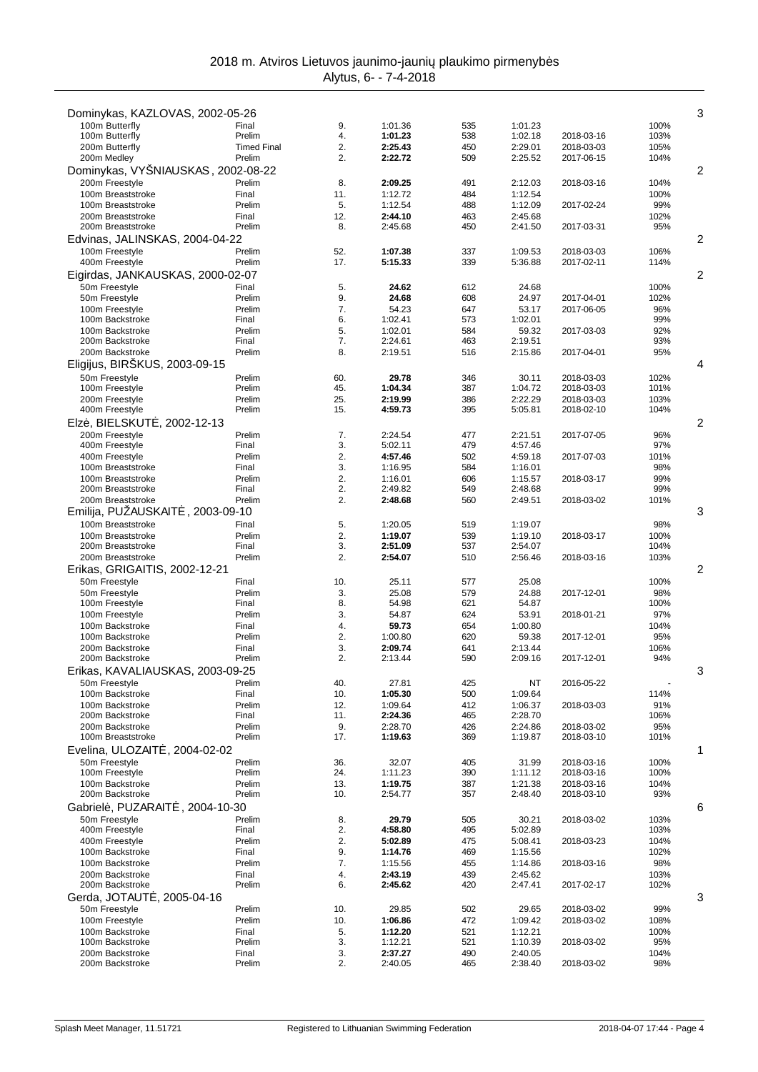2018 m. Atviros Lietuvos jaunimo-jaunių plaukimo pirmenybės
Alytus, 6- - 7-4-2018

### Dominykas, KAZLOVAS, 2002-05-26 — 3

| Event | Round | Place | Time | Points | Entry time | Date | % |
|---|---|---|---|---|---|---|---|
| 100m Butterfly | Final | 9. | 1:01.36 | 535 | 1:01.23 | | 100% |
| 100m Butterfly | Prelim | 4. | **1:01.23** | 538 | 1:02.18 | 2018-03-16 | 103% |
| 200m Butterfly | Timed Final | 2. | **2:25.43** | 450 | 2:29.01 | 2018-03-03 | 105% |
| 200m Medley | Prelim | 2. | **2:22.72** | 509 | 2:25.52 | 2017-06-15 | 104% |

### Dominykas, VYŠNIAUSKAS , 2002-08-22 — 2

| Event | Round | Place | Time | Points | Entry time | Date | % |
|---|---|---|---|---|---|---|---|
| 200m Freestyle | Prelim | 8. | **2:09.25** | 491 | 2:12.03 | 2018-03-16 | 104% |
| 100m Breaststroke | Final | 11. | 1:12.72 | 484 | 1:12.54 | | 100% |
| 100m Breaststroke | Prelim | 5. | 1:12.54 | 488 | 1:12.09 | 2017-02-24 | 99% |
| 200m Breaststroke | Final | 12. | **2:44.10** | 463 | 2:45.68 | | 102% |
| 200m Breaststroke | Prelim | 8. | 2:45.68 | 450 | 2:41.50 | 2017-03-31 | 95% |

### Edvinas, JALINSKAS, 2004-04-22 — 2

| Event | Round | Place | Time | Points | Entry time | Date | % |
|---|---|---|---|---|---|---|---|
| 100m Freestyle | Prelim | 52. | **1:07.38** | 337 | 1:09.53 | 2018-03-03 | 106% |
| 400m Freestyle | Prelim | 17. | **5:15.33** | 339 | 5:36.88 | 2017-02-11 | 114% |

### Eigirdas, JANKAUSKAS, 2000-02-07 — 2

| Event | Round | Place | Time | Points | Entry time | Date | % |
|---|---|---|---|---|---|---|---|
| 50m Freestyle | Final | 5. | **24.62** | 612 | 24.68 | | 100% |
| 50m Freestyle | Prelim | 9. | **24.68** | 608 | 24.97 | 2017-04-01 | 102% |
| 100m Freestyle | Prelim | 7. | 54.23 | 647 | 53.17 | 2017-06-05 | 96% |
| 100m Backstroke | Final | 6. | 1:02.41 | 573 | 1:02.01 | | 99% |
| 100m Backstroke | Prelim | 5. | 1:02.01 | 584 | 59.32 | 2017-03-03 | 92% |
| 200m Backstroke | Final | 7. | 2:24.61 | 463 | 2:19.51 | | 93% |
| 200m Backstroke | Prelim | 8. | 2:19.51 | 516 | 2:15.86 | 2017-04-01 | 95% |

### Eligijus, BIRŠKUS, 2003-09-15 — 4

| Event | Round | Place | Time | Points | Entry time | Date | % |
|---|---|---|---|---|---|---|---|
| 50m Freestyle | Prelim | 60. | **29.78** | 346 | 30.11 | 2018-03-03 | 102% |
| 100m Freestyle | Prelim | 45. | **1:04.34** | 387 | 1:04.72 | 2018-03-03 | 101% |
| 200m Freestyle | Prelim | 25. | **2:19.99** | 386 | 2:22.29 | 2018-03-03 | 103% |
| 400m Freestyle | Prelim | 15. | **4:59.73** | 395 | 5:05.81 | 2018-02-10 | 104% |

### Elzė, BIELSKUTĖ, 2002-12-13 — 2

| Event | Round | Place | Time | Points | Entry time | Date | % |
|---|---|---|---|---|---|---|---|
| 200m Freestyle | Prelim | 7. | 2:24.54 | 477 | 2:21.51 | 2017-07-05 | 96% |
| 400m Freestyle | Final | 3. | 5:02.11 | 479 | 4:57.46 | | 97% |
| 400m Freestyle | Prelim | 2. | **4:57.46** | 502 | 4:59.18 | 2017-07-03 | 101% |
| 100m Breaststroke | Final | 3. | 1:16.95 | 584 | 1:16.01 | | 98% |
| 100m Breaststroke | Prelim | 2. | 1:16.01 | 606 | 1:15.57 | 2018-03-17 | 99% |
| 200m Breaststroke | Final | 2. | 2:49.82 | 549 | 2:48.68 | | 99% |
| 200m Breaststroke | Prelim | 2. | **2:48.68** | 560 | 2:49.51 | 2018-03-02 | 101% |

### Emilija, PUŽAUSKAITĖ , 2003-09-10 — 3

| Event | Round | Place | Time | Points | Entry time | Date | % |
|---|---|---|---|---|---|---|---|
| 100m Breaststroke | Final | 5. | 1:20.05 | 519 | 1:19.07 | | 98% |
| 100m Breaststroke | Prelim | 2. | **1:19.07** | 539 | 1:19.10 | 2018-03-17 | 100% |
| 200m Breaststroke | Final | 3. | **2:51.09** | 537 | 2:54.07 | | 104% |
| 200m Breaststroke | Prelim | 2. | **2:54.07** | 510 | 2:56.46 | 2018-03-16 | 103% |

### Erikas, GRIGAITIS, 2002-12-21 — 2

| Event | Round | Place | Time | Points | Entry time | Date | % |
|---|---|---|---|---|---|---|---|
| 50m Freestyle | Final | 10. | 25.11 | 577 | 25.08 | | 100% |
| 50m Freestyle | Prelim | 3. | 25.08 | 579 | 24.88 | 2017-12-01 | 98% |
| 100m Freestyle | Final | 8. | 54.98 | 621 | 54.87 | | 100% |
| 100m Freestyle | Prelim | 3. | 54.87 | 624 | 53.91 | 2018-01-21 | 97% |
| 100m Backstroke | Final | 4. | **59.73** | 654 | 1:00.80 | | 104% |
| 100m Backstroke | Prelim | 2. | 1:00.80 | 620 | 59.38 | 2017-12-01 | 95% |
| 200m Backstroke | Final | 3. | **2:09.74** | 641 | 2:13.44 | | 106% |
| 200m Backstroke | Prelim | 2. | 2:13.44 | 590 | 2:09.16 | 2017-12-01 | 94% |

### Erikas, KAVALIAUSKAS, 2003-09-25 — 3

| Event | Round | Place | Time | Points | Entry time | Date | % |
|---|---|---|---|---|---|---|---|
| 50m Freestyle | Prelim | 40. | 27.81 | 425 | NT | 2016-05-22 | - |
| 100m Backstroke | Final | 10. | **1:05.30** | 500 | 1:09.64 | | 114% |
| 100m Backstroke | Prelim | 12. | 1:09.64 | 412 | 1:06.37 | 2018-03-03 | 91% |
| 200m Backstroke | Final | 11. | **2:24.36** | 465 | 2:28.70 | | 106% |
| 200m Backstroke | Prelim | 9. | 2:28.70 | 426 | 2:24.86 | 2018-03-02 | 95% |
| 100m Breaststroke | Prelim | 17. | **1:19.63** | 369 | 1:19.87 | 2018-03-10 | 101% |

### Evelina, ULOZAITĖ, 2004-02-02 — 1

| Event | Round | Place | Time | Points | Entry time | Date | % |
|---|---|---|---|---|---|---|---|
| 50m Freestyle | Prelim | 36. | 32.07 | 405 | 31.99 | 2018-03-16 | 100% |
| 100m Freestyle | Prelim | 24. | 1:11.23 | 390 | 1:11.12 | 2018-03-16 | 100% |
| 100m Backstroke | Prelim | 13. | **1:19.75** | 387 | 1:21.38 | 2018-03-16 | 104% |
| 200m Backstroke | Prelim | 10. | 2:54.77 | 357 | 2:48.40 | 2018-03-10 | 93% |

### Gabrielė, PUZARAITĖ , 2004-10-30 — 6

| Event | Round | Place | Time | Points | Entry time | Date | % |
|---|---|---|---|---|---|---|---|
| 50m Freestyle | Prelim | 8. | **29.79** | 505 | 30.21 | 2018-03-02 | 103% |
| 400m Freestyle | Final | 2. | **4:58.80** | 495 | 5:02.89 | | 103% |
| 400m Freestyle | Prelim | 2. | **5:02.89** | 475 | 5:08.41 | 2018-03-23 | 104% |
| 100m Backstroke | Final | 9. | **1:14.76** | 469 | 1:15.56 | | 102% |
| 100m Backstroke | Prelim | 7. | 1:15.56 | 455 | 1:14.86 | 2018-03-16 | 98% |
| 200m Backstroke | Final | 4. | **2:43.19** | 439 | 2:45.62 | | 103% |
| 200m Backstroke | Prelim | 6. | **2:45.62** | 420 | 2:47.41 | 2017-02-17 | 102% |

### Gerda, JOTAUTĖ, 2005-04-16 — 3

| Event | Round | Place | Time | Points | Entry time | Date | % |
|---|---|---|---|---|---|---|---|
| 50m Freestyle | Prelim | 10. | 29.85 | 502 | 29.65 | 2018-03-02 | 99% |
| 100m Freestyle | Prelim | 10. | **1:06.86** | 472 | 1:09.42 | 2018-03-02 | 108% |
| 100m Backstroke | Final | 5. | **1:12.20** | 521 | 1:12.21 | | 100% |
| 100m Backstroke | Prelim | 3. | 1:12.21 | 521 | 1:10.39 | 2018-03-02 | 95% |
| 200m Backstroke | Final | 3. | **2:37.27** | 490 | 2:40.05 | | 104% |
| 200m Backstroke | Prelim | 2. | 2:40.05 | 465 | 2:38.40 | 2018-03-02 | 98% |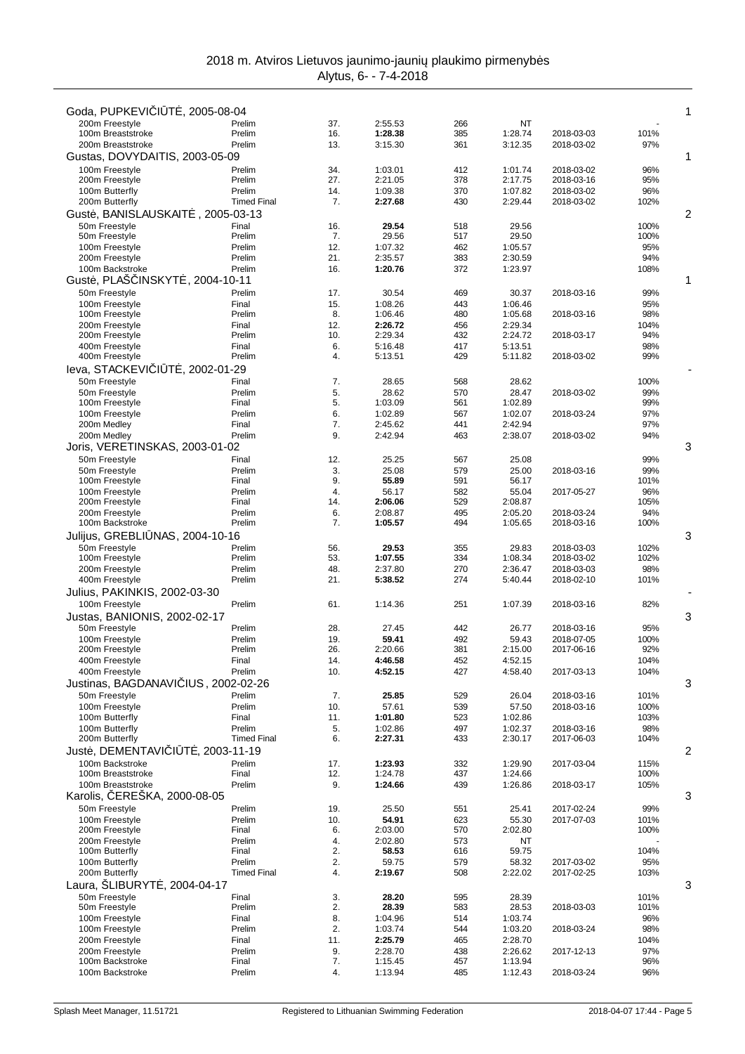# 2018 m. Atviros Lietuvos jaunimo-jaunių plaukimo pirmenybės

Alytus, 6- - 7-4-2018

## Goda, PUPKEVIČIŪTĖ, 2005-08-04 — 1

| Event | Round | Place | Time | Points | Entry time | Date | % |
|---|---|---|---|---|---|---|---|
| 200m Freestyle | Prelim | 37. | 2:55.53 | 266 | NT | | - |
| 100m Breaststroke | Prelim | 16. | **1:28.38** | 385 | 1:28.74 | 2018-03-03 | 101% |
| 200m Breaststroke | Prelim | 13. | 3:15.30 | 361 | 3:12.35 | 2018-03-02 | 97% |

## Gustas, DOVYDAITIS, 2003-05-09 — 1

| Event | Round | Place | Time | Points | Entry time | Date | % |
|---|---|---|---|---|---|---|---|
| 100m Freestyle | Prelim | 34. | 1:03.01 | 412 | 1:01.74 | 2018-03-02 | 96% |
| 200m Freestyle | Prelim | 27. | 2:21.05 | 378 | 2:17.75 | 2018-03-16 | 95% |
| 100m Butterfly | Prelim | 14. | 1:09.38 | 370 | 1:07.82 | 2018-03-02 | 96% |
| 200m Butterfly | Timed Final | 7. | **2:27.68** | 430 | 2:29.44 | 2018-03-02 | 102% |

## Gustė, BANISLAUSKAITĖ , 2005-03-13 — 2

| Event | Round | Place | Time | Points | Entry time | Date | % |
|---|---|---|---|---|---|---|---|
| 50m Freestyle | Final | 16. | **29.54** | 518 | 29.56 | | 100% |
| 50m Freestyle | Prelim | 7. | 29.56 | 517 | 29.50 | | 100% |
| 100m Freestyle | Prelim | 12. | 1:07.32 | 462 | 1:05.57 | | 95% |
| 200m Freestyle | Prelim | 21. | 2:35.57 | 383 | 2:30.59 | | 94% |
| 100m Backstroke | Prelim | 16. | **1:20.76** | 372 | 1:23.97 | | 108% |

## Gustė, PLAŠČINSKYTĖ, 2004-10-11 — 1

| Event | Round | Place | Time | Points | Entry time | Date | % |
|---|---|---|---|---|---|---|---|
| 50m Freestyle | Prelim | 17. | 30.54 | 469 | 30.37 | 2018-03-16 | 99% |
| 100m Freestyle | Final | 15. | 1:08.26 | 443 | 1:06.46 | | 95% |
| 100m Freestyle | Prelim | 8. | 1:06.46 | 480 | 1:05.68 | 2018-03-16 | 98% |
| 200m Freestyle | Final | 12. | **2:26.72** | 456 | 2:29.34 | | 104% |
| 200m Freestyle | Prelim | 10. | 2:29.34 | 432 | 2:24.72 | 2018-03-17 | 94% |
| 400m Freestyle | Final | 6. | 5:16.48 | 417 | 5:13.51 | | 98% |
| 400m Freestyle | Prelim | 4. | 5:13.51 | 429 | 5:11.82 | 2018-03-02 | 99% |

## Ieva, STACKEVIČIŪTĖ, 2002-01-29 — -

| Event | Round | Place | Time | Points | Entry time | Date | % |
|---|---|---|---|---|---|---|---|
| 50m Freestyle | Final | 7. | 28.65 | 568 | 28.62 | | 100% |
| 50m Freestyle | Prelim | 5. | 28.62 | 570 | 28.47 | 2018-03-02 | 99% |
| 100m Freestyle | Final | 5. | 1:03.09 | 561 | 1:02.89 | | 99% |
| 100m Freestyle | Prelim | 6. | 1:02.89 | 567 | 1:02.07 | 2018-03-24 | 97% |
| 200m Medley | Final | 7. | 2:45.62 | 441 | 2:42.94 | | 97% |
| 200m Medley | Prelim | 9. | 2:42.94 | 463 | 2:38.07 | 2018-03-02 | 94% |

## Joris, VERETINSKAS, 2003-01-02 — 3

| Event | Round | Place | Time | Points | Entry time | Date | % |
|---|---|---|---|---|---|---|---|
| 50m Freestyle | Final | 12. | 25.25 | 567 | 25.08 | | 99% |
| 50m Freestyle | Prelim | 3. | 25.08 | 579 | 25.00 | 2018-03-16 | 99% |
| 100m Freestyle | Final | 9. | **55.89** | 591 | 56.17 | | 101% |
| 100m Freestyle | Prelim | 4. | 56.17 | 582 | 55.04 | 2017-05-27 | 96% |
| 200m Freestyle | Final | 14. | **2:06.06** | 529 | 2:08.87 | | 105% |
| 200m Freestyle | Prelim | 6. | 2:08.87 | 495 | 2:05.20 | 2018-03-24 | 94% |
| 100m Backstroke | Prelim | 7. | **1:05.57** | 494 | 1:05.65 | 2018-03-16 | 100% |

## Julijus, GREBLIŪNAS, 2004-10-16 — 3

| Event | Round | Place | Time | Points | Entry time | Date | % |
|---|---|---|---|---|---|---|---|
| 50m Freestyle | Prelim | 56. | **29.53** | 355 | 29.83 | 2018-03-03 | 102% |
| 100m Freestyle | Prelim | 53. | **1:07.55** | 334 | 1:08.34 | 2018-03-02 | 102% |
| 200m Freestyle | Prelim | 48. | 2:37.80 | 270 | 2:36.47 | 2018-03-03 | 98% |
| 400m Freestyle | Prelim | 21. | **5:38.52** | 274 | 5:40.44 | 2018-02-10 | 101% |

## Julius, PAKINKIS, 2002-03-30 — -

| Event | Round | Place | Time | Points | Entry time | Date | % |
|---|---|---|---|---|---|---|---|
| 100m Freestyle | Prelim | 61. | 1:14.36 | 251 | 1:07.39 | 2018-03-16 | 82% |

## Justas, BANIONIS, 2002-02-17 — 3

| Event | Round | Place | Time | Points | Entry time | Date | % |
|---|---|---|---|---|---|---|---|
| 50m Freestyle | Prelim | 28. | 27.45 | 442 | 26.77 | 2018-03-16 | 95% |
| 100m Freestyle | Prelim | 19. | **59.41** | 492 | 59.43 | 2018-07-05 | 100% |
| 200m Freestyle | Prelim | 26. | 2:20.66 | 381 | 2:15.00 | 2017-06-16 | 92% |
| 400m Freestyle | Final | 14. | **4:46.58** | 452 | 4:52.15 | | 104% |
| 400m Freestyle | Prelim | 10. | **4:52.15** | 427 | 4:58.40 | 2017-03-13 | 104% |

## Justinas, BAGDANAVIČIUS , 2002-02-26 — 3

| Event | Round | Place | Time | Points | Entry time | Date | % |
|---|---|---|---|---|---|---|---|
| 50m Freestyle | Prelim | 7. | **25.85** | 529 | 26.04 | 2018-03-16 | 101% |
| 100m Freestyle | Prelim | 10. | 57.61 | 539 | 57.50 | 2018-03-16 | 100% |
| 100m Butterfly | Final | 11. | **1:01.80** | 523 | 1:02.86 | | 103% |
| 100m Butterfly | Prelim | 5. | 1:02.86 | 497 | 1:02.37 | 2018-03-16 | 98% |
| 200m Butterfly | Timed Final | 6. | **2:27.31** | 433 | 2:30.17 | 2017-06-03 | 104% |

## Justė, DEMENTAVIČIŪTĖ, 2003-11-19 — 2

| Event | Round | Place | Time | Points | Entry time | Date | % |
|---|---|---|---|---|---|---|---|
| 100m Backstroke | Prelim | 17. | **1:23.93** | 332 | 1:29.90 | 2017-03-04 | 115% |
| 100m Breaststroke | Final | 12. | 1:24.78 | 437 | 1:24.66 | | 100% |
| 100m Breaststroke | Prelim | 9. | **1:24.66** | 439 | 1:26.86 | 2018-03-17 | 105% |

## Karolis, ČEREŠKA, 2000-08-05 — 3

| Event | Round | Place | Time | Points | Entry time | Date | % |
|---|---|---|---|---|---|---|---|
| 50m Freestyle | Prelim | 19. | 25.50 | 551 | 25.41 | 2017-02-24 | 99% |
| 100m Freestyle | Prelim | 10. | **54.91** | 623 | 55.30 | 2017-07-03 | 101% |
| 200m Freestyle | Final | 6. | 2:03.00 | 570 | 2:02.80 | | 100% |
| 200m Freestyle | Prelim | 4. | 2:02.80 | 573 | NT | | - |
| 100m Butterfly | Final | 2. | **58.53** | 616 | 59.75 | | 104% |
| 100m Butterfly | Prelim | 2. | 59.75 | 579 | 58.32 | 2017-03-02 | 95% |
| 200m Butterfly | Timed Final | 4. | **2:19.67** | 508 | 2:22.02 | 2017-02-25 | 103% |

## Laura, ŠLIBURYTĖ, 2004-04-17 — 3

| Event | Round | Place | Time | Points | Entry time | Date | % |
|---|---|---|---|---|---|---|---|
| 50m Freestyle | Final | 3. | **28.20** | 595 | 28.39 | | 101% |
| 50m Freestyle | Prelim | 2. | **28.39** | 583 | 28.53 | 2018-03-03 | 101% |
| 100m Freestyle | Final | 8. | 1:04.96 | 514 | 1:03.74 | | 96% |
| 100m Freestyle | Prelim | 2. | 1:03.74 | 544 | 1:03.20 | 2018-03-24 | 98% |
| 200m Freestyle | Final | 11. | **2:25.79** | 465 | 2:28.70 | | 104% |
| 200m Freestyle | Prelim | 9. | 2:28.70 | 438 | 2:26.62 | 2017-12-13 | 97% |
| 100m Backstroke | Final | 7. | 1:15.45 | 457 | 1:13.94 | | 96% |
| 100m Backstroke | Prelim | 4. | 1:13.94 | 485 | 1:12.43 | 2018-03-24 | 96% |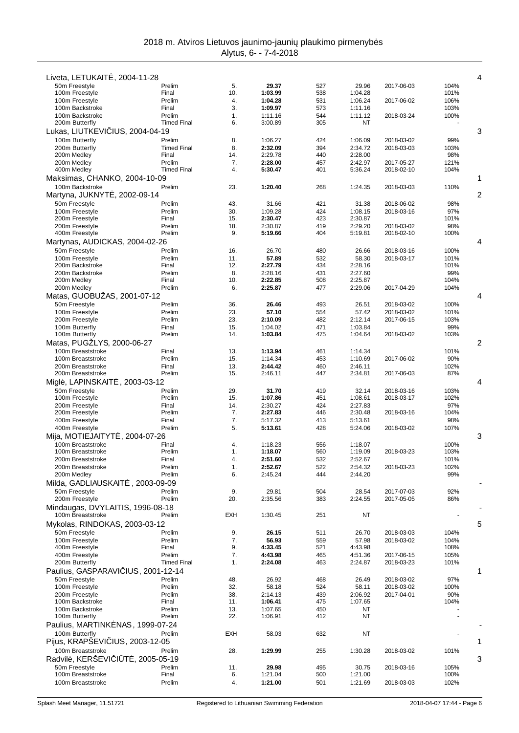# 2018 m. Atviros Lietuvos jaunimo-jaunių plaukimo pirmenybės

Alytus, 6- - 7-4-2018

| Swimmer / Event | Round | Place | Time | Points | Entry time | Entry date | % | |
|---|---|---|---|---|---|---|---|---|
| **Liveta, LETUKAITĖ, 2004-11-28** | | | | | | | | 4 |
| 50m Freestyle | Prelim | 5. | **29.37** | 527 | 29.96 | 2017-06-03 | 104% | |
| 100m Freestyle | Final | 10. | **1:03.99** | 538 | 1:04.28 | | 101% | |
| 100m Freestyle | Prelim | 4. | **1:04.28** | 531 | 1:06.24 | 2017-06-02 | 106% | |
| 100m Backstroke | Final | 3. | **1:09.97** | 573 | 1:11.16 | | 103% | |
| 100m Backstroke | Prelim | 1. | 1:11.16 | 544 | 1:11.12 | 2018-03-24 | 100% | |
| 200m Butterfly | Timed Final | 6. | 3:00.89 | 305 | NT | | - | |
| **Lukas, LIUTKEVIČIUS, 2004-04-19** | | | | | | | | 3 |
| 100m Butterfly | Prelim | 8. | 1:06.27 | 424 | 1:06.09 | 2018-03-02 | 99% | |
| 200m Butterfly | Timed Final | 8. | **2:32.09** | 394 | 2:34.72 | 2018-03-03 | 103% | |
| 200m Medley | Final | 14. | 2:29.78 | 440 | 2:28.00 | | 98% | |
| 200m Medley | Prelim | 7. | **2:28.00** | 457 | 2:42.97 | 2017-05-27 | 121% | |
| 400m Medley | Timed Final | 4. | **5:30.47** | 401 | 5:36.24 | 2018-02-10 | 104% | |
| **Maksimas, CHANKO, 2004-10-09** | | | | | | | | 1 |
| 100m Backstroke | Prelim | 23. | **1:20.40** | 268 | 1:24.35 | 2018-03-03 | 110% | |
| **Martyna, JUKNYTĖ, 2002-09-14** | | | | | | | | 2 |
| 50m Freestyle | Prelim | 43. | 31.66 | 421 | 31.38 | 2018-06-02 | 98% | |
| 100m Freestyle | Prelim | 30. | 1:09.28 | 424 | 1:08.15 | 2018-03-16 | 97% | |
| 200m Freestyle | Final | 15. | **2:30.47** | 423 | 2:30.87 | | 101% | |
| 200m Freestyle | Prelim | 18. | 2:30.87 | 419 | 2:29.20 | 2018-03-02 | 98% | |
| 400m Freestyle | Prelim | 9. | **5:19.66** | 404 | 5:19.81 | 2018-02-10 | 100% | |
| **Martynas, AUDICKAS, 2004-02-26** | | | | | | | | 4 |
| 50m Freestyle | Prelim | 16. | 26.70 | 480 | 26.66 | 2018-03-16 | 100% | |
| 100m Freestyle | Prelim | 11. | **57.89** | 532 | 58.30 | 2018-03-17 | 101% | |
| 200m Backstroke | Final | 12. | **2:27.79** | 434 | 2:28.16 | | 101% | |
| 200m Backstroke | Prelim | 8. | 2:28.16 | 431 | 2:27.60 | | 99% | |
| 200m Medley | Final | 10. | **2:22.85** | 508 | 2:25.87 | | 104% | |
| 200m Medley | Prelim | 6. | **2:25.87** | 477 | 2:29.06 | 2017-04-29 | 104% | |
| **Matas, GUOBUŽAS, 2001-07-12** | | | | | | | | 4 |
| 50m Freestyle | Prelim | 36. | **26.46** | 493 | 26.51 | 2018-03-02 | 100% | |
| 100m Freestyle | Prelim | 23. | **57.10** | 554 | 57.42 | 2018-03-02 | 101% | |
| 200m Freestyle | Prelim | 23. | **2:10.09** | 482 | 2:12.14 | 2017-06-15 | 103% | |
| 100m Butterfly | Final | 15. | 1:04.02 | 471 | 1:03.84 | | 99% | |
| 100m Butterfly | Prelim | 14. | **1:03.84** | 475 | 1:04.64 | 2018-03-02 | 103% | |
| **Matas, PUGŽLYS, 2000-06-27** | | | | | | | | 2 |
| 100m Breaststroke | Final | 13. | **1:13.94** | 461 | 1:14.34 | | 101% | |
| 100m Breaststroke | Prelim | 15. | 1:14.34 | 453 | 1:10.69 | 2017-06-02 | 90% | |
| 200m Breaststroke | Final | 13. | **2:44.42** | 460 | 2:46.11 | | 102% | |
| 200m Breaststroke | Prelim | 15. | 2:46.11 | 447 | 2:34.81 | 2017-06-03 | 87% | |
| **Miglė, LAPINSKAITĖ, 2003-03-12** | | | | | | | | 4 |
| 50m Freestyle | Prelim | 29. | **31.70** | 419 | 32.14 | 2018-03-16 | 103% | |
| 100m Freestyle | Prelim | 15. | **1:07.86** | 451 | 1:08.61 | 2018-03-17 | 102% | |
| 200m Freestyle | Final | 14. | 2:30.27 | 424 | 2:27.83 | | 97% | |
| 200m Freestyle | Prelim | 7. | **2:27.83** | 446 | 2:30.48 | 2018-03-16 | 104% | |
| 400m Freestyle | Final | 7. | 5:17.32 | 413 | 5:13.61 | | 98% | |
| 400m Freestyle | Prelim | 5. | **5:13.61** | 428 | 5:24.06 | 2018-03-02 | 107% | |
| **Mija, MOTIEJAITYTĖ, 2004-07-26** | | | | | | | | 3 |
| 100m Breaststroke | Final | 4. | 1:18.23 | 556 | 1:18.07 | | 100% | |
| 100m Breaststroke | Prelim | 1. | **1:18.07** | 560 | 1:19.09 | 2018-03-23 | 103% | |
| 200m Breaststroke | Final | 4. | **2:51.60** | 532 | 2:52.67 | | 101% | |
| 200m Breaststroke | Prelim | 1. | **2:52.67** | 522 | 2:54.32 | 2018-03-23 | 102% | |
| 200m Medley | Prelim | 6. | 2:45.24 | 444 | 2:44.20 | | 99% | |
| **Milda, GADLIAUSKAITĖ, 2003-09-09** | | | | | | | | - |
| 50m Freestyle | Prelim | 9. | 29.81 | 504 | 28.54 | 2017-07-03 | 92% | |
| 200m Freestyle | Prelim | 20. | 2:35.56 | 383 | 2:24.55 | 2017-05-05 | 86% | |
| **Mindaugas, DVYLAITIS, 1996-08-18** | | | | | | | | - |
| 100m Breaststroke | Prelim | EXH | 1:30.45 | 251 | NT | | - | |
| **Mykolas, RINDOKAS, 2003-03-12** | | | | | | | | 5 |
| 50m Freestyle | Prelim | 9. | **26.15** | 511 | 26.70 | 2018-03-03 | 104% | |
| 100m Freestyle | Prelim | 7. | **56.93** | 559 | 57.98 | 2018-03-02 | 104% | |
| 400m Freestyle | Final | 9. | **4:33.45** | 521 | 4:43.98 | | 108% | |
| 400m Freestyle | Prelim | 7. | **4:43.98** | 465 | 4:51.36 | 2017-06-15 | 105% | |
| 200m Butterfly | Timed Final | 1. | **2:24.08** | 463 | 2:24.87 | 2018-03-23 | 101% | |
| **Paulius, GASPARAVIČIUS, 2001-12-14** | | | | | | | | 1 |
| 50m Freestyle | Prelim | 48. | 26.92 | 468 | 26.49 | 2018-03-02 | 97% | |
| 100m Freestyle | Prelim | 32. | 58.18 | 524 | 58.11 | 2018-03-02 | 100% | |
| 200m Freestyle | Prelim | 38. | 2:14.13 | 439 | 2:06.92 | 2017-04-01 | 90% | |
| 100m Backstroke | Final | 11. | **1:06.41** | 475 | 1:07.65 | | 104% | |
| 100m Backstroke | Prelim | 13. | 1:07.65 | 450 | NT | | - | |
| 100m Butterfly | Prelim | 22. | 1:06.91 | 412 | NT | | - | |
| **Paulius, MARTINKĖNAS, 1999-07-24** | | | | | | | | - |
| 100m Butterfly | Prelim | EXH | 58.03 | 632 | NT | | - | |
| **Pijus, KRAPŠEVIČIUS, 2003-12-05** | | | | | | | | 1 |
| 100m Breaststroke | Prelim | 28. | **1:29.99** | 255 | 1:30.28 | 2018-03-02 | 101% | |
| **Radvilė, KERŠEVIČIŪTĖ, 2005-05-19** | | | | | | | | 3 |
| 50m Freestyle | Prelim | 11. | **29.98** | 495 | 30.75 | 2018-03-16 | 105% | |
| 100m Breaststroke | Final | 6. | 1:21.04 | 500 | 1:21.00 | | 100% | |
| 100m Breaststroke | Prelim | 4. | **1:21.00** | 501 | 1:21.69 | 2018-03-03 | 102% | |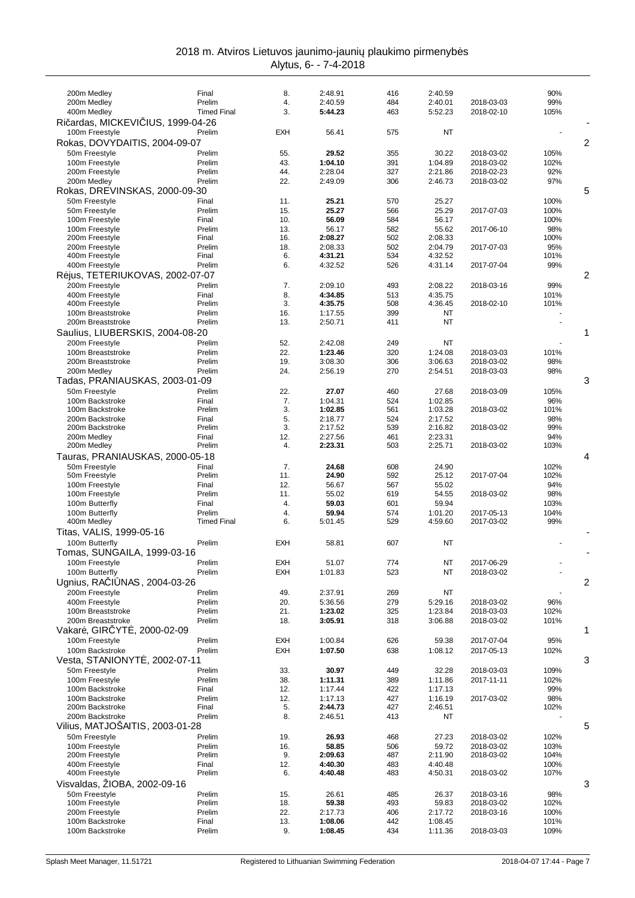2018 m. Atviros Lietuvos jaunimo-jaunių plaukimo pirmenybės
Alytus, 6- - 7-4-2018

| Event | Round | Place | Time | Points | Entry time | Entry date | % | |
|---|---|---|---|---|---|---|---|---|
| 200m Medley | Final | 8. | 2:48.91 | 416 | 2:40.59 | | 90% | |
| 200m Medley | Prelim | 4. | 2:40.59 | 484 | 2:40.01 | 2018-03-03 | 99% | |
| 400m Medley | Timed Final | 3. | **5:44.23** | 463 | 5:52.23 | 2018-02-10 | 105% | |
| **Ričardas, MICKEVIČIUS, 1999-04-26** | | | | | | | | - |
| 100m Freestyle | Prelim | EXH | 56.41 | 575 | NT | | - | |
| **Rokas, DOVYDAITIS, 2004-09-07** | | | | | | | | 2 |
| 50m Freestyle | Prelim | 55. | **29.52** | 355 | 30.22 | 2018-03-02 | 105% | |
| 100m Freestyle | Prelim | 43. | **1:04.10** | 391 | 1:04.89 | 2018-03-02 | 102% | |
| 200m Freestyle | Prelim | 44. | 2:28.04 | 327 | 2:21.86 | 2018-02-23 | 92% | |
| 200m Medley | Prelim | 22. | 2:49.09 | 306 | 2:46.73 | 2018-03-02 | 97% | |
| **Rokas, DREVINSKAS, 2000-09-30** | | | | | | | | 5 |
| 50m Freestyle | Final | 11. | **25.21** | 570 | 25.27 | | 100% | |
| 50m Freestyle | Prelim | 15. | **25.27** | 566 | 25.29 | 2017-07-03 | 100% | |
| 100m Freestyle | Final | 10. | **56.09** | 584 | 56.17 | | 100% | |
| 100m Freestyle | Prelim | 13. | 56.17 | 582 | 55.62 | 2017-06-10 | 98% | |
| 200m Freestyle | Final | 16. | **2:08.27** | 502 | 2:08.33 | | 100% | |
| 200m Freestyle | Prelim | 18. | 2:08.33 | 502 | 2:04.79 | 2017-07-03 | 95% | |
| 400m Freestyle | Final | 6. | **4:31.21** | 534 | 4:32.52 | | 101% | |
| 400m Freestyle | Prelim | 6. | 4:32.52 | 526 | 4:31.14 | 2017-07-04 | 99% | |
| **Rėjus, TETERIUKOVAS, 2002-07-07** | | | | | | | | 2 |
| 200m Freestyle | Prelim | 7. | 2:09.10 | 493 | 2:08.22 | 2018-03-16 | 99% | |
| 400m Freestyle | Final | 8. | **4:34.85** | 513 | 4:35.75 | | 101% | |
| 400m Freestyle | Prelim | 3. | **4:35.75** | 508 | 4:36.45 | 2018-02-10 | 101% | |
| 100m Breaststroke | Prelim | 16. | 1:17.55 | 399 | NT | | - | |
| 200m Breaststroke | Prelim | 13. | 2:50.71 | 411 | NT | | - | |
| **Saulius, LIUBERSKIS, 2004-08-20** | | | | | | | | 1 |
| 200m Freestyle | Prelim | 52. | 2:42.08 | 249 | NT | | - | |
| 100m Breaststroke | Prelim | 22. | **1:23.46** | 320 | 1:24.08 | 2018-03-03 | 101% | |
| 200m Breaststroke | Prelim | 19. | 3:08.30 | 306 | 3:06.63 | 2018-03-02 | 98% | |
| 200m Medley | Prelim | 24. | 2:56.19 | 270 | 2:54.51 | 2018-03-03 | 98% | |
| **Tadas, PRANIAUSKAS, 2003-01-09** | | | | | | | | 3 |
| 50m Freestyle | Prelim | 22. | **27.07** | 460 | 27.68 | 2018-03-09 | 105% | |
| 100m Backstroke | Final | 7. | 1:04.31 | 524 | 1:02.85 | | 96% | |
| 100m Backstroke | Prelim | 3. | **1:02.85** | 561 | 1:03.28 | 2018-03-02 | 101% | |
| 200m Backstroke | Final | 5. | 2:18.77 | 524 | 2:17.52 | | 98% | |
| 200m Backstroke | Prelim | 3. | 2:17.52 | 539 | 2:16.82 | 2018-03-02 | 99% | |
| 200m Medley | Final | 12. | 2:27.56 | 461 | 2:23.31 | | 94% | |
| 200m Medley | Prelim | 4. | **2:23.31** | 503 | 2:25.71 | 2018-03-02 | 103% | |
| **Tauras, PRANIAUSKAS, 2000-05-18** | | | | | | | | 4 |
| 50m Freestyle | Final | 7. | **24.68** | 608 | 24.90 | | 102% | |
| 50m Freestyle | Prelim | 11. | **24.90** | 592 | 25.12 | 2017-07-04 | 102% | |
| 100m Freestyle | Final | 12. | 56.67 | 567 | 55.02 | | 94% | |
| 100m Freestyle | Prelim | 11. | 55.02 | 619 | 54.55 | 2018-03-02 | 98% | |
| 100m Butterfly | Final | 4. | **59.03** | 601 | 59.94 | | 103% | |
| 100m Butterfly | Prelim | 4. | **59.94** | 574 | 1:01.20 | 2017-05-13 | 104% | |
| 400m Medley | Timed Final | 6. | 5:01.45 | 529 | 4:59.60 | 2017-03-02 | 99% | |
| **Titas, VALIS, 1999-05-16** | | | | | | | | - |
| 100m Butterfly | Prelim | EXH | 58.81 | 607 | NT | | - | |
| **Tomas, SUNGAILA, 1999-03-16** | | | | | | | | - |
| 100m Freestyle | Prelim | EXH | 51.07 | 774 | NT | 2017-06-29 | - | |
| 100m Butterfly | Prelim | EXH | 1:01.83 | 523 | NT | 2018-03-02 | - | |
| **Ugnius, RAČIŪNAS, 2004-03-26** | | | | | | | | 2 |
| 200m Freestyle | Prelim | 49. | 2:37.91 | 269 | NT | | - | |
| 400m Freestyle | Prelim | 20. | 5:36.56 | 279 | 5:29.16 | 2018-03-02 | 96% | |
| 100m Breaststroke | Prelim | 21. | **1:23.02** | 325 | 1:23.84 | 2018-03-03 | 102% | |
| 200m Breaststroke | Prelim | 18. | **3:05.91** | 318 | 3:06.88 | 2018-03-02 | 101% | |
| **Vakarė, GIRČYTĖ, 2000-02-09** | | | | | | | | 1 |
| 100m Freestyle | Prelim | EXH | 1:00.84 | 626 | 59.38 | 2017-07-04 | 95% | |
| 100m Backstroke | Prelim | EXH | **1:07.50** | 638 | 1:08.12 | 2017-05-13 | 102% | |
| **Vesta, STANIONYTĖ, 2002-07-11** | | | | | | | | 3 |
| 50m Freestyle | Prelim | 33. | **30.97** | 449 | 32.28 | 2018-03-03 | 109% | |
| 100m Freestyle | Prelim | 38. | **1:11.31** | 389 | 1:11.86 | 2017-11-11 | 102% | |
| 100m Backstroke | Final | 12. | 1:17.44 | 422 | 1:17.13 | | 99% | |
| 100m Backstroke | Prelim | 12. | 1:17.13 | 427 | 1:16.19 | 2017-03-02 | 98% | |
| 200m Backstroke | Final | 5. | **2:44.73** | 427 | 2:46.51 | | 102% | |
| 200m Backstroke | Prelim | 8. | 2:46.51 | 413 | NT | | - | |
| **Vilius, MATJOŠAITIS, 2003-01-28** | | | | | | | | 5 |
| 50m Freestyle | Prelim | 19. | **26.93** | 468 | 27.23 | 2018-03-02 | 102% | |
| 100m Freestyle | Prelim | 16. | **58.85** | 506 | 59.72 | 2018-03-02 | 103% | |
| 200m Freestyle | Prelim | 9. | **2:09.63** | 487 | 2:11.90 | 2018-03-02 | 104% | |
| 400m Freestyle | Final | 12. | **4:40.30** | 483 | 4:40.48 | | 100% | |
| 400m Freestyle | Prelim | 6. | **4:40.48** | 483 | 4:50.31 | 2018-03-02 | 107% | |
| **Visvaldas, ŽIOBA, 2002-09-16** | | | | | | | | 3 |
| 50m Freestyle | Prelim | 15. | 26.61 | 485 | 26.37 | 2018-03-16 | 98% | |
| 100m Freestyle | Prelim | 18. | **59.38** | 493 | 59.83 | 2018-03-02 | 102% | |
| 200m Freestyle | Prelim | 22. | 2:17.73 | 406 | 2:17.72 | 2018-03-16 | 100% | |
| 100m Backstroke | Final | 13. | **1:08.06** | 442 | 1:08.45 | | 101% | |
| 100m Backstroke | Prelim | 9. | **1:08.45** | 434 | 1:11.36 | 2018-03-03 | 109% | |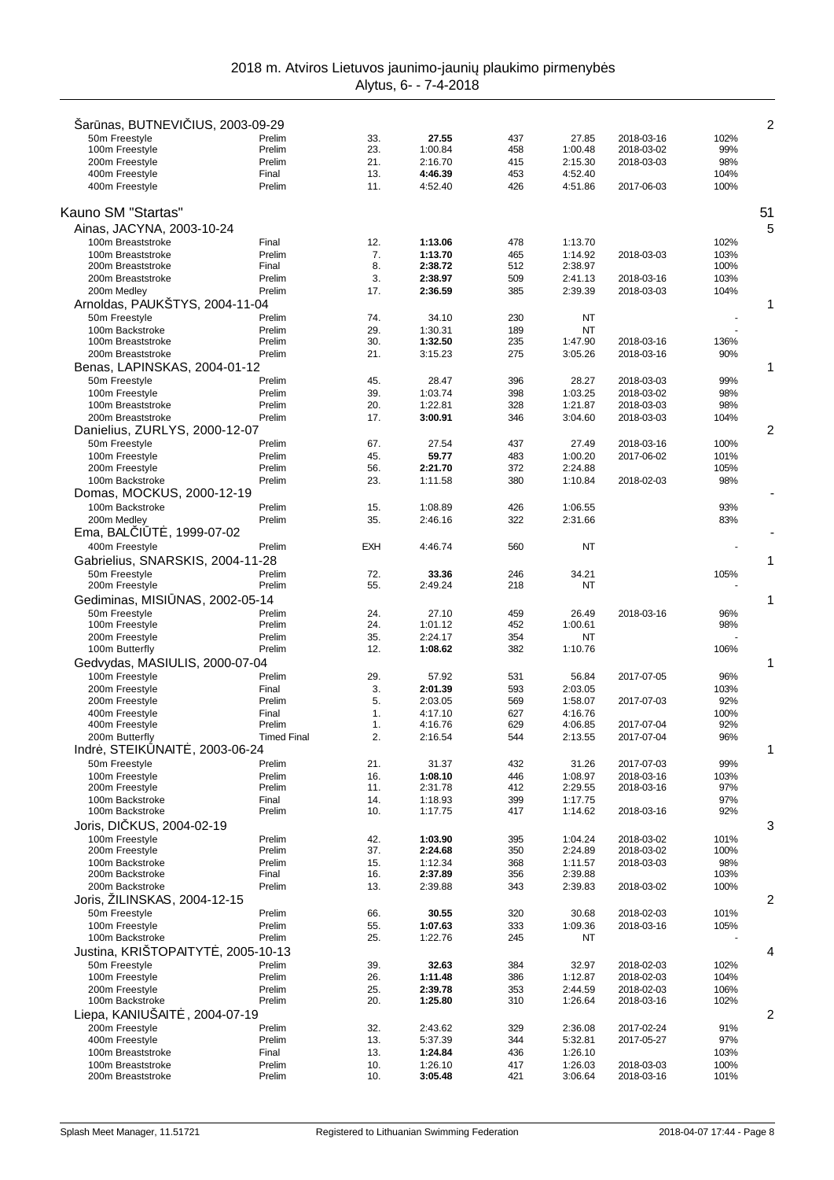## 2018 m. Atviros Lietuvos jaunimo-jaunių plaukimo pirmenybės

Alytus, 6- - 7-4-2018

| | | | | | | | | |
|---|---|---|---|---|---|---|---|---|
| **Šarūnas, BUTNEVIČIUS, 2003-09-29** | | | | | | | | 2 |
| 50m Freestyle | Prelim | 33. | **27.55** | 437 | 27.85 | 2018-03-16 | 102% | |
| 100m Freestyle | Prelim | 23. | 1:00.84 | 458 | 1:00.48 | 2018-03-02 | 99% | |
| 200m Freestyle | Prelim | 21. | 2:16.70 | 415 | 2:15.30 | 2018-03-03 | 98% | |
| 400m Freestyle | Final | 13. | **4:46.39** | 453 | 4:52.40 | | 104% | |
| 400m Freestyle | Prelim | 11. | 4:52.40 | 426 | 4:51.86 | 2017-06-03 | 100% | |

### Kauno SM "Startas" — 51

| | | | | | | | | |
|---|---|---|---|---|---|---|---|---|
| **Ainas, JACYNA, 2003-10-24** | | | | | | | | 5 |
| 100m Breaststroke | Final | 12. | **1:13.06** | 478 | 1:13.70 | | 102% | |
| 100m Breaststroke | Prelim | 7. | **1:13.70** | 465 | 1:14.92 | 2018-03-03 | 103% | |
| 200m Breaststroke | Final | 8. | **2:38.72** | 512 | 2:38.97 | | 100% | |
| 200m Breaststroke | Prelim | 3. | **2:38.97** | 509 | 2:41.13 | 2018-03-16 | 103% | |
| 200m Medley | Prelim | 17. | **2:36.59** | 385 | 2:39.39 | 2018-03-03 | 104% | |
| **Arnoldas, PAUKŠTYS, 2004-11-04** | | | | | | | | 1 |
| 50m Freestyle | Prelim | 74. | 34.10 | 230 | NT | | - | |
| 100m Backstroke | Prelim | 29. | 1:30.31 | 189 | NT | | - | |
| 100m Breaststroke | Prelim | 30. | **1:32.50** | 235 | 1:47.90 | 2018-03-16 | 136% | |
| 200m Breaststroke | Prelim | 21. | 3:15.23 | 275 | 3:05.26 | 2018-03-16 | 90% | |
| **Benas, LAPINSKAS, 2004-01-12** | | | | | | | | 1 |
| 50m Freestyle | Prelim | 45. | 28.47 | 396 | 28.27 | 2018-03-03 | 99% | |
| 100m Freestyle | Prelim | 39. | 1:03.74 | 398 | 1:03.25 | 2018-03-02 | 98% | |
| 100m Breaststroke | Prelim | 20. | 1:22.81 | 328 | 1:21.87 | 2018-03-03 | 98% | |
| 200m Breaststroke | Prelim | 17. | **3:00.91** | 346 | 3:04.60 | 2018-03-03 | 104% | |
| **Danielius, ZURLYS, 2000-12-07** | | | | | | | | 2 |
| 50m Freestyle | Prelim | 67. | 27.54 | 437 | 27.49 | 2018-03-16 | 100% | |
| 100m Freestyle | Prelim | 45. | **59.77** | 483 | 1:00.20 | 2017-06-02 | 101% | |
| 200m Freestyle | Prelim | 56. | **2:21.70** | 372 | 2:24.88 | | 105% | |
| 100m Backstroke | Prelim | 23. | 1:11.58 | 380 | 1:10.84 | 2018-02-03 | 98% | |
| **Domas, MOCKUS, 2000-12-19** | | | | | | | | - |
| 100m Backstroke | Prelim | 15. | 1:08.89 | 426 | 1:06.55 | | 93% | |
| 200m Medley | Prelim | 35. | 2:46.16 | 322 | 2:31.66 | | 83% | |
| **Ema, BALČIŪTĖ, 1999-07-02** | | | | | | | | - |
| 400m Freestyle | Prelim | EXH | 4:46.74 | 560 | NT | | - | |
| **Gabrielius, SNARSKIS, 2004-11-28** | | | | | | | | 1 |
| 50m Freestyle | Prelim | 72. | **33.36** | 246 | 34.21 | | 105% | |
| 200m Freestyle | Prelim | 55. | 2:49.24 | 218 | NT | | - | |
| **Gediminas, MISIŪNAS, 2002-05-14** | | | | | | | | 1 |
| 50m Freestyle | Prelim | 24. | 27.10 | 459 | 26.49 | 2018-03-16 | 96% | |
| 100m Freestyle | Prelim | 24. | 1:01.12 | 452 | 1:00.61 | | 98% | |
| 200m Freestyle | Prelim | 35. | 2:24.17 | 354 | NT | | - | |
| 100m Butterfly | Prelim | 12. | **1:08.62** | 382 | 1:10.76 | | 106% | |
| **Gedvydas, MASIULIS, 2000-07-04** | | | | | | | | 1 |
| 100m Freestyle | Prelim | 29. | 57.92 | 531 | 56.84 | 2017-07-05 | 96% | |
| 200m Freestyle | Final | 3. | **2:01.39** | 593 | 2:03.05 | | 103% | |
| 200m Freestyle | Prelim | 5. | 2:03.05 | 569 | 1:58.07 | 2017-07-03 | 92% | |
| 400m Freestyle | Final | 1. | 4:17.10 | 627 | 4:16.76 | | 100% | |
| 400m Freestyle | Prelim | 1. | 4:16.76 | 629 | 4:06.85 | 2017-07-04 | 92% | |
| 200m Butterfly | Timed Final | 2. | 2:16.54 | 544 | 2:13.55 | 2017-07-04 | 96% | |
| **Indrė, STEIKŪNAITĖ, 2003-06-24** | | | | | | | | 1 |
| 50m Freestyle | Prelim | 21. | 31.37 | 432 | 31.26 | 2017-07-03 | 99% | |
| 100m Freestyle | Prelim | 16. | **1:08.10** | 446 | 1:08.97 | 2018-03-16 | 103% | |
| 200m Freestyle | Prelim | 11. | 2:31.78 | 412 | 2:29.55 | 2018-03-16 | 97% | |
| 100m Backstroke | Final | 14. | 1:18.93 | 399 | 1:17.75 | | 97% | |
| 100m Backstroke | Prelim | 10. | 1:17.75 | 417 | 1:14.62 | 2018-03-16 | 92% | |
| **Joris, DIČKUS, 2004-02-19** | | | | | | | | 3 |
| 100m Freestyle | Prelim | 42. | **1:03.90** | 395 | 1:04.24 | 2018-03-02 | 101% | |
| 200m Freestyle | Prelim | 37. | **2:24.68** | 350 | 2:24.89 | 2018-03-02 | 100% | |
| 100m Backstroke | Prelim | 15. | 1:12.34 | 368 | 1:11.57 | 2018-03-03 | 98% | |
| 200m Backstroke | Final | 16. | **2:37.89** | 356 | 2:39.88 | | 103% | |
| 200m Backstroke | Prelim | 13. | 2:39.88 | 343 | 2:39.83 | 2018-03-02 | 100% | |
| **Joris, ŽILINSKAS, 2004-12-15** | | | | | | | | 2 |
| 50m Freestyle | Prelim | 66. | **30.55** | 320 | 30.68 | 2018-02-03 | 101% | |
| 100m Freestyle | Prelim | 55. | **1:07.63** | 333 | 1:09.36 | 2018-03-16 | 105% | |
| 100m Backstroke | Prelim | 25. | 1:22.76 | 245 | NT | | - | |
| **Justina, KRIŠTOPAITYTĖ, 2005-10-13** | | | | | | | | 4 |
| 50m Freestyle | Prelim | 39. | **32.63** | 384 | 32.97 | 2018-02-03 | 102% | |
| 100m Freestyle | Prelim | 26. | **1:11.48** | 386 | 1:12.87 | 2018-02-03 | 104% | |
| 200m Freestyle | Prelim | 25. | **2:39.78** | 353 | 2:44.59 | 2018-02-03 | 106% | |
| 100m Backstroke | Prelim | 20. | **1:25.80** | 310 | 1:26.64 | 2018-03-16 | 102% | |
| **Liepa, KANIUŠAITĖ, 2004-07-19** | | | | | | | | 2 |
| 200m Freestyle | Prelim | 32. | 2:43.62 | 329 | 2:36.08 | 2017-02-24 | 91% | |
| 400m Freestyle | Prelim | 13. | 5:37.39 | 344 | 5:32.81 | 2017-05-27 | 97% | |
| 100m Breaststroke | Final | 13. | **1:24.84** | 436 | 1:26.10 | | 103% | |
| 100m Breaststroke | Prelim | 10. | 1:26.10 | 417 | 1:26.03 | 2018-03-03 | 100% | |
| 200m Breaststroke | Prelim | 10. | **3:05.48** | 421 | 3:06.64 | 2018-03-16 | 101% | |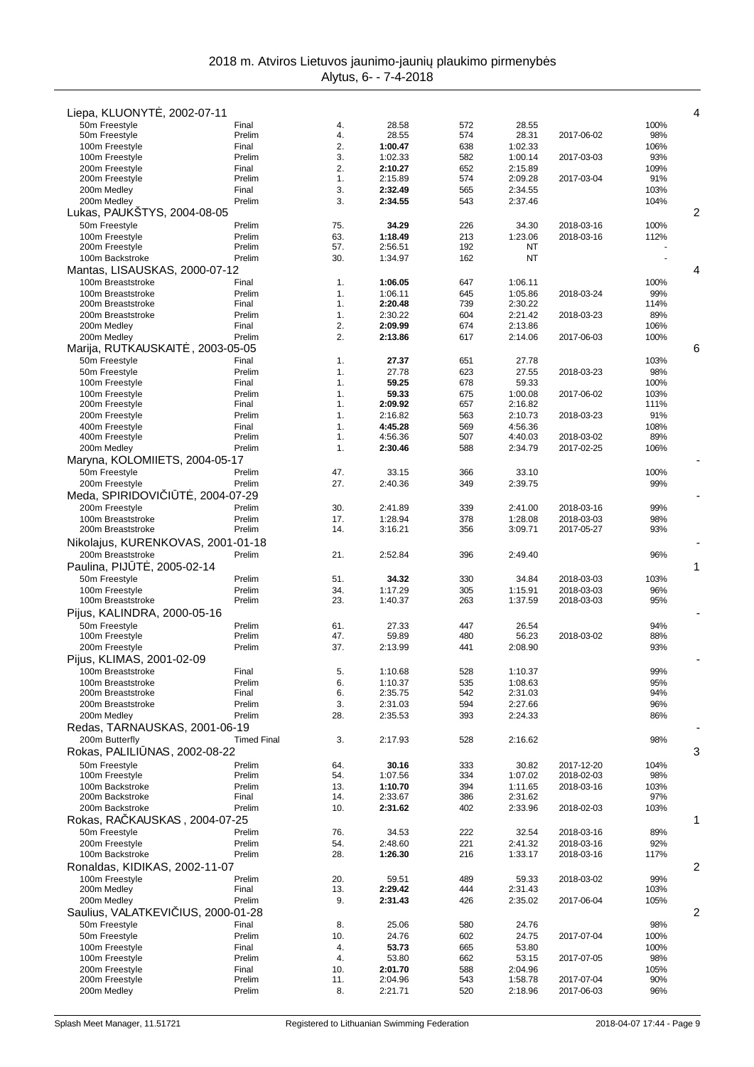2018 m. Atviros Lietuvos jaunimo-jaunių plaukimo pirmenybės
Alytus, 6- - 7-4-2018

| Name / Event | Round | Place | Time | Points | Entry time | Date | % | |
|---|---|---|---|---|---|---|---|---|
| **Liepa, KLUONYTĖ, 2002-07-11** | | | | | | | | 4 |
| 50m Freestyle | Final | 4. | 28.58 | 572 | 28.55 | | 100% | |
| 50m Freestyle | Prelim | 4. | 28.55 | 574 | 28.31 | 2017-06-02 | 98% | |
| 100m Freestyle | Final | 2. | **1:00.47** | 638 | 1:02.33 | | 106% | |
| 100m Freestyle | Prelim | 3. | 1:02.33 | 582 | 1:00.14 | 2017-03-03 | 93% | |
| 200m Freestyle | Final | 2. | **2:10.27** | 652 | 2:15.89 | | 109% | |
| 200m Freestyle | Prelim | 1. | 2:15.89 | 574 | 2:09.28 | 2017-03-04 | 91% | |
| 200m Medley | Final | 3. | **2:32.49** | 565 | 2:34.55 | | 103% | |
| 200m Medley | Prelim | 3. | **2:34.55** | 543 | 2:37.46 | | 104% | |
| **Lukas, PAUKŠTYS, 2004-08-05** | | | | | | | | 2 |
| 50m Freestyle | Prelim | 75. | **34.29** | 226 | 34.30 | 2018-03-16 | 100% | |
| 100m Freestyle | Prelim | 63. | **1:18.49** | 213 | 1:23.06 | 2018-03-16 | 112% | |
| 200m Freestyle | Prelim | 57. | 2:56.51 | 192 | NT | | - | |
| 100m Backstroke | Prelim | 30. | 1:34.97 | 162 | NT | | - | |
| **Mantas, LISAUSKAS, 2000-07-12** | | | | | | | | 4 |
| 100m Breaststroke | Final | 1. | **1:06.05** | 647 | 1:06.11 | | 100% | |
| 100m Breaststroke | Prelim | 1. | 1:06.11 | 645 | 1:05.86 | 2018-03-24 | 99% | |
| 200m Breaststroke | Final | 1. | **2:20.48** | 739 | 2:30.22 | | 114% | |
| 200m Breaststroke | Prelim | 1. | 2:30.22 | 604 | 2:21.42 | 2018-03-23 | 89% | |
| 200m Medley | Final | 2. | **2:09.99** | 674 | 2:13.86 | | 106% | |
| 200m Medley | Prelim | 2. | **2:13.86** | 617 | 2:14.06 | 2017-06-03 | 100% | |
| **Marija, RUTKAUSKAITĖ, 2003-05-05** | | | | | | | | 6 |
| 50m Freestyle | Final | 1. | **27.37** | 651 | 27.78 | | 103% | |
| 50m Freestyle | Prelim | 1. | 27.78 | 623 | 27.55 | 2018-03-23 | 98% | |
| 100m Freestyle | Final | 1. | **59.25** | 678 | 59.33 | | 100% | |
| 100m Freestyle | Prelim | 1. | **59.33** | 675 | 1:00.08 | 2017-06-02 | 103% | |
| 200m Freestyle | Final | 1. | **2:09.92** | 657 | 2:16.82 | | 111% | |
| 200m Freestyle | Prelim | 1. | 2:16.82 | 563 | 2:10.73 | 2018-03-23 | 91% | |
| 400m Freestyle | Final | 1. | **4:45.28** | 569 | 4:56.36 | | 108% | |
| 400m Freestyle | Prelim | 1. | 4:56.36 | 507 | 4:40.03 | 2018-03-02 | 89% | |
| 200m Medley | Prelim | 1. | **2:30.46** | 588 | 2:34.79 | 2017-02-25 | 106% | |
| **Maryna, KOLOMIIETS, 2004-05-17** | | | | | | | | - |
| 50m Freestyle | Prelim | 47. | 33.15 | 366 | 33.10 | | 100% | |
| 200m Freestyle | Prelim | 27. | 2:40.36 | 349 | 2:39.75 | | 99% | |
| **Meda, SPIRIDOVIČIŪTĖ, 2004-07-29** | | | | | | | | - |
| 200m Freestyle | Prelim | 30. | 2:41.89 | 339 | 2:41.00 | 2018-03-16 | 99% | |
| 100m Breaststroke | Prelim | 17. | 1:28.94 | 378 | 1:28.08 | 2018-03-03 | 98% | |
| 200m Breaststroke | Prelim | 14. | 3:16.21 | 356 | 3:09.71 | 2017-05-27 | 93% | |
| **Nikolajus, KURENKOVAS, 2001-01-18** | | | | | | | | - |
| 200m Breaststroke | Prelim | 21. | 2:52.84 | 396 | 2:49.40 | | 96% | |
| **Paulina, PIJŪTĖ, 2005-02-14** | | | | | | | | 1 |
| 50m Freestyle | Prelim | 51. | **34.32** | 330 | 34.84 | 2018-03-03 | 103% | |
| 100m Freestyle | Prelim | 34. | 1:17.29 | 305 | 1:15.91 | 2018-03-03 | 96% | |
| 100m Breaststroke | Prelim | 23. | 1:40.37 | 263 | 1:37.59 | 2018-03-03 | 95% | |
| **Pijus, KALINDRA, 2000-05-16** | | | | | | | | - |
| 50m Freestyle | Prelim | 61. | 27.33 | 447 | 26.54 | | 94% | |
| 100m Freestyle | Prelim | 47. | 59.89 | 480 | 56.23 | 2018-03-02 | 88% | |
| 200m Freestyle | Prelim | 37. | 2:13.99 | 441 | 2:08.90 | | 93% | |
| **Pijus, KLIMAS, 2001-02-09** | | | | | | | | - |
| 100m Breaststroke | Final | 5. | 1:10.68 | 528 | 1:10.37 | | 99% | |
| 100m Breaststroke | Prelim | 6. | 1:10.37 | 535 | 1:08.63 | | 95% | |
| 200m Breaststroke | Final | 6. | 2:35.75 | 542 | 2:31.03 | | 94% | |
| 200m Breaststroke | Prelim | 3. | 2:31.03 | 594 | 2:27.66 | | 96% | |
| 200m Medley | Prelim | 28. | 2:35.53 | 393 | 2:24.33 | | 86% | |
| **Redas, TARNAUSKAS, 2001-06-19** | | | | | | | | - |
| 200m Butterfly | Timed Final | 3. | 2:17.93 | 528 | 2:16.62 | | 98% | |
| **Rokas, PALILIŪNAS, 2002-08-22** | | | | | | | | 3 |
| 50m Freestyle | Prelim | 64. | **30.16** | 333 | 30.82 | 2017-12-20 | 104% | |
| 100m Freestyle | Prelim | 54. | 1:07.56 | 334 | 1:07.02 | 2018-02-03 | 98% | |
| 100m Backstroke | Prelim | 13. | **1:10.70** | 394 | 1:11.65 | 2018-03-16 | 103% | |
| 200m Backstroke | Final | 14. | 2:33.67 | 386 | 2:31.62 | | 97% | |
| 200m Backstroke | Prelim | 10. | **2:31.62** | 402 | 2:33.96 | 2018-02-03 | 103% | |
| **Rokas, RAČKAUSKAS , 2004-07-25** | | | | | | | | 1 |
| 50m Freestyle | Prelim | 76. | 34.53 | 222 | 32.54 | 2018-03-16 | 89% | |
| 200m Freestyle | Prelim | 54. | 2:48.60 | 221 | 2:41.32 | 2018-03-16 | 92% | |
| 100m Backstroke | Prelim | 28. | **1:26.30** | 216 | 1:33.17 | 2018-03-16 | 117% | |
| **Ronaldas, KIDIKAS, 2002-11-07** | | | | | | | | 2 |
| 100m Freestyle | Prelim | 20. | 59.51 | 489 | 59.33 | 2018-03-02 | 99% | |
| 200m Medley | Final | 13. | **2:29.42** | 444 | 2:31.43 | | 103% | |
| 200m Medley | Prelim | 9. | **2:31.43** | 426 | 2:35.02 | 2017-06-04 | 105% | |
| **Saulius, VALATKEVIČIUS, 2000-01-28** | | | | | | | | 2 |
| 50m Freestyle | Final | 8. | 25.06 | 580 | 24.76 | | 98% | |
| 50m Freestyle | Prelim | 10. | 24.76 | 602 | 24.75 | 2017-07-04 | 100% | |
| 100m Freestyle | Final | 4. | **53.73** | 665 | 53.80 | | 100% | |
| 100m Freestyle | Prelim | 4. | 53.80 | 662 | 53.15 | 2017-07-05 | 98% | |
| 200m Freestyle | Final | 10. | **2:01.70** | 588 | 2:04.96 | | 105% | |
| 200m Freestyle | Prelim | 11. | 2:04.96 | 543 | 1:58.78 | 2017-07-04 | 90% | |
| 200m Medley | Prelim | 8. | 2:21.71 | 520 | 2:18.96 | 2017-06-03 | 96% | |

Splash Meet Manager, 11.51721 — Registered to Lithuanian Swimming Federation — 2018-04-07 17:44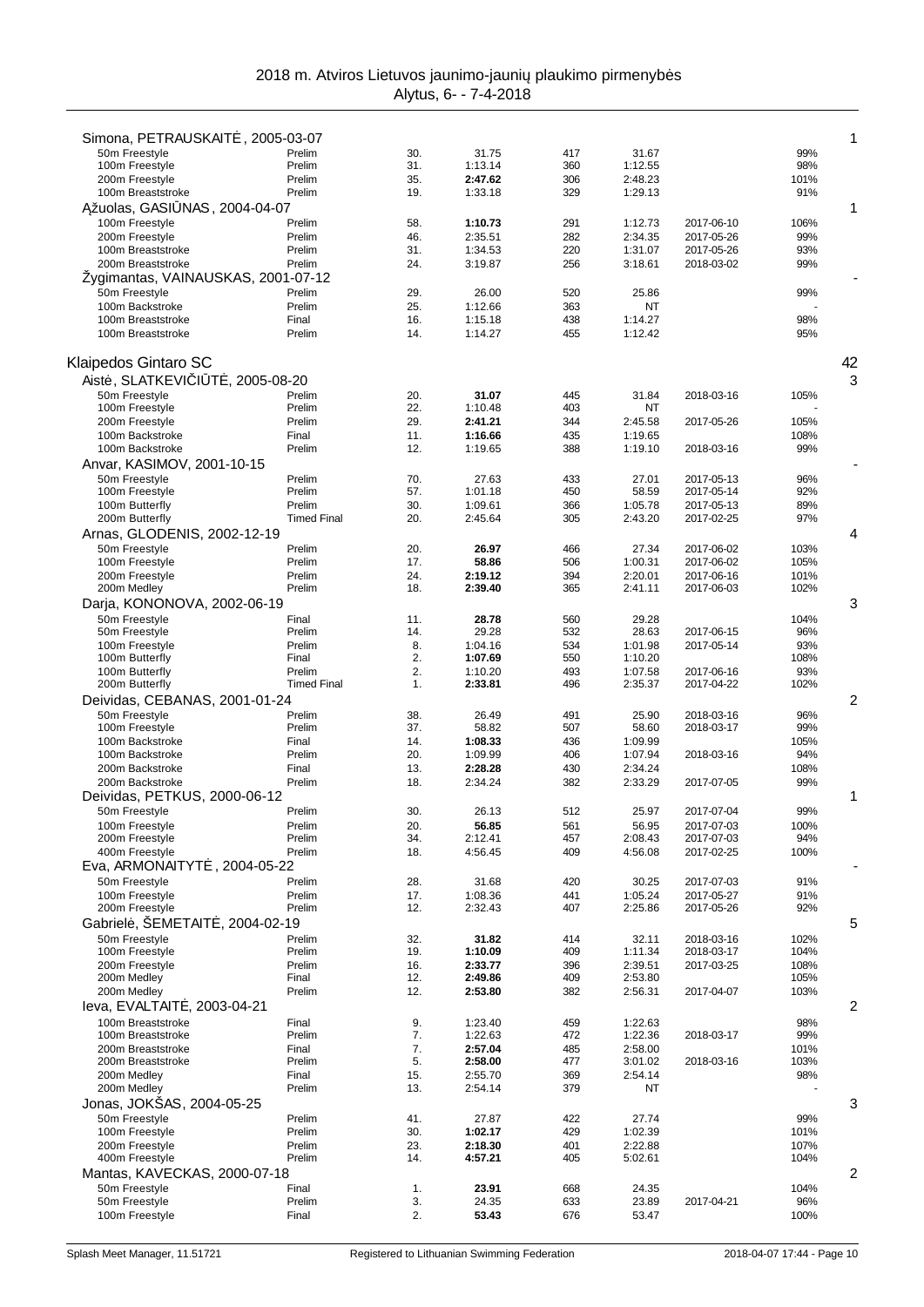2018 m. Atviros Lietuvos jaunimo-jaunių plaukimo pirmenybės
Alytus, 6- - 7-4-2018

| Athlete / Event | Round | Place | Time | Points | Entry Time | Entry Date | % | |
|---|---|---|---|---|---|---|---|---|
| **Simona, PETRAUSKAITĖ , 2005-03-07** | | | | | | | | 1 |
| 50m Freestyle | Prelim | 30. | 31.75 | 417 | 31.67 | | 99% | |
| 100m Freestyle | Prelim | 31. | 1:13.14 | 360 | 1:12.55 | | 98% | |
| 200m Freestyle | Prelim | 35. | **2:47.62** | 306 | 2:48.23 | | 101% | |
| 100m Breaststroke | Prelim | 19. | 1:33.18 | 329 | 1:29.13 | | 91% | |
| **Ąžuolas, GASIŪNAS , 2004-04-07** | | | | | | | | 1 |
| 100m Freestyle | Prelim | 58. | **1:10.73** | 291 | 1:12.73 | 2017-06-10 | 106% | |
| 200m Freestyle | Prelim | 46. | 2:35.51 | 282 | 2:34.35 | 2017-05-26 | 99% | |
| 100m Breaststroke | Prelim | 31. | 1:34.53 | 220 | 1:31.07 | 2017-05-26 | 93% | |
| 200m Breaststroke | Prelim | 24. | 3:19.87 | 256 | 3:18.61 | 2018-03-02 | 99% | |
| **Žygimantas, VAINAUSKAS, 2001-07-12** | | | | | | | | - |
| 50m Freestyle | Prelim | 29. | 26.00 | 520 | 25.86 | | 99% | |
| 100m Backstroke | Prelim | 25. | 1:12.66 | 363 | NT | | - | |
| 100m Breaststroke | Final | 16. | 1:15.18 | 438 | 1:14.27 | | 98% | |
| 100m Breaststroke | Prelim | 14. | 1:14.27 | 455 | 1:12.42 | | 95% | |

## Klaipedos Gintaro SC — 42

| Athlete / Event | Round | Place | Time | Points | Entry Time | Entry Date | % | |
|---|---|---|---|---|---|---|---|---|
| **Aistė, SLATKEVIČIŪTĖ, 2005-08-20** | | | | | | | | 3 |
| 50m Freestyle | Prelim | 20. | **31.07** | 445 | 31.84 | 2018-03-16 | 105% | |
| 100m Freestyle | Prelim | 22. | 1:10.48 | 403 | NT | | - | |
| 200m Freestyle | Prelim | 29. | **2:41.21** | 344 | 2:45.58 | 2017-05-26 | 105% | |
| 100m Backstroke | Final | 11. | **1:16.66** | 435 | 1:19.65 | | 108% | |
| 100m Backstroke | Prelim | 12. | 1:19.65 | 388 | 1:19.10 | 2018-03-16 | 99% | |
| **Anvar, KASIMOV, 2001-10-15** | | | | | | | | - |
| 50m Freestyle | Prelim | 70. | 27.63 | 433 | 27.01 | 2017-05-13 | 96% | |
| 100m Freestyle | Prelim | 57. | 1:01.18 | 450 | 58.59 | 2017-05-14 | 92% | |
| 100m Butterfly | Prelim | 30. | 1:09.61 | 366 | 1:05.78 | 2017-05-13 | 89% | |
| 200m Butterfly | Timed Final | 20. | 2:45.64 | 305 | 2:43.20 | 2017-02-25 | 97% | |
| **Arnas, GLODENIS, 2002-12-19** | | | | | | | | 4 |
| 50m Freestyle | Prelim | 20. | **26.97** | 466 | 27.34 | 2017-06-02 | 103% | |
| 100m Freestyle | Prelim | 17. | **58.86** | 506 | 1:00.31 | 2017-06-02 | 105% | |
| 200m Freestyle | Prelim | 24. | **2:19.12** | 394 | 2:20.01 | 2017-06-16 | 101% | |
| 200m Medley | Prelim | 18. | **2:39.40** | 365 | 2:41.11 | 2017-06-03 | 102% | |
| **Darja, KONONOVA, 2002-06-19** | | | | | | | | 3 |
| 50m Freestyle | Final | 11. | **28.78** | 560 | 29.28 | | 104% | |
| 50m Freestyle | Prelim | 14. | 29.28 | 532 | 28.63 | 2017-06-15 | 96% | |
| 100m Freestyle | Prelim | 8. | 1:04.16 | 534 | 1:01.98 | 2017-05-14 | 93% | |
| 100m Butterfly | Final | 2. | **1:07.69** | 550 | 1:10.20 | | 108% | |
| 100m Butterfly | Prelim | 2. | 1:10.20 | 493 | 1:07.58 | 2017-06-16 | 93% | |
| 200m Butterfly | Timed Final | 1. | **2:33.81** | 496 | 2:35.37 | 2017-04-22 | 102% | |
| **Deividas, CEBANAS, 2001-01-24** | | | | | | | | 2 |
| 50m Freestyle | Prelim | 38. | 26.49 | 491 | 25.90 | 2018-03-16 | 96% | |
| 100m Freestyle | Prelim | 37. | 58.82 | 507 | 58.60 | 2018-03-17 | 99% | |
| 100m Backstroke | Final | 14. | **1:08.33** | 436 | 1:09.99 | | 105% | |
| 100m Backstroke | Prelim | 20. | 1:09.99 | 406 | 1:07.94 | 2018-03-16 | 94% | |
| 200m Backstroke | Final | 13. | **2:28.28** | 430 | 2:34.24 | | 108% | |
| 200m Backstroke | Prelim | 18. | 2:34.24 | 382 | 2:33.29 | 2017-07-05 | 99% | |
| **Deividas, PETKUS, 2000-06-12** | | | | | | | | 1 |
| 50m Freestyle | Prelim | 30. | 26.13 | 512 | 25.97 | 2017-07-04 | 99% | |
| 100m Freestyle | Prelim | 20. | **56.85** | 561 | 56.95 | 2017-07-03 | 100% | |
| 200m Freestyle | Prelim | 34. | 2:12.41 | 457 | 2:08.43 | 2017-07-03 | 94% | |
| 400m Freestyle | Prelim | 18. | 4:56.45 | 409 | 4:56.08 | 2017-02-25 | 100% | |
| **Eva, ARMONAITYTĖ , 2004-05-22** | | | | | | | | - |
| 50m Freestyle | Prelim | 28. | 31.68 | 420 | 30.25 | 2017-07-03 | 91% | |
| 100m Freestyle | Prelim | 17. | 1:08.36 | 441 | 1:05.24 | 2017-05-27 | 91% | |
| 200m Freestyle | Prelim | 12. | 2:32.43 | 407 | 2:25.86 | 2017-05-26 | 92% | |
| **Gabrielė, ŠEMETAITĖ, 2004-02-19** | | | | | | | | 5 |
| 50m Freestyle | Prelim | 32. | **31.82** | 414 | 32.11 | 2018-03-16 | 102% | |
| 100m Freestyle | Prelim | 19. | **1:10.09** | 409 | 1:11.34 | 2018-03-17 | 104% | |
| 200m Freestyle | Prelim | 16. | **2:33.77** | 396 | 2:39.51 | 2017-03-25 | 108% | |
| 200m Medley | Final | 12. | **2:49.86** | 409 | 2:53.80 | | 105% | |
| 200m Medley | Prelim | 12. | **2:53.80** | 382 | 2:56.31 | 2017-04-07 | 103% | |
| **Ieva, EVALTAITĖ, 2003-04-21** | | | | | | | | 2 |
| 100m Breaststroke | Final | 9. | 1:23.40 | 459 | 1:22.63 | | 98% | |
| 100m Breaststroke | Prelim | 7. | 1:22.63 | 472 | 1:22.36 | 2018-03-17 | 99% | |
| 200m Breaststroke | Final | 7. | **2:57.04** | 485 | 2:58.00 | | 101% | |
| 200m Breaststroke | Prelim | 5. | **2:58.00** | 477 | 3:01.02 | 2018-03-16 | 103% | |
| 200m Medley | Final | 15. | 2:55.70 | 369 | 2:54.14 | | 98% | |
| 200m Medley | Prelim | 13. | 2:54.14 | 379 | NT | | - | |
| **Jonas, JOKŠAS, 2004-05-25** | | | | | | | | 3 |
| 50m Freestyle | Prelim | 41. | 27.87 | 422 | 27.74 | | 99% | |
| 100m Freestyle | Prelim | 30. | **1:02.17** | 429 | 1:02.39 | | 101% | |
| 200m Freestyle | Prelim | 23. | **2:18.30** | 401 | 2:22.88 | | 107% | |
| 400m Freestyle | Prelim | 14. | **4:57.21** | 405 | 5:02.61 | | 104% | |
| **Mantas, KAVECKAS, 2000-07-18** | | | | | | | | 2 |
| 50m Freestyle | Final | 1. | **23.91** | 668 | 24.35 | | 104% | |
| 50m Freestyle | Prelim | 3. | 24.35 | 633 | 23.89 | 2017-04-21 | 96% | |
| 100m Freestyle | Final | 2. | **53.43** | 676 | 53.47 | | 100% | |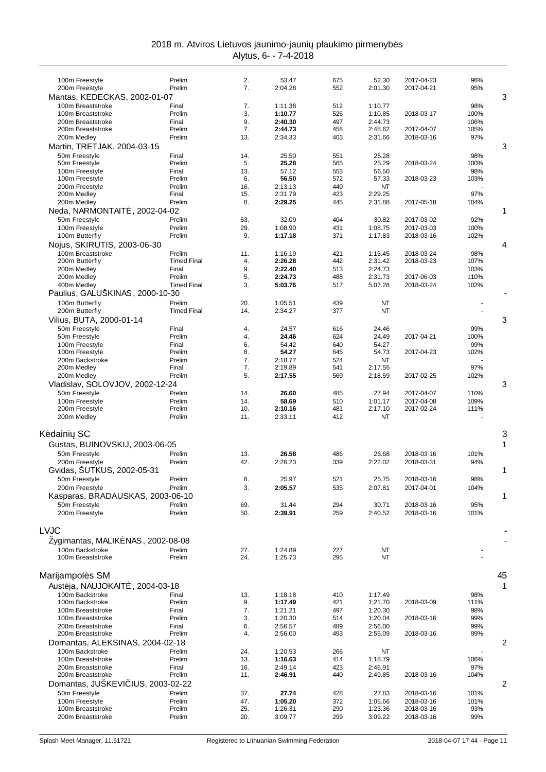| Event | Round | Place | Time | Points | Entry Time | Entry Date | % | |
|---|---|---|---|---|---|---|---|---|
| 100m Freestyle | Prelim | 2. | 53.47 | 675 | 52.30 | 2017-04-23 | 96% | |
| 200m Freestyle | Prelim | 7. | 2:04.28 | 552 | 2:01.30 | 2017-04-21 | 95% | |
| **Mantas, KEDECKAS, 2002-01-07** | | | | | | | | 3 |
| 100m Breaststroke | Final | 7. | 1:11.38 | 512 | 1:10.77 | | 98% | |
| 100m Breaststroke | Prelim | 3. | **1:10.77** | 526 | 1:10.85 | 2018-03-17 | 100% | |
| 200m Breaststroke | Final | 9. | **2:40.30** | 497 | 2:44.73 | | 106% | |
| 200m Breaststroke | Prelim | 7. | **2:44.73** | 458 | 2:48.62 | 2017-04-07 | 105% | |
| 200m Medley | Prelim | 13. | 2:34.33 | 403 | 2:31.66 | 2018-03-16 | 97% | |
| **Martin, TRETJAK, 2004-03-15** | | | | | | | | 3 |
| 50m Freestyle | Final | 14. | 25.50 | 551 | 25.28 | | 98% | |
| 50m Freestyle | Prelim | 5. | **25.28** | 565 | 25.29 | 2018-03-24 | 100% | |
| 100m Freestyle | Final | 13. | 57.12 | 553 | 56.50 | | 98% | |
| 100m Freestyle | Prelim | 6. | **56.50** | 572 | 57.33 | 2018-03-23 | 103% | |
| 200m Freestyle | Prelim | 16. | 2:13.13 | 449 | NT | | - | |
| 200m Medley | Final | 15. | 2:31.79 | 423 | 2:29.25 | | 97% | |
| 200m Medley | Prelim | 8. | **2:29.25** | 445 | 2:31.88 | 2017-05-18 | 104% | |
| **Neda, NARMONTAITĖ, 2002-04-02** | | | | | | | | 1 |
| 50m Freestyle | Prelim | 53. | 32.09 | 404 | 30.82 | 2017-03-02 | 92% | |
| 100m Freestyle | Prelim | 29. | 1:08.90 | 431 | 1:08.75 | 2017-03-03 | 100% | |
| 100m Butterfly | Prelim | 9. | **1:17.18** | 371 | 1:17.83 | 2018-03-16 | 102% | |
| **Nojus, SKIRUTIS, 2003-06-30** | | | | | | | | 4 |
| 100m Breaststroke | Prelim | 11. | 1:16.19 | 421 | 1:15.45 | 2018-03-24 | 98% | |
| 200m Butterfly | Timed Final | 4. | **2:26.28** | 442 | 2:31.42 | 2018-03-23 | 107% | |
| 200m Medley | Final | 9. | **2:22.40** | 513 | 2:24.73 | | 103% | |
| 200m Medley | Prelim | 5. | **2:24.73** | 488 | 2:31.73 | 2017-06-03 | 110% | |
| 400m Medley | Timed Final | 3. | **5:03.76** | 517 | 5:07.28 | 2018-03-24 | 102% | |
| **Paulius, GALUŠKINAS, 2000-10-30** | | | | | | | | - |
| 100m Butterfly | Prelim | 20. | 1:05.51 | 439 | NT | | - | |
| 200m Butterfly | Timed Final | 14. | 2:34.27 | 377 | NT | | - | |
| **Vilius, BUTA, 2000-01-14** | | | | | | | | 3 |
| 50m Freestyle | Final | 4. | 24.57 | 616 | 24.46 | | 99% | |
| 50m Freestyle | Prelim | 4. | **24.46** | 624 | 24.49 | 2017-04-21 | 100% | |
| 100m Freestyle | Final | 6. | 54.42 | 640 | 54.27 | | 99% | |
| 100m Freestyle | Prelim | 8. | **54.27** | 645 | 54.73 | 2017-04-23 | 102% | |
| 200m Backstroke | Prelim | 7. | 2:18.77 | 524 | NT | | - | |
| 200m Medley | Final | 7. | 2:19.89 | 541 | 2:17.55 | | 97% | |
| 200m Medley | Prelim | 5. | **2:17.55** | 569 | 2:18.59 | 2017-02-25 | 102% | |
| **Vladislav, SOLOVJOV, 2002-12-24** | | | | | | | | 3 |
| 50m Freestyle | Prelim | 14. | **26.60** | 485 | 27.94 | 2017-04-07 | 110% | |
| 100m Freestyle | Prelim | 14. | **58.69** | 510 | 1:01.17 | 2017-04-08 | 109% | |
| 200m Freestyle | Prelim | 10. | **2:10.16** | 481 | 2:17.10 | 2017-02-24 | 111% | |
| 200m Medley | Prelim | 11. | 2:33.11 | 412 | NT | | - | |

## Kėdainių SC — 3

| Event | Round | Place | Time | Points | Entry Time | Entry Date | % | |
|---|---|---|---|---|---|---|---|---|
| **Gustas, BUINOVSKIJ, 2003-06-05** | | | | | | | | 1 |
| 50m Freestyle | Prelim | 13. | **26.58** | 486 | 26.68 | 2018-03-16 | 101% | |
| 200m Freestyle | Prelim | 42. | 2:26.23 | 339 | 2:22.02 | 2018-03-31 | 94% | |
| **Gvidas, ŠUTKUS, 2002-05-31** | | | | | | | | 1 |
| 50m Freestyle | Prelim | 8. | 25.97 | 521 | 25.75 | 2018-03-16 | 98% | |
| 200m Freestyle | Prelim | 3. | **2:05.57** | 535 | 2:07.81 | 2017-04-01 | 104% | |
| **Kasparas, BRADAUSKAS, 2003-06-10** | | | | | | | | 1 |
| 50m Freestyle | Prelim | 69. | 31.44 | 294 | 30.71 | 2018-03-16 | 95% | |
| 200m Freestyle | Prelim | 50. | **2:39.91** | 259 | 2:40.52 | 2018-03-16 | 101% | |

## LVJC — -

| Event | Round | Place | Time | Points | Entry Time | Entry Date | % | |
|---|---|---|---|---|---|---|---|---|
| **Žygimantas, MALIKĖNAS, 2002-08-08** | | | | | | | | - |
| 100m Backstroke | Prelim | 27. | 1:24.89 | 227 | NT | | - | |
| 100m Breaststroke | Prelim | 24. | 1:25.73 | 295 | NT | | - | |

## Marijampolės SM — 45

| Event | Round | Place | Time | Points | Entry Time | Entry Date | % | |
|---|---|---|---|---|---|---|---|---|
| **Austėja, NAUJOKAITĖ, 2004-03-18** | | | | | | | | 1 |
| 100m Backstroke | Final | 13. | 1:18.18 | 410 | 1:17.49 | | 98% | |
| 100m Backstroke | Prelim | 9. | **1:17.49** | 421 | 1:21.70 | 2018-03-09 | 111% | |
| 100m Breaststroke | Final | 7. | 1:21.21 | 497 | 1:20.30 | | 98% | |
| 100m Breaststroke | Prelim | 3. | 1:20.30 | 514 | 1:20.04 | 2018-03-16 | 99% | |
| 200m Breaststroke | Final | 6. | 2:56.57 | 489 | 2:56.00 | | 99% | |
| 200m Breaststroke | Prelim | 4. | 2:56.00 | 493 | 2:55.09 | 2018-03-16 | 99% | |
| **Domantas, ALEKSINAS, 2004-02-18** | | | | | | | | 2 |
| 100m Backstroke | Prelim | 24. | 1:20.53 | 266 | NT | | - | |
| 100m Breaststroke | Prelim | 13. | **1:16.63** | 414 | 1:18.79 | | 106% | |
| 200m Breaststroke | Final | 16. | 2:49.14 | 423 | 2:46.91 | | 97% | |
| 200m Breaststroke | Prelim | 11. | **2:46.91** | 440 | 2:49.85 | 2018-03-16 | 104% | |
| **Domantas, JUŠKEVIČIUS, 2003-02-22** | | | | | | | | 2 |
| 50m Freestyle | Prelim | 37. | **27.74** | 428 | 27.83 | 2018-03-16 | 101% | |
| 100m Freestyle | Prelim | 47. | **1:05.20** | 372 | 1:05.66 | 2018-03-16 | 101% | |
| 100m Breaststroke | Prelim | 25. | 1:26.31 | 290 | 1:23.36 | 2018-03-16 | 93% | |
| 200m Breaststroke | Prelim | 20. | 3:09.77 | 299 | 3:09.22 | 2018-03-16 | 99% | |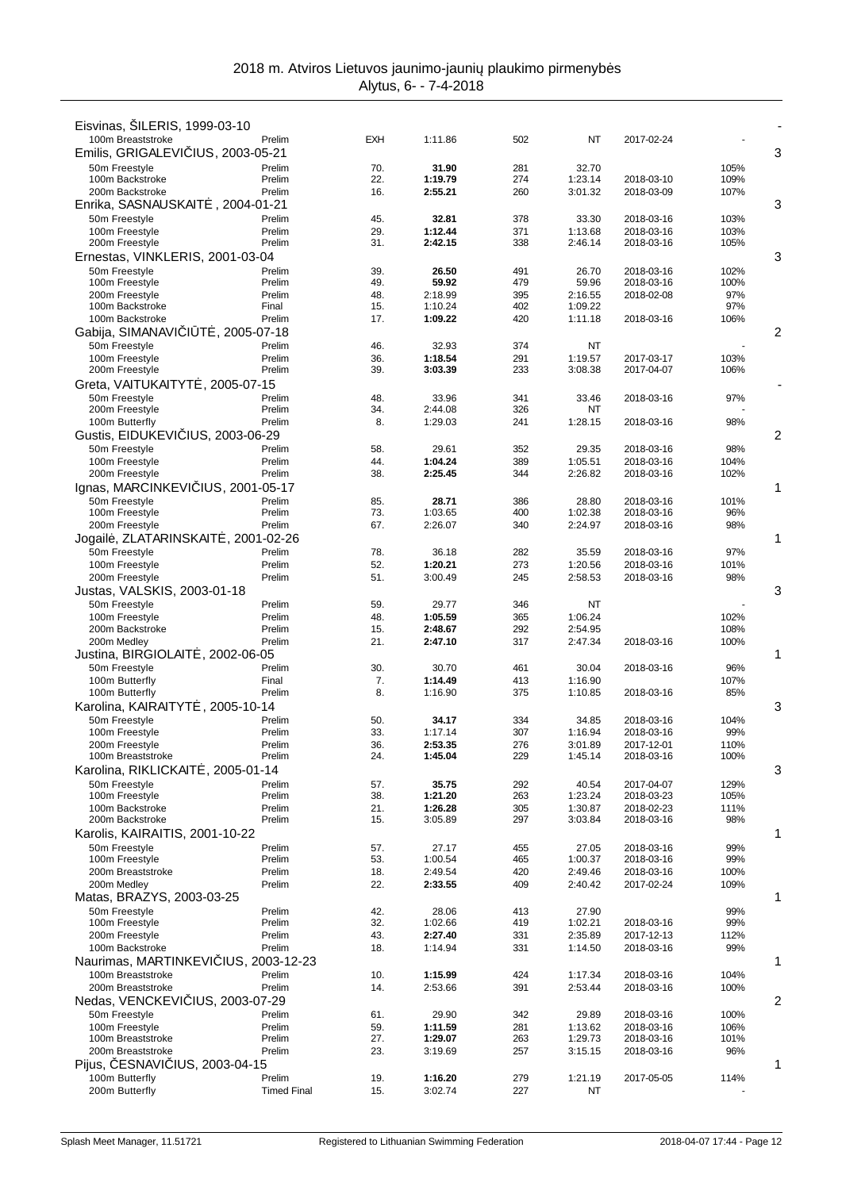# 2018 m. Atviros Lietuvos jaunimo-jaunių plaukimo pirmenybės

Alytus, 6- - 7-4-2018

| Event | Round | Place | Time | Points | Entry Time | Date | % | |
|---|---|---|---|---|---|---|---|---|
| **Eisvinas, ŠILERIS, 1999-03-10** | | | | | | | | - |
| 100m Breaststroke | Prelim | EXH | 1:11.86 | 502 | NT | 2017-02-24 | - | |
| **Emilis, GRIGALEVIČIUS, 2003-05-21** | | | | | | | | 3 |
| 50m Freestyle | Prelim | 70. | **31.90** | 281 | 32.70 | | 105% | |
| 100m Backstroke | Prelim | 22. | **1:19.79** | 274 | 1:23.14 | 2018-03-10 | 109% | |
| 200m Backstroke | Prelim | 16. | **2:55.21** | 260 | 3:01.32 | 2018-03-09 | 107% | |
| **Enrika, SASNAUSKAITĖ , 2004-01-21** | | | | | | | | 3 |
| 50m Freestyle | Prelim | 45. | **32.81** | 378 | 33.30 | 2018-03-16 | 103% | |
| 100m Freestyle | Prelim | 29. | **1:12.44** | 371 | 1:13.68 | 2018-03-16 | 103% | |
| 200m Freestyle | Prelim | 31. | **2:42.15** | 338 | 2:46.14 | 2018-03-16 | 105% | |
| **Ernestas, VINKLERIS, 2001-03-04** | | | | | | | | 3 |
| 50m Freestyle | Prelim | 39. | **26.50** | 491 | 26.70 | 2018-03-16 | 102% | |
| 100m Freestyle | Prelim | 49. | **59.92** | 479 | 59.96 | 2018-03-16 | 100% | |
| 200m Freestyle | Prelim | 48. | 2:18.99 | 395 | 2:16.55 | 2018-02-08 | 97% | |
| 100m Backstroke | Final | 15. | 1:10.24 | 402 | 1:09.22 | | 97% | |
| 100m Backstroke | Prelim | 17. | **1:09.22** | 420 | 1:11.18 | 2018-03-16 | 106% | |
| **Gabija, SIMANAVIČIŪTĖ, 2005-07-18** | | | | | | | | 2 |
| 50m Freestyle | Prelim | 46. | 32.93 | 374 | NT | | - | |
| 100m Freestyle | Prelim | 36. | **1:18.54** | 291 | 1:19.57 | 2017-03-17 | 103% | |
| 200m Freestyle | Prelim | 39. | **3:03.39** | 233 | 3:08.38 | 2017-04-07 | 106% | |
| **Greta, VAITUKAITYTĖ, 2005-07-15** | | | | | | | | - |
| 50m Freestyle | Prelim | 48. | 33.96 | 341 | 33.46 | 2018-03-16 | 97% | |
| 200m Freestyle | Prelim | 34. | 2:44.08 | 326 | NT | | - | |
| 100m Butterfly | Prelim | 8. | 1:29.03 | 241 | 1:28.15 | 2018-03-16 | 98% | |
| **Gustis, EIDUKEVIČIUS, 2003-06-29** | | | | | | | | 2 |
| 50m Freestyle | Prelim | 58. | 29.61 | 352 | 29.35 | 2018-03-16 | 98% | |
| 100m Freestyle | Prelim | 44. | **1:04.24** | 389 | 1:05.51 | 2018-03-16 | 104% | |
| 200m Freestyle | Prelim | 38. | **2:25.45** | 344 | 2:26.82 | 2018-03-16 | 102% | |
| **Ignas, MARCINKEVIČIUS, 2001-05-17** | | | | | | | | 1 |
| 50m Freestyle | Prelim | 85. | **28.71** | 386 | 28.80 | 2018-03-16 | 101% | |
| 100m Freestyle | Prelim | 73. | 1:03.65 | 400 | 1:02.38 | 2018-03-16 | 96% | |
| 200m Freestyle | Prelim | 67. | 2:26.07 | 340 | 2:24.97 | 2018-03-16 | 98% | |
| **Jogailė, ZLATARINSKAITĖ, 2001-02-26** | | | | | | | | 1 |
| 50m Freestyle | Prelim | 78. | 36.18 | 282 | 35.59 | 2018-03-16 | 97% | |
| 100m Freestyle | Prelim | 52. | **1:20.21** | 273 | 1:20.56 | 2018-03-16 | 101% | |
| 200m Freestyle | Prelim | 51. | 3:00.49 | 245 | 2:58.53 | 2018-03-16 | 98% | |
| **Justas, VALSKIS, 2003-01-18** | | | | | | | | 3 |
| 50m Freestyle | Prelim | 59. | 29.77 | 346 | NT | | - | |
| 100m Freestyle | Prelim | 48. | **1:05.59** | 365 | 1:06.24 | | 102% | |
| 200m Backstroke | Prelim | 15. | **2:48.67** | 292 | 2:54.95 | | 108% | |
| 200m Medley | Prelim | 21. | **2:47.10** | 317 | 2:47.34 | 2018-03-16 | 100% | |
| **Justina, BIRGIOLAITĖ, 2002-06-05** | | | | | | | | 1 |
| 50m Freestyle | Prelim | 30. | 30.70 | 461 | 30.04 | 2018-03-16 | 96% | |
| 100m Butterfly | Final | 7. | **1:14.49** | 413 | 1:16.90 | | 107% | |
| 100m Butterfly | Prelim | 8. | 1:16.90 | 375 | 1:10.85 | 2018-03-16 | 85% | |
| **Karolina, KAIRAITYTĖ, 2005-10-14** | | | | | | | | 3 |
| 50m Freestyle | Prelim | 50. | **34.17** | 334 | 34.85 | 2018-03-16 | 104% | |
| 100m Freestyle | Prelim | 33. | 1:17.14 | 307 | 1:16.94 | 2018-03-16 | 99% | |
| 200m Freestyle | Prelim | 36. | **2:53.35** | 276 | 3:01.89 | 2017-12-01 | 110% | |
| 100m Breaststroke | Prelim | 24. | **1:45.04** | 229 | 1:45.14 | 2018-03-16 | 100% | |
| **Karolina, RIKLICKAITĖ, 2005-01-14** | | | | | | | | 3 |
| 50m Freestyle | Prelim | 57. | **35.75** | 292 | 40.54 | 2017-04-07 | 129% | |
| 100m Freestyle | Prelim | 38. | **1:21.20** | 263 | 1:23.24 | 2018-03-23 | 105% | |
| 100m Backstroke | Prelim | 21. | **1:26.28** | 305 | 1:30.87 | 2018-02-23 | 111% | |
| 200m Backstroke | Prelim | 15. | 3:05.89 | 297 | 3:03.84 | 2018-03-16 | 98% | |
| **Karolis, KAIRAITIS, 2001-10-22** | | | | | | | | 1 |
| 50m Freestyle | Prelim | 57. | 27.17 | 455 | 27.05 | 2018-03-16 | 99% | |
| 100m Freestyle | Prelim | 53. | 1:00.54 | 465 | 1:00.37 | 2018-03-16 | 99% | |
| 200m Breaststroke | Prelim | 18. | 2:49.54 | 420 | 2:49.46 | 2018-03-16 | 100% | |
| 200m Medley | Prelim | 22. | **2:33.55** | 409 | 2:40.42 | 2017-02-24 | 109% | |
| **Matas, BRAZYS, 2003-03-25** | | | | | | | | 1 |
| 50m Freestyle | Prelim | 42. | 28.06 | 413 | 27.90 | | 99% | |
| 100m Freestyle | Prelim | 32. | 1:02.66 | 419 | 1:02.21 | 2018-03-16 | 99% | |
| 200m Freestyle | Prelim | 43. | **2:27.40** | 331 | 2:35.89 | 2017-12-13 | 112% | |
| 100m Backstroke | Prelim | 18. | 1:14.94 | 331 | 1:14.50 | 2018-03-16 | 99% | |
| **Naurimas, MARTINKEVIČIUS, 2003-12-23** | | | | | | | | 1 |
| 100m Breaststroke | Prelim | 10. | **1:15.99** | 424 | 1:17.34 | 2018-03-16 | 104% | |
| 200m Breaststroke | Prelim | 14. | 2:53.66 | 391 | 2:53.44 | 2018-03-16 | 100% | |
| **Nedas, VENCKEVIČIUS, 2003-07-29** | | | | | | | | 2 |
| 50m Freestyle | Prelim | 61. | 29.90 | 342 | 29.89 | 2018-03-16 | 100% | |
| 100m Freestyle | Prelim | 59. | **1:11.59** | 281 | 1:13.62 | 2018-03-16 | 106% | |
| 100m Breaststroke | Prelim | 27. | **1:29.07** | 263 | 1:29.73 | 2018-03-16 | 101% | |
| 200m Breaststroke | Prelim | 23. | 3:19.69 | 257 | 3:15.15 | 2018-03-16 | 96% | |
| **Pijus, ČESNAVIČIUS, 2003-04-15** | | | | | | | | 1 |
| 100m Butterfly | Prelim | 19. | **1:16.20** | 279 | 1:21.19 | 2017-05-05 | 114% | |
| 200m Butterfly | Timed Final | 15. | 3:02.74 | 227 | NT | | - | |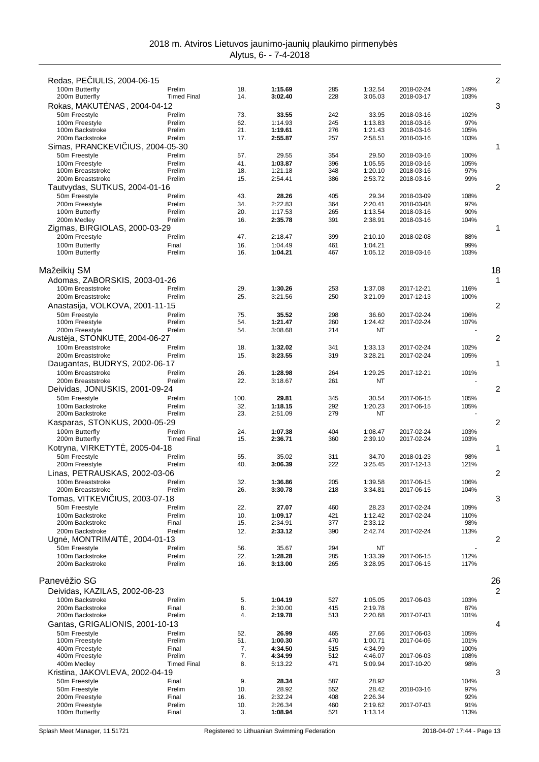2018 m. Atviros Lietuvos jaunimo-jaunių plaukimo pirmenybės
Alytus, 6- - 7-4-2018

| Swimmer / Event | Round | Place | Time | Points | Entry time | Entry date | % | Starts |
|---|---|---|---|---|---|---|---|---|
| **Redas, PEČIULIS, 2004-06-15** | | | | | | | | 2 |
| 100m Butterfly | Prelim | 18. | **1:15.69** | 285 | 1:32.54 | 2018-02-24 | 149% | |
| 200m Butterfly | Timed Final | 14. | **3:02.40** | 228 | 3:05.03 | 2018-03-17 | 103% | |
| **Rokas, MAKUTĖNAS, 2004-04-12** | | | | | | | | 3 |
| 50m Freestyle | Prelim | 73. | **33.55** | 242 | 33.95 | 2018-03-16 | 102% | |
| 100m Freestyle | Prelim | 62. | 1:14.93 | 245 | 1:13.83 | 2018-03-16 | 97% | |
| 100m Backstroke | Prelim | 21. | **1:19.61** | 276 | 1:21.43 | 2018-03-16 | 105% | |
| 200m Backstroke | Prelim | 17. | **2:55.87** | 257 | 2:58.51 | 2018-03-16 | 103% | |
| **Simas, PRANCKEVIČIUS, 2004-05-30** | | | | | | | | 1 |
| 50m Freestyle | Prelim | 57. | 29.55 | 354 | 29.50 | 2018-03-16 | 100% | |
| 100m Freestyle | Prelim | 41. | **1:03.87** | 396 | 1:05.55 | 2018-03-16 | 105% | |
| 100m Breaststroke | Prelim | 18. | 1:21.18 | 348 | 1:20.10 | 2018-03-16 | 97% | |
| 200m Breaststroke | Prelim | 15. | 2:54.41 | 386 | 2:53.72 | 2018-03-16 | 99% | |
| **Tautvydas, SUTKUS, 2004-01-16** | | | | | | | | 2 |
| 50m Freestyle | Prelim | 43. | **28.26** | 405 | 29.34 | 2018-03-09 | 108% | |
| 200m Freestyle | Prelim | 34. | 2:22.83 | 364 | 2:20.41 | 2018-03-08 | 97% | |
| 100m Butterfly | Prelim | 20. | 1:17.53 | 265 | 1:13.54 | 2018-03-16 | 90% | |
| 200m Medley | Prelim | 16. | **2:35.78** | 391 | 2:38.91 | 2018-03-16 | 104% | |
| **Zigmas, BIRGIOLAS, 2000-03-29** | | | | | | | | 1 |
| 200m Freestyle | Prelim | 47. | 2:18.47 | 399 | 2:10.10 | 2018-02-08 | 88% | |
| 100m Butterfly | Final | 16. | 1:04.49 | 461 | 1:04.21 | | 99% | |
| 100m Butterfly | Prelim | 16. | **1:04.21** | 467 | 1:05.12 | 2018-03-16 | 103% | |

## Mažeikių SM — 18

| Swimmer / Event | Round | Place | Time | Points | Entry time | Entry date | % | Starts |
|---|---|---|---|---|---|---|---|---|
| **Adomas, ZABORSKIS, 2003-01-26** | | | | | | | | 1 |
| 100m Breaststroke | Prelim | 29. | **1:30.26** | 253 | 1:37.08 | 2017-12-21 | 116% | |
| 200m Breaststroke | Prelim | 25. | 3:21.56 | 250 | 3:21.09 | 2017-12-13 | 100% | |
| **Anastasija, VOLKOVA, 2001-11-15** | | | | | | | | 2 |
| 50m Freestyle | Prelim | 75. | **35.52** | 298 | 36.60 | 2017-02-24 | 106% | |
| 100m Freestyle | Prelim | 54. | **1:21.47** | 260 | 1:24.42 | 2017-02-24 | 107% | |
| 200m Freestyle | Prelim | 54. | 3:08.68 | 214 | NT | | - | |
| **Austėja, STONKUTĖ, 2004-06-27** | | | | | | | | 2 |
| 100m Breaststroke | Prelim | 18. | **1:32.02** | 341 | 1:33.13 | 2017-02-24 | 102% | |
| 200m Breaststroke | Prelim | 15. | **3:23.55** | 319 | 3:28.21 | 2017-02-24 | 105% | |
| **Daugantas, BUDRYS, 2002-06-17** | | | | | | | | 1 |
| 100m Breaststroke | Prelim | 26. | **1:28.98** | 264 | 1:29.25 | 2017-12-21 | 101% | |
| 200m Breaststroke | Prelim | 22. | 3:18.67 | 261 | NT | | - | |
| **Deividas, JONUSKIS, 2001-09-24** | | | | | | | | 2 |
| 50m Freestyle | Prelim | 100. | **29.81** | 345 | 30.54 | 2017-06-15 | 105% | |
| 100m Backstroke | Prelim | 32. | **1:18.15** | 292 | 1:20.23 | 2017-06-15 | 105% | |
| 200m Backstroke | Prelim | 23. | 2:51.09 | 279 | NT | | - | |
| **Kasparas, STONKUS, 2000-05-29** | | | | | | | | 2 |
| 100m Butterfly | Prelim | 24. | **1:07.38** | 404 | 1:08.47 | 2017-02-24 | 103% | |
| 200m Butterfly | Timed Final | 15. | **2:36.71** | 360 | 2:39.10 | 2017-02-24 | 103% | |
| **Kotryna, VIRKETYTĖ, 2005-04-18** | | | | | | | | 1 |
| 50m Freestyle | Prelim | 55. | 35.02 | 311 | 34.70 | 2018-01-23 | 98% | |
| 200m Freestyle | Prelim | 40. | **3:06.39** | 222 | 3:25.45 | 2017-12-13 | 121% | |
| **Linas, PETRAUSKAS, 2002-03-06** | | | | | | | | 2 |
| 100m Breaststroke | Prelim | 32. | **1:36.86** | 205 | 1:39.58 | 2017-06-15 | 106% | |
| 200m Breaststroke | Prelim | 26. | **3:30.78** | 218 | 3:34.81 | 2017-06-15 | 104% | |
| **Tomas, VITKEVIČIUS, 2003-07-18** | | | | | | | | 3 |
| 50m Freestyle | Prelim | 22. | **27.07** | 460 | 28.23 | 2017-02-24 | 109% | |
| 100m Backstroke | Prelim | 10. | **1:09.17** | 421 | 1:12.42 | 2017-02-24 | 110% | |
| 200m Backstroke | Final | 15. | 2:34.91 | 377 | 2:33.12 | | 98% | |
| 200m Backstroke | Prelim | 12. | **2:33.12** | 390 | 2:42.74 | 2017-02-24 | 113% | |
| **Ugnė, MONTRIMAITĖ, 2004-01-13** | | | | | | | | 2 |
| 50m Freestyle | Prelim | 56. | 35.67 | 294 | NT | | - | |
| 100m Backstroke | Prelim | 22. | **1:28.28** | 285 | 1:33.39 | 2017-06-15 | 112% | |
| 200m Backstroke | Prelim | 16. | **3:13.00** | 265 | 3:28.95 | 2017-06-15 | 117% | |

## Panevėžio SG — 26

| Swimmer / Event | Round | Place | Time | Points | Entry time | Entry date | % | Starts |
|---|---|---|---|---|---|---|---|---|
| **Deividas, KAZILAS, 2002-08-23** | | | | | | | | 2 |
| 100m Backstroke | Prelim | 5. | **1:04.19** | 527 | 1:05.05 | 2017-06-03 | 103% | |
| 200m Backstroke | Final | 8. | 2:30.00 | 415 | 2:19.78 | | 87% | |
| 200m Backstroke | Prelim | 4. | **2:19.78** | 513 | 2:20.68 | 2017-07-03 | 101% | |
| **Gantas, GRIGALIONIS, 2001-10-13** | | | | | | | | 4 |
| 50m Freestyle | Prelim | 52. | **26.99** | 465 | 27.66 | 2017-06-03 | 105% | |
| 100m Freestyle | Prelim | 51. | **1:00.30** | 470 | 1:00.71 | 2017-04-06 | 101% | |
| 400m Freestyle | Final | 7. | **4:34.50** | 515 | 4:34.99 | | 100% | |
| 400m Freestyle | Prelim | 7. | **4:34.99** | 512 | 4:46.07 | 2017-06-03 | 108% | |
| 400m Medley | Timed Final | 8. | 5:13.22 | 471 | 5:09.94 | 2017-10-20 | 98% | |
| **Kristina, JAKOVLEVA, 2002-04-19** | | | | | | | | 3 |
| 50m Freestyle | Final | 9. | **28.34** | 587 | 28.92 | | 104% | |
| 50m Freestyle | Prelim | 10. | 28.92 | 552 | 28.42 | 2018-03-16 | 97% | |
| 200m Freestyle | Final | 16. | 2:32.24 | 408 | 2:26.34 | | 92% | |
| 200m Freestyle | Prelim | 10. | 2:26.34 | 460 | 2:19.62 | 2017-07-03 | 91% | |
| 100m Butterfly | Final | 3. | **1:08.94** | 521 | 1:13.14 | | 113% | |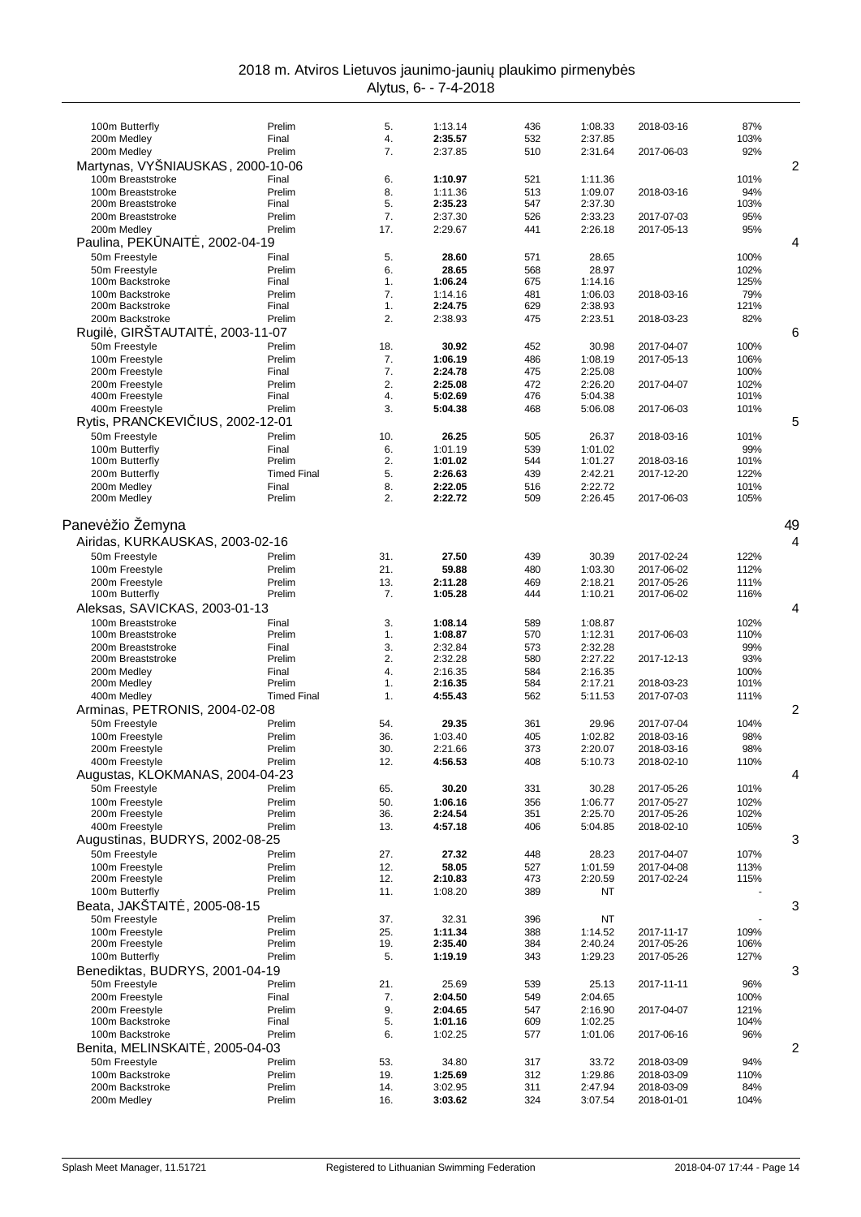# 2018 m. Atviros Lietuvos jaunimo-jaunių plaukimo pirmenybės

Alytus, 6- - 7-4-2018

| Event | Round | Place | Time | Points | Entry time | Date | % | Count |
|---|---|---|---|---|---|---|---|---|
| 100m Butterfly | Prelim | 5. | 1:13.14 | 436 | 1:08.33 | 2018-03-16 | 87% | |
| 200m Medley | Final | 4. | **2:35.57** | 532 | 2:37.85 | | 103% | |
| 200m Medley | Prelim | 7. | 2:37.85 | 510 | 2:31.64 | 2017-06-03 | 92% | |
| **Martynas, VYŠNIAUSKAS, 2000-10-06** | | | | | | | | 2 |
| 100m Breaststroke | Final | 6. | **1:10.97** | 521 | 1:11.36 | | 101% | |
| 100m Breaststroke | Prelim | 8. | 1:11.36 | 513 | 1:09.07 | 2018-03-16 | 94% | |
| 200m Breaststroke | Final | 5. | **2:35.23** | 547 | 2:37.30 | | 103% | |
| 200m Breaststroke | Prelim | 7. | 2:37.30 | 526 | 2:33.23 | 2017-07-03 | 95% | |
| 200m Medley | Prelim | 17. | 2:29.67 | 441 | 2:26.18 | 2017-05-13 | 95% | |
| **Paulina, PEKŪNAITĖ, 2002-04-19** | | | | | | | | 4 |
| 50m Freestyle | Final | 5. | **28.60** | 571 | 28.65 | | 100% | |
| 50m Freestyle | Prelim | 6. | **28.65** | 568 | 28.97 | | 102% | |
| 100m Backstroke | Final | 1. | **1:06.24** | 675 | 1:14.16 | | 125% | |
| 100m Backstroke | Prelim | 7. | 1:14.16 | 481 | 1:06.03 | 2018-03-16 | 79% | |
| 200m Backstroke | Final | 1. | **2:24.75** | 629 | 2:38.93 | | 121% | |
| 200m Backstroke | Prelim | 2. | 2:38.93 | 475 | 2:23.51 | 2018-03-23 | 82% | |
| **Rugilė, GIRŠTAUTAITĖ, 2003-11-07** | | | | | | | | 6 |
| 50m Freestyle | Prelim | 18. | **30.92** | 452 | 30.98 | 2017-04-07 | 100% | |
| 100m Freestyle | Prelim | 7. | **1:06.19** | 486 | 1:08.19 | 2017-05-13 | 106% | |
| 200m Freestyle | Final | 7. | **2:24.78** | 475 | 2:25.08 | | 100% | |
| 200m Freestyle | Prelim | 2. | **2:25.08** | 472 | 2:26.20 | 2017-04-07 | 102% | |
| 400m Freestyle | Final | 4. | **5:02.69** | 476 | 5:04.38 | | 101% | |
| 400m Freestyle | Prelim | 3. | **5:04.38** | 468 | 5:06.08 | 2017-06-03 | 101% | |
| **Rytis, PRANCKEVIČIUS, 2002-12-01** | | | | | | | | 5 |
| 50m Freestyle | Prelim | 10. | **26.25** | 505 | 26.37 | 2018-03-16 | 101% | |
| 100m Butterfly | Final | 6. | 1:01.19 | 539 | 1:01.02 | | 99% | |
| 100m Butterfly | Prelim | 2. | **1:01.02** | 544 | 1:01.27 | 2018-03-16 | 101% | |
| 200m Butterfly | Timed Final | 5. | **2:26.63** | 439 | 2:42.21 | 2017-12-20 | 122% | |
| 200m Medley | Final | 8. | **2:22.05** | 516 | 2:22.72 | | 101% | |
| 200m Medley | Prelim | 2. | **2:22.72** | 509 | 2:26.45 | 2017-06-03 | 105% | |

## Panevėžio Žemyna — 49

| Event | Round | Place | Time | Points | Entry time | Date | % | Count |
|---|---|---|---|---|---|---|---|---|
| **Airidas, KURKAUSKAS, 2003-02-16** | | | | | | | | 4 |
| 50m Freestyle | Prelim | 31. | **27.50** | 439 | 30.39 | 2017-02-24 | 122% | |
| 100m Freestyle | Prelim | 21. | **59.88** | 480 | 1:03.30 | 2017-06-02 | 112% | |
| 200m Freestyle | Prelim | 13. | **2:11.28** | 469 | 2:18.21 | 2017-05-26 | 111% | |
| 100m Butterfly | Prelim | 7. | **1:05.28** | 444 | 1:10.21 | 2017-06-02 | 116% | |
| **Aleksas, SAVICKAS, 2003-01-13** | | | | | | | | 4 |
| 100m Breaststroke | Final | 3. | **1:08.14** | 589 | 1:08.87 | | 102% | |
| 100m Breaststroke | Prelim | 1. | **1:08.87** | 570 | 1:12.31 | 2017-06-03 | 110% | |
| 200m Breaststroke | Final | 3. | 2:32.84 | 573 | 2:32.28 | | 99% | |
| 200m Breaststroke | Prelim | 2. | 2:32.28 | 580 | 2:27.22 | 2017-12-13 | 93% | |
| 200m Medley | Final | 4. | 2:16.35 | 584 | 2:16.35 | | 100% | |
| 200m Medley | Prelim | 1. | **2:16.35** | 584 | 2:17.21 | 2018-03-23 | 101% | |
| 400m Medley | Timed Final | 1. | **4:55.43** | 562 | 5:11.53 | 2017-07-03 | 111% | |
| **Arminas, PETRONIS, 2004-02-08** | | | | | | | | 2 |
| 50m Freestyle | Prelim | 54. | **29.35** | 361 | 29.96 | 2017-07-04 | 104% | |
| 100m Freestyle | Prelim | 36. | 1:03.40 | 405 | 1:02.82 | 2018-03-16 | 98% | |
| 200m Freestyle | Prelim | 30. | 2:21.66 | 373 | 2:20.07 | 2018-03-16 | 98% | |
| 400m Freestyle | Prelim | 12. | **4:56.53** | 408 | 5:10.73 | 2018-02-10 | 110% | |
| **Augustas, KLOKMANAS, 2004-04-23** | | | | | | | | 4 |
| 50m Freestyle | Prelim | 65. | **30.20** | 331 | 30.28 | 2017-05-26 | 101% | |
| 100m Freestyle | Prelim | 50. | **1:06.16** | 356 | 1:06.77 | 2017-05-27 | 102% | |
| 200m Freestyle | Prelim | 36. | **2:24.54** | 351 | 2:25.70 | 2017-05-26 | 102% | |
| 400m Freestyle | Prelim | 13. | **4:57.18** | 406 | 5:04.85 | 2018-02-10 | 105% | |
| **Augustinas, BUDRYS, 2002-08-25** | | | | | | | | 3 |
| 50m Freestyle | Prelim | 27. | **27.32** | 448 | 28.23 | 2017-04-07 | 107% | |
| 100m Freestyle | Prelim | 12. | **58.05** | 527 | 1:01.59 | 2017-04-08 | 113% | |
| 200m Freestyle | Prelim | 12. | **2:10.83** | 473 | 2:20.59 | 2017-02-24 | 115% | |
| 100m Butterfly | Prelim | 11. | 1:08.20 | 389 | NT | | - | |
| **Beata, JAKŠTAITĖ, 2005-08-15** | | | | | | | | 3 |
| 50m Freestyle | Prelim | 37. | 32.31 | 396 | NT | | - | |
| 100m Freestyle | Prelim | 25. | **1:11.34** | 388 | 1:14.52 | 2017-11-17 | 109% | |
| 200m Freestyle | Prelim | 19. | **2:35.40** | 384 | 2:40.24 | 2017-05-26 | 106% | |
| 100m Butterfly | Prelim | 5. | **1:19.19** | 343 | 1:29.23 | 2017-05-26 | 127% | |
| **Benediktas, BUDRYS, 2001-04-19** | | | | | | | | 3 |
| 50m Freestyle | Prelim | 21. | 25.69 | 539 | 25.13 | 2017-11-11 | 96% | |
| 200m Freestyle | Final | 7. | **2:04.50** | 549 | 2:04.65 | | 100% | |
| 200m Freestyle | Prelim | 9. | **2:04.65** | 547 | 2:16.90 | 2017-04-07 | 121% | |
| 100m Backstroke | Final | 5. | **1:01.16** | 609 | 1:02.25 | | 104% | |
| 100m Backstroke | Prelim | 6. | 1:02.25 | 577 | 1:01.06 | 2017-06-16 | 96% | |
| **Benita, MELINSKAITĖ, 2005-04-03** | | | | | | | | 2 |
| 50m Freestyle | Prelim | 53. | 34.80 | 317 | 33.72 | 2018-03-09 | 94% | |
| 100m Backstroke | Prelim | 19. | **1:25.69** | 312 | 1:29.86 | 2018-03-09 | 110% | |
| 200m Backstroke | Prelim | 14. | 3:02.95 | 311 | 2:47.94 | 2018-03-09 | 84% | |
| 200m Medley | Prelim | 16. | **3:03.62** | 324 | 3:07.54 | 2018-01-01 | 104% | |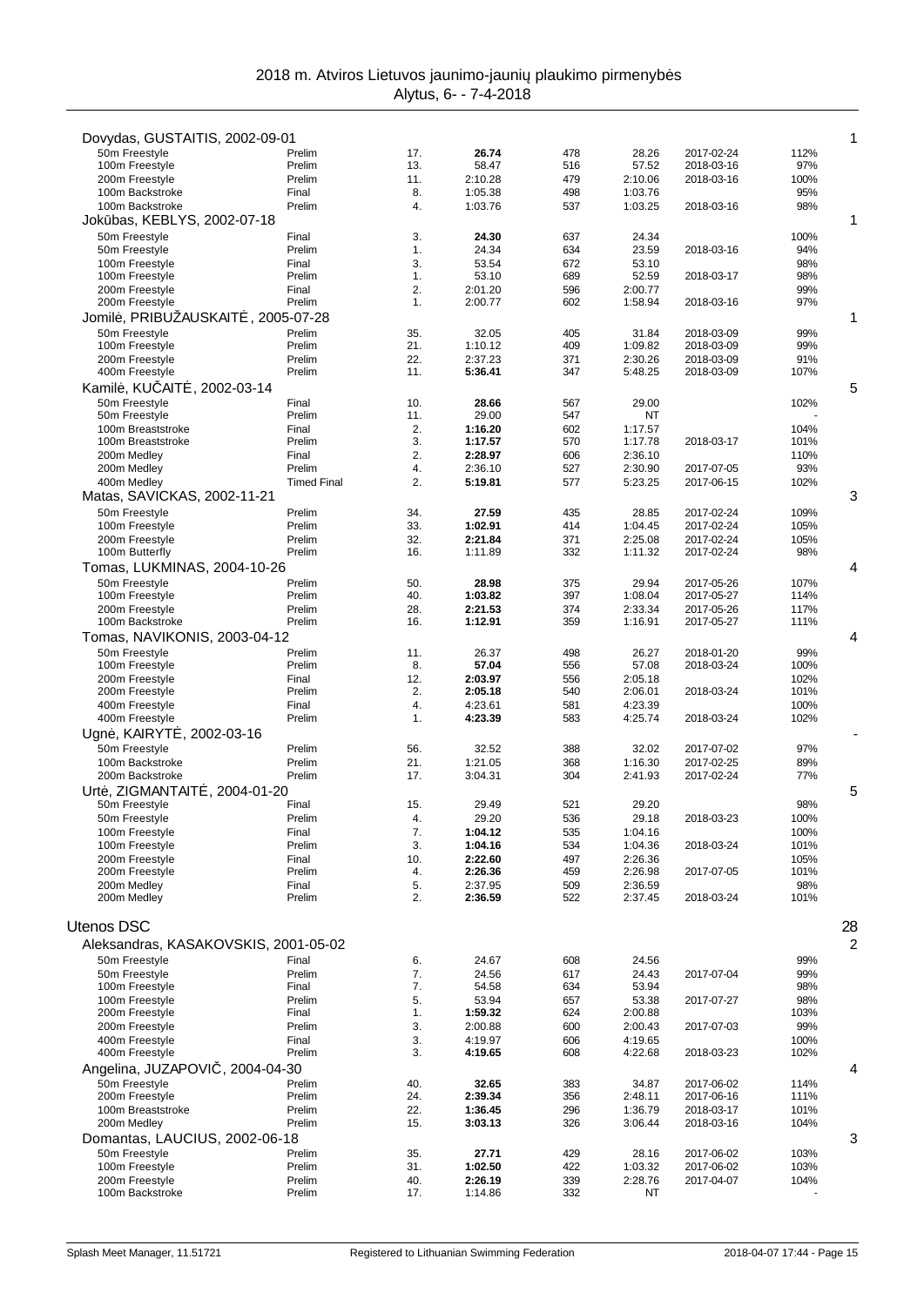Dovydas, GUSTAITIS, 2002-09-01 — 1

| Event | Round | Place | Time | Points | Entry time | Entry date | % |
|---|---|---|---|---|---|---|---|
| 50m Freestyle | Prelim | 17. | **26.74** | 478 | 28.26 | 2017-02-24 | 112% |
| 100m Freestyle | Prelim | 13. | 58.47 | 516 | 57.52 | 2018-03-16 | 97% |
| 200m Freestyle | Prelim | 11. | 2:10.28 | 479 | 2:10.06 | 2018-03-16 | 100% |
| 100m Backstroke | Final | 8. | 1:05.38 | 498 | 1:03.76 | | 95% |
| 100m Backstroke | Prelim | 4. | 1:03.76 | 537 | 1:03.25 | 2018-03-16 | 98% |

Jokūbas, KEBLYS, 2002-07-18 — 1

| Event | Round | Place | Time | Points | Entry time | Entry date | % |
|---|---|---|---|---|---|---|---|
| 50m Freestyle | Final | 3. | **24.30** | 637 | 24.34 | | 100% |
| 50m Freestyle | Prelim | 1. | 24.34 | 634 | 23.59 | 2018-03-16 | 94% |
| 100m Freestyle | Final | 3. | 53.54 | 672 | 53.10 | | 98% |
| 100m Freestyle | Prelim | 1. | 53.10 | 689 | 52.59 | 2018-03-17 | 98% |
| 200m Freestyle | Final | 2. | 2:01.20 | 596 | 2:00.77 | | 99% |
| 200m Freestyle | Prelim | 1. | 2:00.77 | 602 | 1:58.94 | 2018-03-16 | 97% |

Jomilė, PRIBUŽAUSKAITĖ, 2005-07-28 — 1

| Event | Round | Place | Time | Points | Entry time | Entry date | % |
|---|---|---|---|---|---|---|---|
| 50m Freestyle | Prelim | 35. | 32.05 | 405 | 31.84 | 2018-03-09 | 99% |
| 100m Freestyle | Prelim | 21. | 1:10.12 | 409 | 1:09.82 | 2018-03-09 | 99% |
| 200m Freestyle | Prelim | 22. | 2:37.23 | 371 | 2:30.26 | 2018-03-09 | 91% |
| 400m Freestyle | Prelim | 11. | **5:36.41** | 347 | 5:48.25 | 2018-03-09 | 107% |

Kamilė, KUČAITĖ, 2002-03-14 — 5

| Event | Round | Place | Time | Points | Entry time | Entry date | % |
|---|---|---|---|---|---|---|---|
| 50m Freestyle | Final | 10. | **28.66** | 567 | 29.00 | | 102% |
| 50m Freestyle | Prelim | 11. | 29.00 | 547 | NT | | - |
| 100m Breaststroke | Final | 2. | **1:16.20** | 602 | 1:17.57 | | 104% |
| 100m Breaststroke | Prelim | 3. | **1:17.57** | 570 | 1:17.78 | 2018-03-17 | 101% |
| 200m Medley | Final | 2. | **2:28.97** | 606 | 2:36.10 | | 110% |
| 200m Medley | Prelim | 4. | 2:36.10 | 527 | 2:30.90 | 2017-07-05 | 93% |
| 400m Medley | Timed Final | 2. | **5:19.81** | 577 | 5:23.25 | 2017-06-15 | 102% |

Matas, SAVICKAS, 2002-11-21 — 3

| Event | Round | Place | Time | Points | Entry time | Entry date | % |
|---|---|---|---|---|---|---|---|
| 50m Freestyle | Prelim | 34. | **27.59** | 435 | 28.85 | 2017-02-24 | 109% |
| 100m Freestyle | Prelim | 33. | **1:02.91** | 414 | 1:04.45 | 2017-02-24 | 105% |
| 200m Freestyle | Prelim | 32. | **2:21.84** | 371 | 2:25.08 | 2017-02-24 | 105% |
| 100m Butterfly | Prelim | 16. | 1:11.89 | 332 | 1:11.32 | 2017-02-24 | 98% |

Tomas, LUKMINAS, 2004-10-26 — 4

| Event | Round | Place | Time | Points | Entry time | Entry date | % |
|---|---|---|---|---|---|---|---|
| 50m Freestyle | Prelim | 50. | **28.98** | 375 | 29.94 | 2017-05-26 | 107% |
| 100m Freestyle | Prelim | 40. | **1:03.82** | 397 | 1:08.04 | 2017-05-27 | 114% |
| 200m Freestyle | Prelim | 28. | **2:21.53** | 374 | 2:33.34 | 2017-05-26 | 117% |
| 100m Backstroke | Prelim | 16. | **1:12.91** | 359 | 1:16.91 | 2017-05-27 | 111% |

Tomas, NAVIKONIS, 2003-04-12 — 4

| Event | Round | Place | Time | Points | Entry time | Entry date | % |
|---|---|---|---|---|---|---|---|
| 50m Freestyle | Prelim | 11. | 26.37 | 498 | 26.27 | 2018-01-20 | 99% |
| 100m Freestyle | Prelim | 8. | **57.04** | 556 | 57.08 | 2018-03-24 | 100% |
| 200m Freestyle | Final | 12. | **2:03.97** | 556 | 2:05.18 | | 102% |
| 200m Freestyle | Prelim | 2. | **2:05.18** | 540 | 2:06.01 | 2018-03-24 | 101% |
| 400m Freestyle | Final | 4. | 4:23.61 | 581 | 4:23.39 | | 100% |
| 400m Freestyle | Prelim | 1. | **4:23.39** | 583 | 4:25.74 | 2018-03-24 | 102% |

Ugnė, KAIRYTĖ, 2002-03-16 — -

| Event | Round | Place | Time | Points | Entry time | Entry date | % |
|---|---|---|---|---|---|---|---|
| 50m Freestyle | Prelim | 56. | 32.52 | 388 | 32.02 | 2017-07-02 | 97% |
| 100m Backstroke | Prelim | 21. | 1:21.05 | 368 | 1:16.30 | 2017-02-25 | 89% |
| 200m Backstroke | Prelim | 17. | 3:04.31 | 304 | 2:41.93 | 2017-02-24 | 77% |

Urtė, ZIGMANTAITĖ, 2004-01-20 — 5

| Event | Round | Place | Time | Points | Entry time | Entry date | % |
|---|---|---|---|---|---|---|---|
| 50m Freestyle | Final | 15. | 29.49 | 521 | 29.20 | | 98% |
| 50m Freestyle | Prelim | 4. | 29.20 | 536 | 29.18 | 2018-03-23 | 100% |
| 100m Freestyle | Final | 7. | **1:04.12** | 535 | 1:04.16 | | 100% |
| 100m Freestyle | Prelim | 3. | **1:04.16** | 534 | 1:04.36 | 2018-03-24 | 101% |
| 200m Freestyle | Final | 10. | **2:22.60** | 497 | 2:26.36 | | 105% |
| 200m Freestyle | Prelim | 4. | **2:26.36** | 459 | 2:26.98 | 2017-07-05 | 101% |
| 200m Medley | Final | 5. | 2:37.95 | 509 | 2:36.59 | | 98% |
| 200m Medley | Prelim | 2. | **2:36.59** | 522 | 2:37.45 | 2018-03-24 | 101% |

## Utenos DSC — 28

Aleksandras, KASAKOVSKIS, 2001-05-02 — 2

| Event | Round | Place | Time | Points | Entry time | Entry date | % |
|---|---|---|---|---|---|---|---|
| 50m Freestyle | Final | 6. | 24.67 | 608 | 24.56 | | 99% |
| 50m Freestyle | Prelim | 7. | 24.56 | 617 | 24.43 | 2017-07-04 | 99% |
| 100m Freestyle | Final | 7. | 54.58 | 634 | 53.94 | | 98% |
| 100m Freestyle | Prelim | 5. | 53.94 | 657 | 53.38 | 2017-07-27 | 98% |
| 200m Freestyle | Final | 1. | **1:59.32** | 624 | 2:00.88 | | 103% |
| 200m Freestyle | Prelim | 3. | 2:00.88 | 600 | 2:00.43 | 2017-07-03 | 99% |
| 400m Freestyle | Final | 3. | 4:19.97 | 606 | 4:19.65 | | 100% |
| 400m Freestyle | Prelim | 3. | **4:19.65** | 608 | 4:22.68 | 2018-03-23 | 102% |

Angelina, JUZAPOVIČ, 2004-04-30 — 4

| Event | Round | Place | Time | Points | Entry time | Entry date | % |
|---|---|---|---|---|---|---|---|
| 50m Freestyle | Prelim | 40. | **32.65** | 383 | 34.87 | 2017-06-02 | 114% |
| 200m Freestyle | Prelim | 24. | **2:39.34** | 356 | 2:48.11 | 2017-06-16 | 111% |
| 100m Breaststroke | Prelim | 22. | **1:36.45** | 296 | 1:36.79 | 2018-03-17 | 101% |
| 200m Medley | Prelim | 15. | **3:03.13** | 326 | 3:06.44 | 2018-03-16 | 104% |

Domantas, LAUCIUS, 2002-06-18 — 3

| Event | Round | Place | Time | Points | Entry time | Entry date | % |
|---|---|---|---|---|---|---|---|
| 50m Freestyle | Prelim | 35. | **27.71** | 429 | 28.16 | 2017-06-02 | 103% |
| 100m Freestyle | Prelim | 31. | **1:02.50** | 422 | 1:03.32 | 2017-06-02 | 103% |
| 200m Freestyle | Prelim | 40. | **2:26.19** | 339 | 2:28.76 | 2017-04-07 | 104% |
| 100m Backstroke | Prelim | 17. | 1:14.86 | 332 | NT | | - |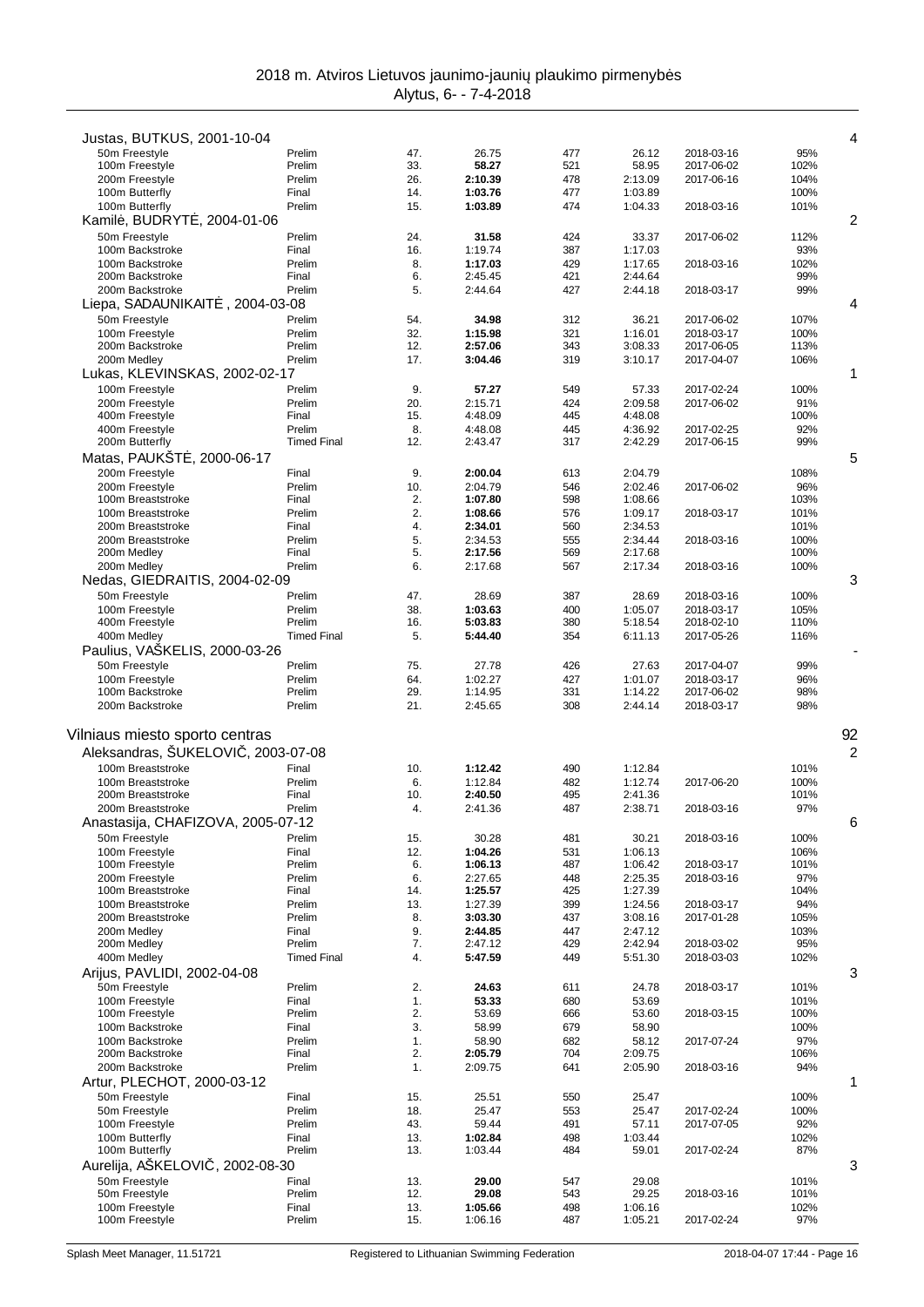# 2018 m. Atviros Lietuvos jaunimo-jaunių plaukimo pirmenybės

Alytus, 6- - 7-4-2018

| | | | | | | | | |
|---|---|---|---|---|---|---|---|---|
| **Justas, BUTKUS, 2001-10-04** | | | | | | | | 4 |
| 50m Freestyle | Prelim | 47. | 26.75 | 477 | 26.12 | 2018-03-16 | 95% | |
| 100m Freestyle | Prelim | 33. | **58.27** | 521 | 58.95 | 2017-06-02 | 102% | |
| 200m Freestyle | Prelim | 26. | **2:10.39** | 478 | 2:13.09 | 2017-06-16 | 104% | |
| 100m Butterfly | Final | 14. | **1:03.76** | 477 | 1:03.89 | | 100% | |
| 100m Butterfly | Prelim | 15. | **1:03.89** | 474 | 1:04.33 | 2018-03-16 | 101% | |
| **Kamilė, BUDRYTĖ, 2004-01-06** | | | | | | | | 2 |
| 50m Freestyle | Prelim | 24. | **31.58** | 424 | 33.37 | 2017-06-02 | 112% | |
| 100m Backstroke | Final | 16. | 1:19.74 | 387 | 1:17.03 | | 93% | |
| 100m Backstroke | Prelim | 8. | **1:17.03** | 429 | 1:17.65 | 2018-03-16 | 102% | |
| 200m Backstroke | Final | 6. | 2:45.45 | 421 | 2:44.64 | | 99% | |
| 200m Backstroke | Prelim | 5. | 2:44.64 | 427 | 2:44.18 | 2018-03-17 | 99% | |
| **Liepa, SADAUNIKAITĖ , 2004-03-08** | | | | | | | | 4 |
| 50m Freestyle | Prelim | 54. | **34.98** | 312 | 36.21 | 2017-06-02 | 107% | |
| 100m Freestyle | Prelim | 32. | **1:15.98** | 321 | 1:16.01 | 2018-03-17 | 100% | |
| 200m Backstroke | Prelim | 12. | **2:57.06** | 343 | 3:08.33 | 2017-06-05 | 113% | |
| 200m Medley | Prelim | 17. | **3:04.46** | 319 | 3:10.17 | 2017-04-07 | 106% | |
| **Lukas, KLEVINSKAS, 2002-02-17** | | | | | | | | 1 |
| 100m Freestyle | Prelim | 9. | **57.27** | 549 | 57.33 | 2017-02-24 | 100% | |
| 200m Freestyle | Prelim | 20. | 2:15.71 | 424 | 2:09.58 | 2017-06-02 | 91% | |
| 400m Freestyle | Final | 15. | 4:48.09 | 445 | 4:48.08 | | 100% | |
| 400m Freestyle | Prelim | 8. | 4:48.08 | 445 | 4:36.92 | 2017-02-25 | 92% | |
| 200m Butterfly | Timed Final | 12. | 2:43.47 | 317 | 2:42.29 | 2017-06-15 | 99% | |
| **Matas, PAUKŠTĖ, 2000-06-17** | | | | | | | | 5 |
| 200m Freestyle | Final | 9. | **2:00.04** | 613 | 2:04.79 | | 108% | |
| 200m Freestyle | Prelim | 10. | 2:04.79 | 546 | 2:02.46 | 2017-06-02 | 96% | |
| 100m Breaststroke | Final | 2. | **1:07.80** | 598 | 1:08.66 | | 103% | |
| 100m Breaststroke | Prelim | 2. | **1:08.66** | 576 | 1:09.17 | 2018-03-17 | 101% | |
| 200m Breaststroke | Final | 4. | **2:34.01** | 560 | 2:34.53 | | 101% | |
| 200m Breaststroke | Prelim | 5. | 2:34.53 | 555 | 2:34.44 | 2018-03-16 | 100% | |
| 200m Medley | Final | 5. | **2:17.56** | 569 | 2:17.68 | | 100% | |
| 200m Medley | Prelim | 6. | 2:17.68 | 567 | 2:17.34 | 2018-03-16 | 100% | |
| **Nedas, GIEDRAITIS, 2004-02-09** | | | | | | | | 3 |
| 50m Freestyle | Prelim | 47. | 28.69 | 387 | 28.69 | 2018-03-16 | 100% | |
| 100m Freestyle | Prelim | 38. | **1:03.63** | 400 | 1:05.07 | 2018-03-17 | 105% | |
| 400m Freestyle | Prelim | 16. | **5:03.83** | 380 | 5:18.54 | 2018-02-10 | 110% | |
| 400m Medley | Timed Final | 5. | **5:44.40** | 354 | 6:11.13 | 2017-05-26 | 116% | |
| **Paulius, VAŠKELIS, 2000-03-26** | | | | | | | | - |
| 50m Freestyle | Prelim | 75. | 27.78 | 426 | 27.63 | 2017-04-07 | 99% | |
| 100m Freestyle | Prelim | 64. | 1:02.27 | 427 | 1:01.07 | 2018-03-17 | 96% | |
| 100m Backstroke | Prelim | 29. | 1:14.95 | 331 | 1:14.22 | 2017-06-02 | 98% | |
| 200m Backstroke | Prelim | 21. | 2:45.65 | 308 | 2:44.14 | 2018-03-17 | 98% | |

## Vilniaus miesto sporto centras — 92

| | | | | | | | | |
|---|---|---|---|---|---|---|---|---|
| **Aleksandras, ŠUKELOVIČ, 2003-07-08** | | | | | | | | 2 |
| 100m Breaststroke | Final | 10. | **1:12.42** | 490 | 1:12.84 | | 101% | |
| 100m Breaststroke | Prelim | 6. | 1:12.84 | 482 | 1:12.74 | 2017-06-20 | 100% | |
| 200m Breaststroke | Final | 10. | **2:40.50** | 495 | 2:41.36 | | 101% | |
| 200m Breaststroke | Prelim | 4. | 2:41.36 | 487 | 2:38.71 | 2018-03-16 | 97% | |
| **Anastasija, CHAFIZOVA, 2005-07-12** | | | | | | | | 6 |
| 50m Freestyle | Prelim | 15. | 30.28 | 481 | 30.21 | 2018-03-16 | 100% | |
| 100m Freestyle | Final | 12. | **1:04.26** | 531 | 1:06.13 | | 106% | |
| 100m Freestyle | Prelim | 6. | **1:06.13** | 487 | 1:06.42 | 2018-03-17 | 101% | |
| 200m Freestyle | Prelim | 6. | 2:27.65 | 448 | 2:25.35 | 2018-03-16 | 97% | |
| 100m Breaststroke | Final | 14. | **1:25.57** | 425 | 1:27.39 | | 104% | |
| 100m Breaststroke | Prelim | 13. | 1:27.39 | 399 | 1:24.56 | 2018-03-17 | 94% | |
| 200m Breaststroke | Prelim | 8. | **3:03.30** | 437 | 3:08.16 | 2017-01-28 | 105% | |
| 200m Medley | Final | 9. | **2:44.85** | 447 | 2:47.12 | | 103% | |
| 200m Medley | Prelim | 7. | 2:47.12 | 429 | 2:42.94 | 2018-03-02 | 95% | |
| 400m Medley | Timed Final | 4. | **5:47.59** | 449 | 5:51.30 | 2018-03-03 | 102% | |
| **Arijus, PAVLIDI, 2002-04-08** | | | | | | | | 3 |
| 50m Freestyle | Prelim | 2. | **24.63** | 611 | 24.78 | 2018-03-17 | 101% | |
| 100m Freestyle | Final | 1. | **53.33** | 680 | 53.69 | | 101% | |
| 100m Freestyle | Prelim | 2. | 53.69 | 666 | 53.60 | 2018-03-15 | 100% | |
| 100m Backstroke | Final | 3. | 58.99 | 679 | 58.90 | | 100% | |
| 100m Backstroke | Prelim | 1. | 58.90 | 682 | 58.12 | 2017-07-24 | 97% | |
| 200m Backstroke | Final | 2. | **2:05.79** | 704 | 2:09.75 | | 106% | |
| 200m Backstroke | Prelim | 1. | 2:09.75 | 641 | 2:05.90 | 2018-03-16 | 94% | |
| **Artur, PLECHOT, 2000-03-12** | | | | | | | | 1 |
| 50m Freestyle | Final | 15. | 25.51 | 550 | 25.47 | | 100% | |
| 50m Freestyle | Prelim | 18. | 25.47 | 553 | 25.47 | 2017-02-24 | 100% | |
| 100m Freestyle | Prelim | 43. | 59.44 | 491 | 57.11 | 2017-07-05 | 92% | |
| 100m Butterfly | Final | 13. | **1:02.84** | 498 | 1:03.44 | | 102% | |
| 100m Butterfly | Prelim | 13. | 1:03.44 | 484 | 59.01 | 2017-02-24 | 87% | |
| **Aurelija, AŠKELOVIČ, 2002-08-30** | | | | | | | | 3 |
| 50m Freestyle | Final | 13. | **29.00** | 547 | 29.08 | | 101% | |
| 50m Freestyle | Prelim | 12. | **29.08** | 543 | 29.25 | 2018-03-16 | 101% | |
| 100m Freestyle | Final | 13. | **1:05.66** | 498 | 1:06.16 | | 102% | |
| 100m Freestyle | Prelim | 15. | 1:06.16 | 487 | 1:05.21 | 2017-02-24 | 97% | |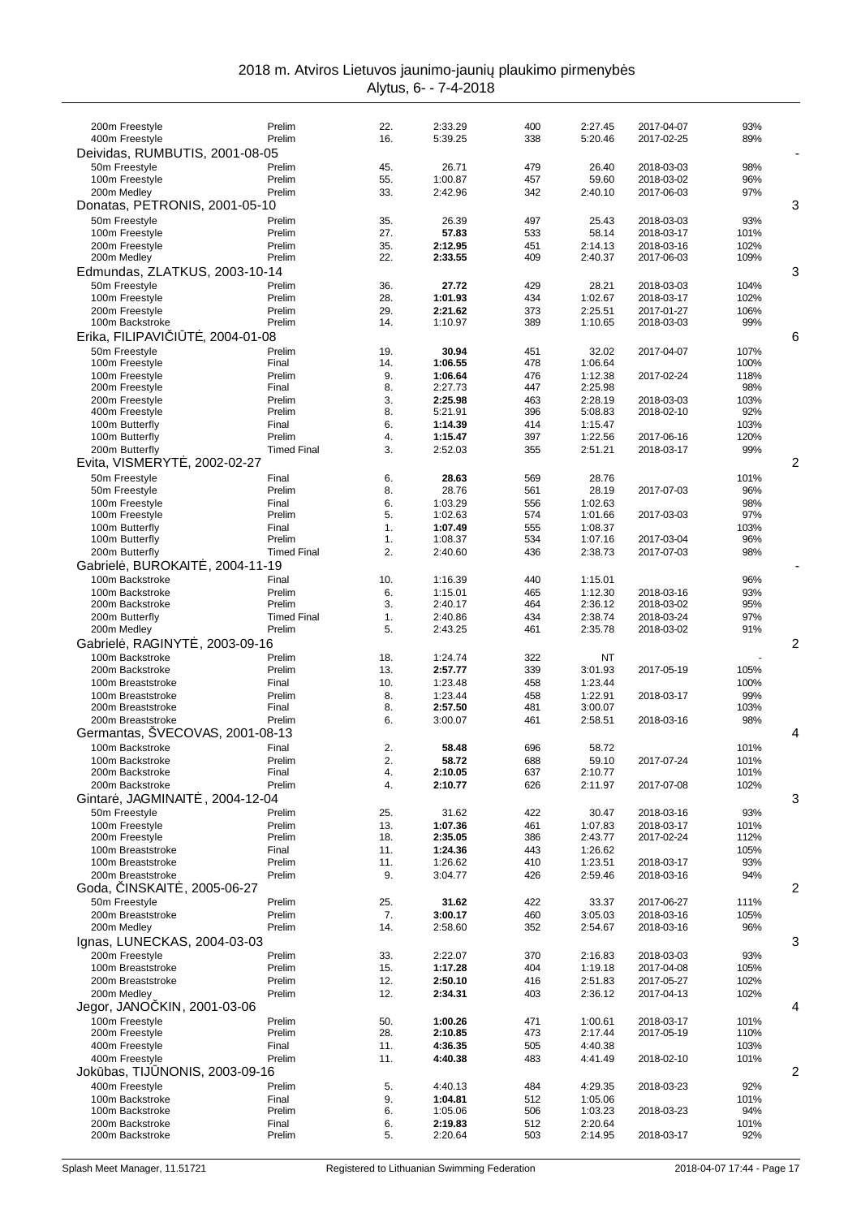| Event | Round | Place | Time | Points | Entry time | Entry date | % |
|---|---|---|---|---|---|---|---|
| 200m Freestyle | Prelim | 22. | 2:33.29 | 400 | 2:27.45 | 2017-04-07 | 93% |
| 400m Freestyle | Prelim | 16. | 5:39.25 | 338 | 5:20.46 | 2017-02-25 | 89% |
| **Deividas, RUMBUTIS, 2001-08-05** | | | | | | | - |
| 50m Freestyle | Prelim | 45. | 26.71 | 479 | 26.40 | 2018-03-03 | 98% |
| 100m Freestyle | Prelim | 55. | 1:00.87 | 457 | 59.60 | 2018-03-02 | 96% |
| 200m Medley | Prelim | 33. | 2:42.96 | 342 | 2:40.10 | 2017-06-03 | 97% |
| **Donatas, PETRONIS, 2001-05-10** | | | | | | | 3 |
| 50m Freestyle | Prelim | 35. | 26.39 | 497 | 25.43 | 2018-03-03 | 93% |
| 100m Freestyle | Prelim | 27. | **57.83** | 533 | 58.14 | 2018-03-17 | 101% |
| 200m Freestyle | Prelim | 35. | **2:12.95** | 451 | 2:14.13 | 2018-03-16 | 102% |
| 200m Medley | Prelim | 22. | **2:33.55** | 409 | 2:40.37 | 2017-06-03 | 109% |
| **Edmundas, ZLATKUS, 2003-10-14** | | | | | | | 3 |
| 50m Freestyle | Prelim | 36. | **27.72** | 429 | 28.21 | 2018-03-03 | 104% |
| 100m Freestyle | Prelim | 28. | **1:01.93** | 434 | 1:02.67 | 2018-03-17 | 102% |
| 200m Freestyle | Prelim | 29. | **2:21.62** | 373 | 2:25.51 | 2017-01-27 | 106% |
| 100m Backstroke | Prelim | 14. | 1:10.97 | 389 | 1:10.65 | 2018-03-03 | 99% |
| **Erika, FILIPAVIČIŪTĖ, 2004-01-08** | | | | | | | 6 |
| 50m Freestyle | Prelim | 19. | **30.94** | 451 | 32.02 | 2017-04-07 | 107% |
| 100m Freestyle | Final | 14. | **1:06.55** | 478 | 1:06.64 | | 100% |
| 100m Freestyle | Prelim | 9. | **1:06.64** | 476 | 1:12.38 | 2017-02-24 | 118% |
| 200m Freestyle | Final | 8. | 2:27.73 | 447 | 2:25.98 | | 98% |
| 200m Freestyle | Prelim | 3. | **2:25.98** | 463 | 2:28.19 | 2018-03-03 | 103% |
| 400m Freestyle | Prelim | 8. | 5:21.91 | 396 | 5:08.83 | 2018-02-10 | 92% |
| 100m Butterfly | Final | 6. | **1:14.39** | 414 | 1:15.47 | | 103% |
| 100m Butterfly | Prelim | 4. | **1:15.47** | 397 | 1:22.56 | 2017-06-16 | 120% |
| 200m Butterfly | Timed Final | 3. | 2:52.03 | 355 | 2:51.21 | 2018-03-17 | 99% |
| **Evita, VISMERYTĖ, 2002-02-27** | | | | | | | 2 |
| 50m Freestyle | Final | 6. | **28.63** | 569 | 28.76 | | 101% |
| 50m Freestyle | Prelim | 8. | 28.76 | 561 | 28.19 | 2017-07-03 | 96% |
| 100m Freestyle | Final | 6. | 1:03.29 | 556 | 1:02.63 | | 98% |
| 100m Freestyle | Prelim | 5. | 1:02.63 | 574 | 1:01.66 | 2017-03-03 | 97% |
| 100m Butterfly | Final | 1. | **1:07.49** | 555 | 1:08.37 | | 103% |
| 100m Butterfly | Prelim | 1. | 1:08.37 | 534 | 1:07.16 | 2017-03-04 | 96% |
| 200m Butterfly | Timed Final | 2. | 2:40.60 | 436 | 2:38.73 | 2017-07-03 | 98% |
| **Gabrielė, BUROKAITĖ, 2004-11-19** | | | | | | | - |
| 100m Backstroke | Final | 10. | 1:16.39 | 440 | 1:15.01 | | 96% |
| 100m Backstroke | Prelim | 6. | 1:15.01 | 465 | 1:12.30 | 2018-03-16 | 93% |
| 200m Backstroke | Prelim | 3. | 2:40.17 | 464 | 2:36.12 | 2018-03-02 | 95% |
| 200m Butterfly | Timed Final | 1. | 2:40.86 | 434 | 2:38.74 | 2018-03-24 | 97% |
| 200m Medley | Prelim | 5. | 2:43.25 | 461 | 2:35.78 | 2018-03-02 | 91% |
| **Gabrielė, RAGINYTĖ, 2003-09-16** | | | | | | | 2 |
| 100m Backstroke | Prelim | 18. | 1:24.74 | 322 | NT | | - |
| 200m Backstroke | Prelim | 13. | **2:57.77** | 339 | 3:01.93 | 2017-05-19 | 105% |
| 100m Breaststroke | Final | 10. | 1:23.48 | 458 | 1:23.44 | | 100% |
| 100m Breaststroke | Prelim | 8. | 1:23.44 | 458 | 1:22.91 | 2018-03-17 | 99% |
| 200m Breaststroke | Final | 8. | **2:57.50** | 481 | 3:00.07 | | 103% |
| 200m Breaststroke | Prelim | 6. | 3:00.07 | 461 | 2:58.51 | 2018-03-16 | 98% |
| **Germantas, ŠVECOVAS, 2001-08-13** | | | | | | | 4 |
| 100m Backstroke | Final | 2. | **58.48** | 696 | 58.72 | | 101% |
| 100m Backstroke | Prelim | 2. | **58.72** | 688 | 59.10 | 2017-07-24 | 101% |
| 200m Backstroke | Final | 4. | **2:10.05** | 637 | 2:10.77 | | 101% |
| 200m Backstroke | Prelim | 4. | **2:10.77** | 626 | 2:11.97 | 2017-07-08 | 102% |
| **Gintarė, JAGMINAITĖ, 2004-12-04** | | | | | | | 3 |
| 50m Freestyle | Prelim | 25. | 31.62 | 422 | 30.47 | 2018-03-16 | 93% |
| 100m Freestyle | Prelim | 13. | **1:07.36** | 461 | 1:07.83 | 2018-03-17 | 101% |
| 200m Freestyle | Prelim | 18. | **2:35.05** | 386 | 2:43.77 | 2017-02-24 | 112% |
| 100m Breaststroke | Final | 11. | **1:24.36** | 443 | 1:26.62 | | 105% |
| 100m Breaststroke | Prelim | 11. | 1:26.62 | 410 | 1:23.51 | 2018-03-17 | 93% |
| 200m Breaststroke | Prelim | 9. | 3:04.77 | 426 | 2:59.46 | 2018-03-16 | 94% |
| **Goda, ČINSKAITĖ, 2005-06-27** | | | | | | | 2 |
| 50m Freestyle | Prelim | 25. | **31.62** | 422 | 33.37 | 2017-06-27 | 111% |
| 200m Breaststroke | Prelim | 7. | **3:00.17** | 460 | 3:05.03 | 2018-03-16 | 105% |
| 200m Medley | Prelim | 14. | 2:58.60 | 352 | 2:54.67 | 2018-03-16 | 96% |
| **Ignas, LUNECKAS, 2004-03-03** | | | | | | | 3 |
| 200m Freestyle | Prelim | 33. | 2:22.07 | 370 | 2:16.83 | 2018-03-03 | 93% |
| 100m Breaststroke | Prelim | 15. | **1:17.28** | 404 | 1:19.18 | 2017-04-08 | 105% |
| 200m Breaststroke | Prelim | 12. | **2:50.10** | 416 | 2:51.83 | 2017-05-27 | 102% |
| 200m Medley | Prelim | 12. | **2:34.31** | 403 | 2:36.12 | 2017-04-13 | 102% |
| **Jegor, JANOČKIN, 2001-03-06** | | | | | | | 4 |
| 100m Freestyle | Prelim | 50. | **1:00.26** | 471 | 1:00.61 | 2018-03-17 | 101% |
| 200m Freestyle | Prelim | 28. | **2:10.85** | 473 | 2:17.44 | 2017-05-19 | 110% |
| 400m Freestyle | Final | 11. | **4:36.35** | 505 | 4:40.38 | | 103% |
| 400m Freestyle | Prelim | 11. | **4:40.38** | 483 | 4:41.49 | 2018-02-10 | 101% |
| **Jokūbas, TIJŪNONIS, 2003-09-16** | | | | | | | 2 |
| 400m Freestyle | Prelim | 5. | 4:40.13 | 484 | 4:29.35 | 2018-03-23 | 92% |
| 100m Backstroke | Final | 9. | **1:04.81** | 512 | 1:05.06 | | 101% |
| 100m Backstroke | Prelim | 6. | 1:05.06 | 506 | 1:03.23 | 2018-03-23 | 94% |
| 200m Backstroke | Final | 6. | **2:19.83** | 512 | 2:20.64 | | 101% |
| 200m Backstroke | Prelim | 5. | 2:20.64 | 503 | 2:14.95 | 2018-03-17 | 92% |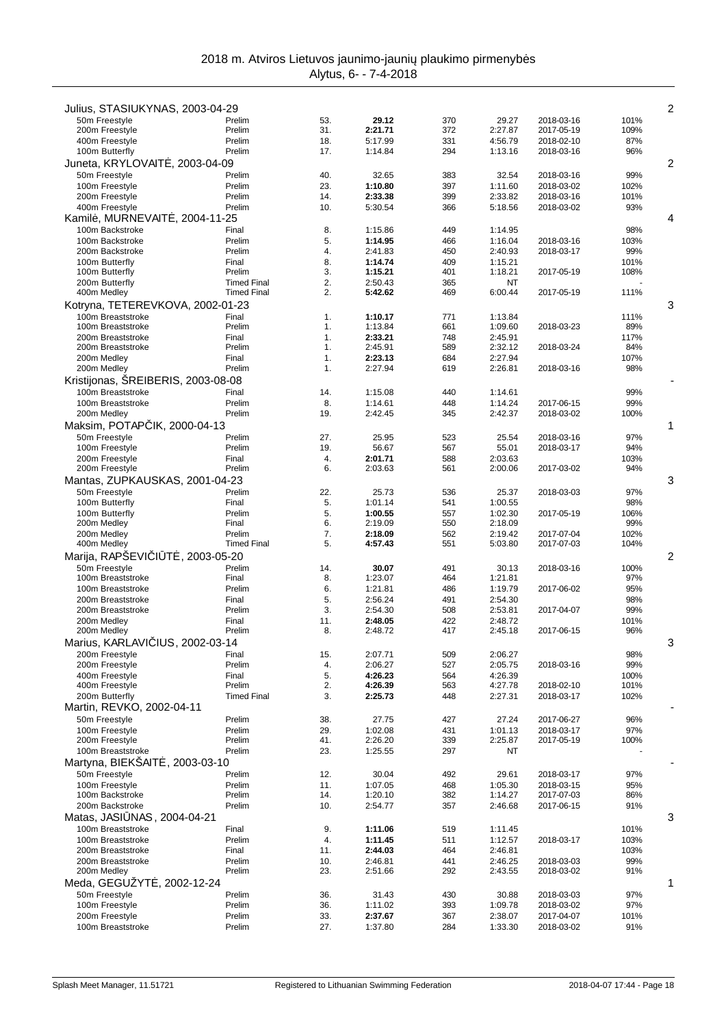# 2018 m. Atviros Lietuvos jaunimo-jaunių plaukimo pirmenybės

Alytus, 6- - 7-4-2018

| Athlete / Event | Round | Place | Time | Points | Entry time | Entry date | % | |
|---|---|---|---|---|---|---|---|---|
| **Julius, STASIUKYNAS, 2003-04-29** | | | | | | | | 2 |
| 50m Freestyle | Prelim | 53. | **29.12** | 370 | 29.27 | 2018-03-16 | 101% | |
| 200m Freestyle | Prelim | 31. | **2:21.71** | 372 | 2:27.87 | 2017-05-19 | 109% | |
| 400m Freestyle | Prelim | 18. | 5:17.99 | 331 | 4:56.79 | 2018-02-10 | 87% | |
| 100m Butterfly | Prelim | 17. | 1:14.84 | 294 | 1:13.16 | 2018-03-16 | 96% | |
| **Juneta, KRYLOVAITĖ, 2003-04-09** | | | | | | | | 2 |
| 50m Freestyle | Prelim | 40. | 32.65 | 383 | 32.54 | 2018-03-16 | 99% | |
| 100m Freestyle | Prelim | 23. | **1:10.80** | 397 | 1:11.60 | 2018-03-02 | 102% | |
| 200m Freestyle | Prelim | 14. | **2:33.38** | 399 | 2:33.82 | 2018-03-16 | 101% | |
| 400m Freestyle | Prelim | 10. | 5:30.54 | 366 | 5:18.56 | 2018-03-02 | 93% | |
| **Kamilė, MURNEVAITĖ, 2004-11-25** | | | | | | | | 4 |
| 100m Backstroke | Final | 8. | 1:15.86 | 449 | 1:14.95 | | 98% | |
| 100m Backstroke | Prelim | 5. | **1:14.95** | 466 | 1:16.04 | 2018-03-16 | 103% | |
| 200m Backstroke | Prelim | 4. | 2:41.83 | 450 | 2:40.93 | 2018-03-17 | 99% | |
| 100m Butterfly | Final | 8. | **1:14.74** | 409 | 1:15.21 | | 101% | |
| 100m Butterfly | Prelim | 3. | **1:15.21** | 401 | 1:18.21 | 2017-05-19 | 108% | |
| 200m Butterfly | Timed Final | 2. | **2:50.43** | 365 | NT | | - | |
| 400m Medley | Timed Final | 2. | **5:42.62** | 469 | 6:00.44 | 2017-05-19 | 111% | |
| **Kotryna, TETEREVKOVA, 2002-01-23** | | | | | | | | 3 |
| 100m Breaststroke | Final | 1. | **1:10.17** | 771 | 1:13.84 | | 111% | |
| 100m Breaststroke | Prelim | 1. | 1:13.84 | 661 | 1:09.60 | 2018-03-23 | 89% | |
| 200m Breaststroke | Final | 1. | **2:33.21** | 748 | 2:45.91 | | 117% | |
| 200m Breaststroke | Prelim | 1. | 2:45.91 | 589 | 2:32.12 | 2018-03-24 | 84% | |
| 200m Medley | Final | 1. | **2:23.13** | 684 | 2:27.94 | | 107% | |
| 200m Medley | Prelim | 1. | 2:27.94 | 619 | 2:26.81 | 2018-03-16 | 98% | |
| **Kristijonas, ŠREIBERIS, 2003-08-08** | | | | | | | | - |
| 100m Breaststroke | Final | 14. | 1:15.08 | 440 | 1:14.61 | | 99% | |
| 100m Breaststroke | Prelim | 8. | 1:14.61 | 448 | 1:14.24 | 2017-06-15 | 99% | |
| 200m Medley | Prelim | 19. | 2:42.45 | 345 | 2:42.37 | 2018-03-02 | 100% | |
| **Maksim, POTAPČIK, 2000-04-13** | | | | | | | | 1 |
| 50m Freestyle | Prelim | 27. | 25.95 | 523 | 25.54 | 2018-03-16 | 97% | |
| 100m Freestyle | Prelim | 19. | 56.67 | 567 | 55.01 | 2018-03-17 | 94% | |
| 200m Freestyle | Final | 4. | **2:01.71** | 588 | 2:03.63 | | 103% | |
| 200m Freestyle | Prelim | 6. | 2:03.63 | 561 | 2:00.06 | 2017-03-02 | 94% | |
| **Mantas, ZUPKAUSKAS, 2001-04-23** | | | | | | | | 3 |
| 50m Freestyle | Prelim | 22. | 25.73 | 536 | 25.37 | 2018-03-03 | 97% | |
| 100m Butterfly | Final | 5. | 1:01.14 | 541 | 1:00.55 | | 98% | |
| 100m Butterfly | Prelim | 5. | **1:00.55** | 557 | 1:02.30 | 2017-05-19 | 106% | |
| 200m Medley | Final | 6. | 2:19.09 | 550 | 2:18.09 | | 99% | |
| 200m Medley | Prelim | 7. | **2:18.09** | 562 | 2:19.42 | 2017-07-04 | 102% | |
| 400m Medley | Timed Final | 5. | **4:57.43** | 551 | 5:03.80 | 2017-07-03 | 104% | |
| **Marija, RAPŠEVIČIŪTĖ, 2003-05-20** | | | | | | | | 2 |
| 50m Freestyle | Prelim | 14. | **30.07** | 491 | 30.13 | 2018-03-16 | 100% | |
| 100m Breaststroke | Final | 8. | 1:23.07 | 464 | 1:21.81 | | 97% | |
| 100m Breaststroke | Prelim | 6. | 1:21.81 | 486 | 1:19.79 | 2017-06-02 | 95% | |
| 200m Breaststroke | Final | 5. | 2:56.24 | 491 | 2:54.30 | | 98% | |
| 200m Breaststroke | Prelim | 3. | 2:54.30 | 508 | 2:53.81 | 2017-04-07 | 99% | |
| 200m Medley | Final | 11. | **2:48.05** | 422 | 2:48.72 | | 101% | |
| 200m Medley | Prelim | 8. | 2:48.72 | 417 | 2:45.18 | 2017-06-15 | 96% | |
| **Marius, KARLAVIČIUS, 2002-03-14** | | | | | | | | 3 |
| 200m Freestyle | Final | 15. | 2:07.71 | 509 | 2:06.27 | | 98% | |
| 200m Freestyle | Prelim | 4. | 2:06.27 | 527 | 2:05.75 | 2018-03-16 | 99% | |
| 400m Freestyle | Final | 5. | **4:26.23** | 564 | 4:26.39 | | 100% | |
| 400m Freestyle | Prelim | 2. | **4:26.39** | 563 | 4:27.78 | 2018-02-10 | 101% | |
| 200m Butterfly | Timed Final | 3. | **2:25.73** | 448 | 2:27.31 | 2018-03-17 | 102% | |
| **Martin, REVKO, 2002-04-11** | | | | | | | | - |
| 50m Freestyle | Prelim | 38. | 27.75 | 427 | 27.24 | 2017-06-27 | 96% | |
| 100m Freestyle | Prelim | 29. | 1:02.08 | 431 | 1:01.13 | 2018-03-17 | 97% | |
| 200m Freestyle | Prelim | 41. | 2:26.20 | 339 | 2:25.87 | 2017-05-19 | 100% | |
| 100m Breaststroke | Prelim | 23. | 1:25.55 | 297 | NT | | - | |
| **Martyna, BIEKŠAITĖ, 2003-03-10** | | | | | | | | - |
| 50m Freestyle | Prelim | 12. | 30.04 | 492 | 29.61 | 2018-03-17 | 97% | |
| 100m Freestyle | Prelim | 11. | 1:07.05 | 468 | 1:05.30 | 2018-03-15 | 95% | |
| 100m Backstroke | Prelim | 14. | 1:20.10 | 382 | 1:14.27 | 2017-07-03 | 86% | |
| 200m Backstroke | Prelim | 10. | 2:54.77 | 357 | 2:46.68 | 2017-06-15 | 91% | |
| **Matas, JASIŪNAS, 2004-04-21** | | | | | | | | 3 |
| 100m Breaststroke | Final | 9. | **1:11.06** | 519 | 1:11.45 | | 101% | |
| 100m Breaststroke | Prelim | 4. | **1:11.45** | 511 | 1:12.57 | 2018-03-17 | 103% | |
| 200m Breaststroke | Final | 11. | **2:44.03** | 464 | 2:46.81 | | 103% | |
| 200m Breaststroke | Prelim | 10. | 2:46.81 | 441 | 2:46.25 | 2018-03-03 | 99% | |
| 200m Medley | Prelim | 23. | 2:51.66 | 292 | 2:43.55 | 2018-03-02 | 91% | |
| **Meda, GEGUŽYTĖ, 2002-12-24** | | | | | | | | 1 |
| 50m Freestyle | Prelim | 36. | 31.43 | 430 | 30.88 | 2018-03-03 | 97% | |
| 100m Freestyle | Prelim | 36. | 1:11.02 | 393 | 1:09.78 | 2018-03-02 | 97% | |
| 200m Freestyle | Prelim | 33. | **2:37.67** | 367 | 2:38.07 | 2017-04-07 | 101% | |
| 100m Breaststroke | Prelim | 27. | 1:37.80 | 284 | 1:33.30 | 2018-03-02 | 91% | |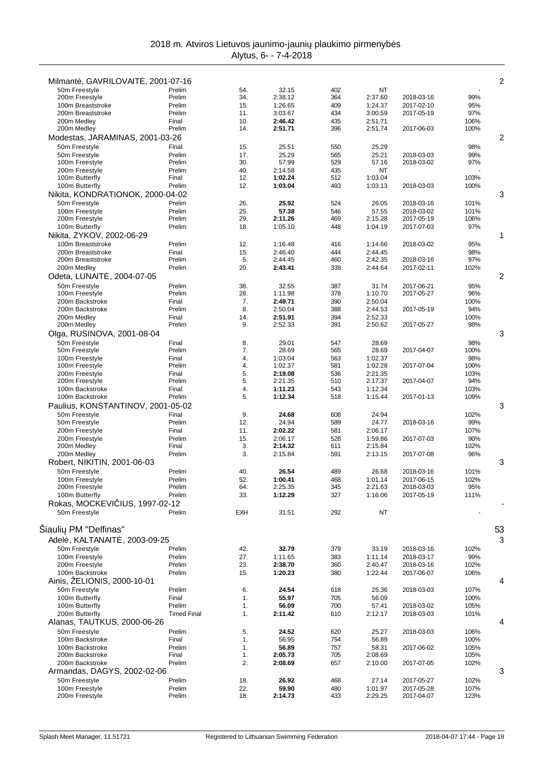# 2018 m. Atviros Lietuvos jaunimo-jaunių plaukimo pirmenybės

Alytus, 6- - 7-4-2018

| | | | | | | | | |
|---|---|---|---|---|---|---|---|---|
| **Milmantė, GAVRILOVAITĖ, 2001-07-16** | | | | | | | | 2 |
| 50m Freestyle | Prelim | 54. | 32.15 | 402 | NT | | - | |
| 200m Freestyle | Prelim | 34. | 2:38.12 | 364 | 2:37.60 | 2018-03-16 | 99% | |
| 100m Breaststroke | Prelim | 15. | 1:26.65 | 409 | 1:24.37 | 2017-02-10 | 95% | |
| 200m Breaststroke | Prelim | 11. | 3:03.67 | 434 | 3:00.59 | 2017-05-19 | 97% | |
| 200m Medley | Final | 10. | **2:46.42** | 435 | 2:51.71 | | 106% | |
| 200m Medley | Prelim | 14. | **2:51.71** | 396 | 2:51.74 | 2017-06-03 | 100% | |
| **Modestas, JARAMINAS, 2001-03-26** | | | | | | | | 2 |
| 50m Freestyle | Final | 15. | 25.51 | 550 | 25.29 | | 98% | |
| 50m Freestyle | Prelim | 17. | 25.29 | 565 | 25.21 | 2018-03-03 | 99% | |
| 100m Freestyle | Prelim | 30. | 57.99 | 529 | 57.16 | 2018-03-02 | 97% | |
| 200m Freestyle | Prelim | 40. | 2:14.58 | 435 | NT | | - | |
| 100m Butterfly | Final | 12. | **1:02.24** | 512 | 1:03.04 | | 103% | |
| 100m Butterfly | Prelim | 12. | **1:03.04** | 493 | 1:03.13 | 2018-03-03 | 100% | |
| **Nikita, KONDRATIONOK, 2000-04-02** | | | | | | | | 3 |
| 50m Freestyle | Prelim | 26. | **25.92** | 524 | 26.05 | 2018-03-16 | 101% | |
| 100m Freestyle | Prelim | 25. | **57.38** | 546 | 57.55 | 2018-03-02 | 101% | |
| 200m Freestyle | Prelim | 29. | **2:11.26** | 469 | 2:15.28 | 2017-05-19 | 106% | |
| 100m Butterfly | Prelim | 18. | 1:05.10 | 448 | 1:04.19 | 2017-07-03 | 97% | |
| **Nikita, ZYKOV, 2002-06-29** | | | | | | | | 1 |
| 100m Breaststroke | Prelim | 12. | 1:16.48 | 416 | 1:14.66 | 2018-03-02 | 95% | |
| 200m Breaststroke | Final | 15. | 2:46.40 | 444 | 2:44.45 | | 98% | |
| 200m Breaststroke | Prelim | 5. | 2:44.45 | 460 | 2:42.35 | 2018-03-16 | 97% | |
| 200m Medley | Prelim | 20. | **2:43.41** | 339 | 2:44.64 | 2017-02-11 | 102% | |
| **Odeta, LUNAITĖ, 2004-07-05** | | | | | | | | 2 |
| 50m Freestyle | Prelim | 38. | 32.55 | 387 | 31.74 | 2017-06-21 | 95% | |
| 100m Freestyle | Prelim | 28. | 1:11.98 | 378 | 1:10.70 | 2017-05-27 | 96% | |
| 200m Backstroke | Final | 7. | **2:49.71** | 390 | 2:50.04 | | 100% | |
| 200m Backstroke | Prelim | 8. | 2:50.04 | 388 | 2:44.53 | 2017-05-19 | 94% | |
| 200m Medley | Final | 14. | **2:51.91** | 394 | 2:52.33 | | 100% | |
| 200m Medley | Prelim | 9. | 2:52.33 | 391 | 2:50.62 | 2017-05-27 | 98% | |
| **Olga, RUSINOVA, 2001-08-04** | | | | | | | | 3 |
| 50m Freestyle | Final | 8. | 29.01 | 547 | 28.69 | | 98% | |
| 50m Freestyle | Prelim | 7. | 28.69 | 565 | 28.69 | 2017-04-07 | 100% | |
| 100m Freestyle | Final | 4. | 1:03.04 | 563 | 1:02.37 | | 98% | |
| 100m Freestyle | Prelim | 4. | 1:02.37 | 581 | 1:02.28 | 2017-07-04 | 100% | |
| 200m Freestyle | Final | 5. | **2:19.08** | 536 | 2:21.35 | | 103% | |
| 200m Freestyle | Prelim | 5. | 2:21.35 | 510 | 2:17.37 | 2017-04-07 | 94% | |
| 100m Backstroke | Final | 4. | **1:11.23** | 543 | 1:12.34 | | 103% | |
| 100m Backstroke | Prelim | 5. | **1:12.34** | 518 | 1:15.44 | 2017-01-13 | 109% | |
| **Paulius, KONSTANTINOV, 2001-05-02** | | | | | | | | 3 |
| 50m Freestyle | Final | 9. | **24.68** | 608 | 24.94 | | 102% | |
| 50m Freestyle | Prelim | 12. | 24.94 | 589 | 24.77 | 2018-03-16 | 99% | |
| 200m Freestyle | Final | 11. | **2:02.22** | 581 | 2:06.17 | | 107% | |
| 200m Freestyle | Prelim | 15. | 2:06.17 | 528 | 1:59.86 | 2017-07-03 | 90% | |
| 200m Medley | Final | 3. | **2:14.32** | 611 | 2:15.84 | | 102% | |
| 200m Medley | Prelim | 3. | 2:15.84 | 591 | 2:13.15 | 2017-07-08 | 96% | |
| **Robert, NIKITIN, 2001-06-03** | | | | | | | | 3 |
| 50m Freestyle | Prelim | 40. | **26.54** | 489 | 26.68 | 2018-03-16 | 101% | |
| 100m Freestyle | Prelim | 52. | **1:00.41** | 468 | 1:01.14 | 2017-06-15 | 102% | |
| 200m Freestyle | Prelim | 64. | 2:25.35 | 345 | 2:21.63 | 2018-03-03 | 95% | |
| 100m Butterfly | Prelim | 33. | **1:12.29** | 327 | 1:16.06 | 2017-05-19 | 111% | |
| **Rokas, MOCKEVIČIUS, 1997-02-12** | | | | | | | | - |
| 50m Freestyle | Prelim | EXH | 31.51 | 292 | NT | | - | |

## Šiaulių PM "Delfinas" — 53

| | | | | | | | | |
|---|---|---|---|---|---|---|---|---|
| **Adelė, KALTANAITĖ, 2003-09-25** | | | | | | | | 3 |
| 50m Freestyle | Prelim | 42. | **32.79** | 379 | 33.19 | 2018-03-16 | 102% | |
| 100m Freestyle | Prelim | 27. | 1:11.65 | 383 | 1:11.14 | 2018-03-17 | 99% | |
| 200m Freestyle | Prelim | 23. | **2:38.70** | 360 | 2:40.47 | 2018-03-16 | 102% | |
| 100m Backstroke | Prelim | 15. | **1:20.23** | 380 | 1:22.44 | 2017-06-07 | 106% | |
| **Ainis, ŽELIONIS, 2000-10-01** | | | | | | | | 4 |
| 50m Freestyle | Prelim | 6. | **24.54** | 618 | 25.36 | 2018-03-03 | 107% | |
| 100m Butterfly | Final | 1. | **55.97** | 705 | 56.09 | | 100% | |
| 100m Butterfly | Prelim | 1. | **56.09** | 700 | 57.41 | 2018-03-02 | 105% | |
| 200m Butterfly | Timed Final | 1. | **2:11.42** | 610 | 2:12.17 | 2018-03-03 | 101% | |
| **Alanas, TAUTKUS, 2000-06-26** | | | | | | | | 4 |
| 50m Freestyle | Prelim | 5. | **24.52** | 620 | 25.27 | 2018-03-03 | 106% | |
| 100m Backstroke | Final | 1. | 56.95 | 754 | 56.89 | | 100% | |
| 100m Backstroke | Prelim | 1. | **56.89** | 757 | 58.31 | 2017-06-02 | 105% | |
| 200m Backstroke | Final | 1. | **2:05.73** | 705 | 2:08.69 | | 105% | |
| 200m Backstroke | Prelim | 2. | **2:08.69** | 657 | 2:10.00 | 2017-07-05 | 102% | |
| **Armandas, DAGYS, 2002-02-06** | | | | | | | | 3 |
| 50m Freestyle | Prelim | 18. | **26.92** | 468 | 27.14 | 2017-05-27 | 102% | |
| 100m Freestyle | Prelim | 22. | **59.90** | 480 | 1:01.97 | 2017-05-28 | 107% | |
| 200m Freestyle | Prelim | 18. | **2:14.73** | 433 | 2:29.25 | 2017-04-07 | 123% | |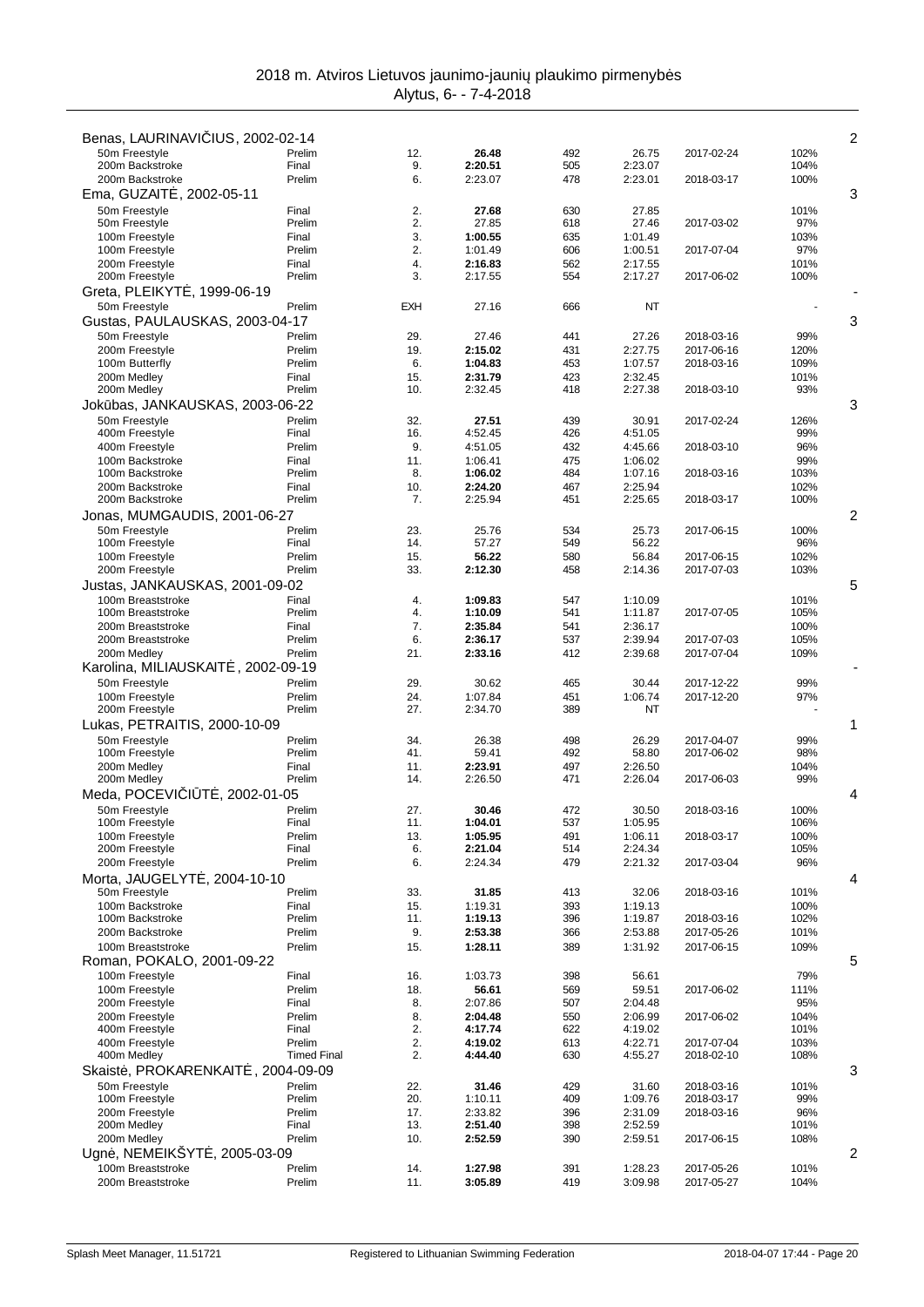# 2018 m. Atviros Lietuvos jaunimo-jaunių plaukimo pirmenybės

Alytus, 6- - 7-4-2018

| Athlete / Event | Round | Place | Time | Points | Entry time | Entry date | % | |
|---|---|---|---|---|---|---|---|---|
| **Benas, LAURINAVIČIUS, 2002-02-14** | | | | | | | | 2 |
| 50m Freestyle | Prelim | 12. | **26.48** | 492 | 26.75 | 2017-02-24 | 102% | |
| 200m Backstroke | Final | 9. | **2:20.51** | 505 | 2:23.07 | | 104% | |
| 200m Backstroke | Prelim | 6. | 2:23.07 | 478 | 2:23.01 | 2018-03-17 | 100% | |
| **Ema, GUZAITĖ, 2002-05-11** | | | | | | | | 3 |
| 50m Freestyle | Final | 2. | **27.68** | 630 | 27.85 | | 101% | |
| 50m Freestyle | Prelim | 2. | 27.85 | 618 | 27.46 | 2017-03-02 | 97% | |
| 100m Freestyle | Final | 3. | **1:00.55** | 635 | 1:01.49 | | 103% | |
| 100m Freestyle | Prelim | 2. | 1:01.49 | 606 | 1:00.51 | 2017-07-04 | 97% | |
| 200m Freestyle | Final | 4. | **2:16.83** | 562 | 2:17.55 | | 101% | |
| 200m Freestyle | Prelim | 3. | 2:17.55 | 554 | 2:17.27 | 2017-06-02 | 100% | |
| **Greta, PLEIKYTĖ, 1999-06-19** | | | | | | | | - |
| 50m Freestyle | Prelim | EXH | 27.16 | 666 | NT | | - | |
| **Gustas, PAULAUSKAS, 2003-04-17** | | | | | | | | 3 |
| 50m Freestyle | Prelim | 29. | 27.46 | 441 | 27.26 | 2018-03-16 | 99% | |
| 200m Freestyle | Prelim | 19. | **2:15.02** | 431 | 2:27.75 | 2017-06-16 | 120% | |
| 100m Butterfly | Prelim | 6. | **1:04.83** | 453 | 1:07.57 | 2018-03-16 | 109% | |
| 200m Medley | Final | 15. | **2:31.79** | 423 | 2:32.45 | | 101% | |
| 200m Medley | Prelim | 10. | 2:32.45 | 418 | 2:27.38 | 2018-03-10 | 93% | |
| **Jokūbas, JANKAUSKAS, 2003-06-22** | | | | | | | | 3 |
| 50m Freestyle | Prelim | 32. | **27.51** | 439 | 30.91 | 2017-02-24 | 126% | |
| 400m Freestyle | Final | 16. | 4:52.45 | 426 | 4:51.05 | | 99% | |
| 400m Freestyle | Prelim | 9. | 4:51.05 | 432 | 4:45.66 | 2018-03-10 | 96% | |
| 100m Backstroke | Final | 11. | 1:06.41 | 475 | 1:06.02 | | 99% | |
| 100m Backstroke | Prelim | 8. | **1:06.02** | 484 | 1:07.16 | 2018-03-16 | 103% | |
| 200m Backstroke | Final | 10. | **2:24.20** | 467 | 2:25.94 | | 102% | |
| 200m Backstroke | Prelim | 7. | 2:25.94 | 451 | 2:25.65 | 2018-03-17 | 100% | |
| **Jonas, MUMGAUDIS, 2001-06-27** | | | | | | | | 2 |
| 50m Freestyle | Prelim | 23. | 25.76 | 534 | 25.73 | 2017-06-15 | 100% | |
| 100m Freestyle | Final | 14. | 57.27 | 549 | 56.22 | | 96% | |
| 100m Freestyle | Prelim | 15. | **56.22** | 580 | 56.84 | 2017-06-15 | 102% | |
| 200m Freestyle | Prelim | 33. | **2:12.30** | 458 | 2:14.36 | 2017-07-03 | 103% | |
| **Justas, JANKAUSKAS, 2001-09-02** | | | | | | | | 5 |
| 100m Breaststroke | Final | 4. | **1:09.83** | 547 | 1:10.09 | | 101% | |
| 100m Breaststroke | Prelim | 4. | **1:10.09** | 541 | 1:11.87 | 2017-07-05 | 105% | |
| 200m Breaststroke | Final | 7. | **2:35.84** | 541 | 2:36.17 | | 100% | |
| 200m Breaststroke | Prelim | 6. | **2:36.17** | 537 | 2:39.94 | 2017-07-03 | 105% | |
| 200m Medley | Prelim | 21. | **2:33.16** | 412 | 2:39.68 | 2017-07-04 | 109% | |
| **Karolina, MILIAUSKAITĖ, 2002-09-19** | | | | | | | | - |
| 50m Freestyle | Prelim | 29. | 30.62 | 465 | 30.44 | 2017-12-22 | 99% | |
| 100m Freestyle | Prelim | 24. | 1:07.84 | 451 | 1:06.74 | 2017-12-20 | 97% | |
| 200m Freestyle | Prelim | 27. | 2:34.70 | 389 | NT | | - | |
| **Lukas, PETRAITIS, 2000-10-09** | | | | | | | | 1 |
| 50m Freestyle | Prelim | 34. | 26.38 | 498 | 26.29 | 2017-04-07 | 99% | |
| 100m Freestyle | Prelim | 41. | 59.41 | 492 | 58.80 | 2017-06-02 | 98% | |
| 200m Medley | Final | 11. | **2:23.91** | 497 | 2:26.50 | | 104% | |
| 200m Medley | Prelim | 14. | 2:26.50 | 471 | 2:26.04 | 2017-06-03 | 99% | |
| **Meda, POCEVIČIŪTĖ, 2002-01-05** | | | | | | | | 4 |
| 50m Freestyle | Prelim | 27. | **30.46** | 472 | 30.50 | 2018-03-16 | 100% | |
| 100m Freestyle | Final | 11. | **1:04.01** | 537 | 1:05.95 | | 106% | |
| 100m Freestyle | Prelim | 13. | **1:05.95** | 491 | 1:06.11 | 2018-03-17 | 100% | |
| 200m Freestyle | Final | 6. | **2:21.04** | 514 | 2:24.34 | | 105% | |
| 200m Freestyle | Prelim | 6. | 2:24.34 | 479 | 2:21.32 | 2017-03-04 | 96% | |
| **Morta, JAUGELYTĖ, 2004-10-10** | | | | | | | | 4 |
| 50m Freestyle | Prelim | 33. | **31.85** | 413 | 32.06 | 2018-03-16 | 101% | |
| 100m Backstroke | Final | 15. | 1:19.31 | 393 | 1:19.13 | | 100% | |
| 100m Backstroke | Prelim | 11. | **1:19.13** | 396 | 1:19.87 | 2018-03-16 | 102% | |
| 200m Backstroke | Prelim | 9. | **2:53.38** | 366 | 2:53.88 | 2017-05-26 | 101% | |
| 100m Breaststroke | Prelim | 15. | **1:28.11** | 389 | 1:31.92 | 2017-06-15 | 109% | |
| **Roman, POKALO, 2001-09-22** | | | | | | | | 5 |
| 100m Freestyle | Final | 16. | 1:03.73 | 398 | 56.61 | | 79% | |
| 100m Freestyle | Prelim | 18. | **56.61** | 569 | 59.51 | 2017-06-02 | 111% | |
| 200m Freestyle | Final | 8. | 2:07.86 | 507 | 2:04.48 | | 95% | |
| 200m Freestyle | Prelim | 8. | **2:04.48** | 550 | 2:06.99 | 2017-06-02 | 104% | |
| 400m Freestyle | Final | 2. | **4:17.74** | 622 | 4:19.02 | | 101% | |
| 400m Freestyle | Prelim | 2. | **4:19.02** | 613 | 4:22.71 | 2017-07-04 | 103% | |
| 400m Medley | Timed Final | 2. | **4:44.40** | 630 | 4:55.27 | 2018-02-10 | 108% | |
| **Skaistė, PROKARENKAITĖ, 2004-09-09** | | | | | | | | 3 |
| 50m Freestyle | Prelim | 22. | **31.46** | 429 | 31.60 | 2018-03-16 | 101% | |
| 100m Freestyle | Prelim | 20. | 1:10.11 | 409 | 1:09.76 | 2018-03-17 | 99% | |
| 200m Freestyle | Prelim | 17. | 2:33.82 | 396 | 2:31.09 | 2018-03-16 | 96% | |
| 200m Medley | Final | 13. | **2:51.40** | 398 | 2:52.59 | | 101% | |
| 200m Medley | Prelim | 10. | **2:52.59** | 390 | 2:59.51 | 2017-06-15 | 108% | |
| **Ugnė, NEMEIKŠYTĖ, 2005-03-09** | | | | | | | | 2 |
| 100m Breaststroke | Prelim | 14. | **1:27.98** | 391 | 1:28.23 | 2017-05-26 | 101% | |
| 200m Breaststroke | Prelim | 11. | **3:05.89** | 419 | 3:09.98 | 2017-05-27 | 104% | |

Splash Meet Manager, 11.51721 — Registered to Lithuanian Swimming Federation — 2018-04-07 17:44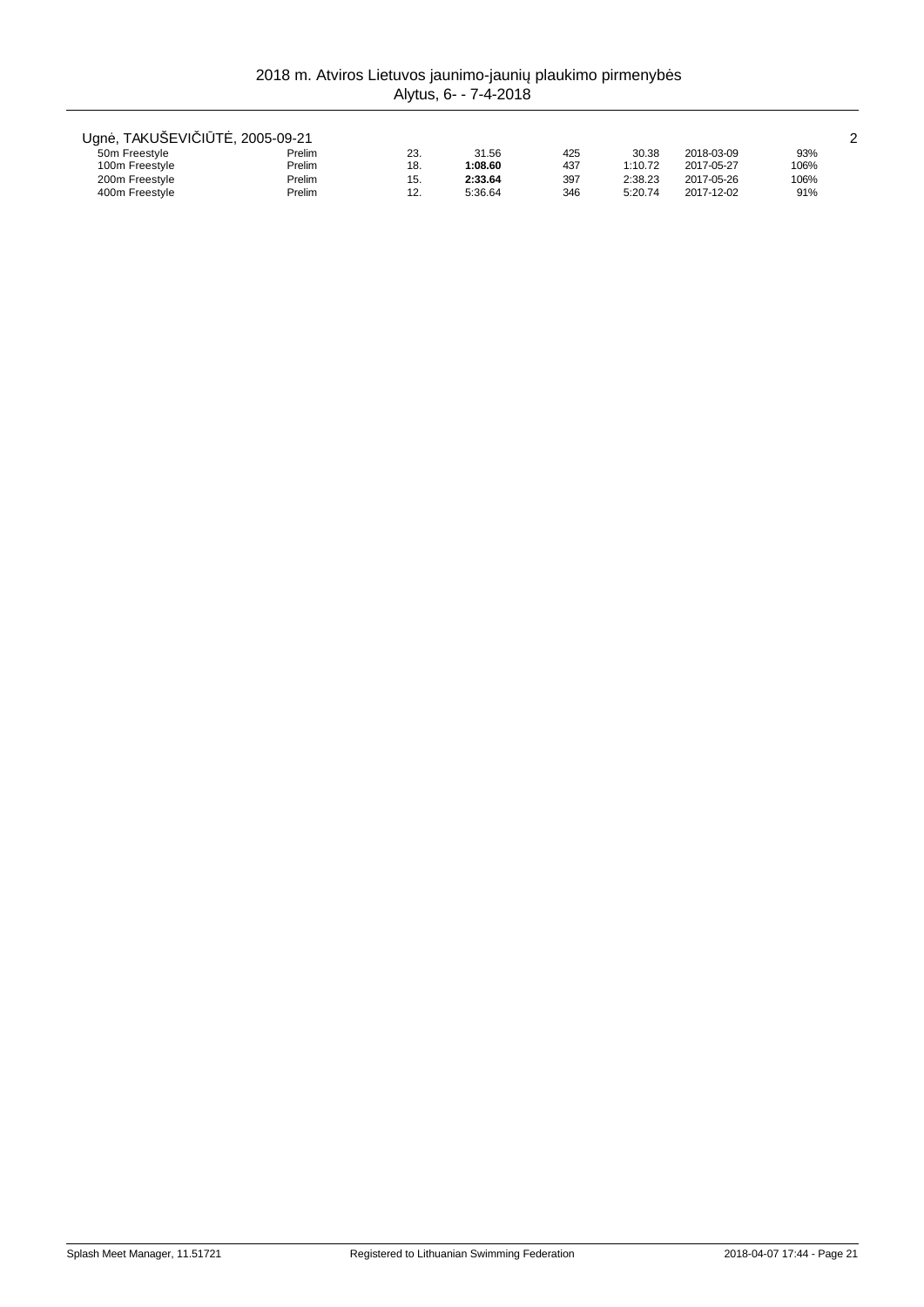Ugnė, TAKUŠEVIČIŪTĖ, 2005-09-21 2

| | | | | | | | |
|---|---|---|---|---|---|---|---|
| 50m Freestyle | Prelim | 23. | 31.56 | 425 | 30.38 | 2018-03-09 | 93% |
| 100m Freestyle | Prelim | 18. | **1:08.60** | 437 | 1:10.72 | 2017-05-27 | 106% |
| 200m Freestyle | Prelim | 15. | **2:33.64** | 397 | 2:38.23 | 2017-05-26 | 106% |
| 400m Freestyle | Prelim | 12. | 5:36.64 | 346 | 5:20.74 | 2017-12-02 | 91% |